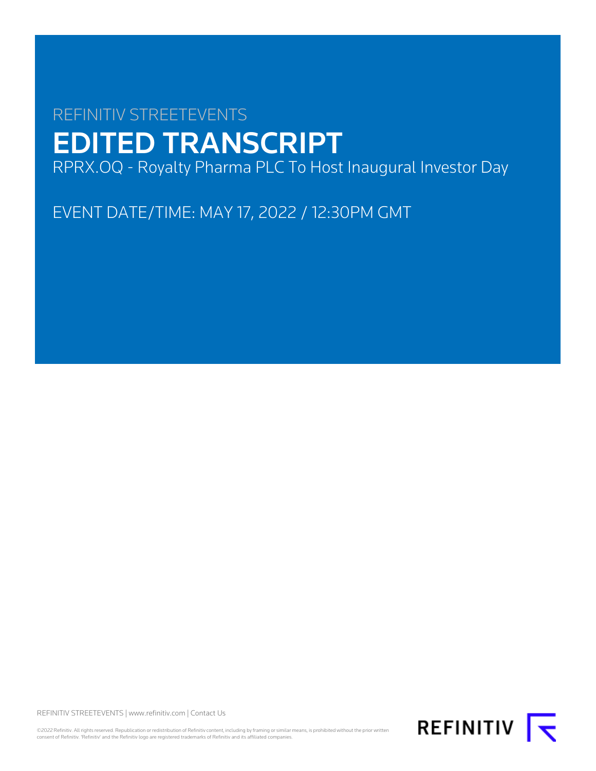REFINITIV STREETEVENTS

# EDITED TRANSCRIPT

RPRX.OQ - Royalty Pharma PLC To Host Inaugural Investor Day

EVENT DATE/TIME: MAY 17, 2022 / 12:30PM GMT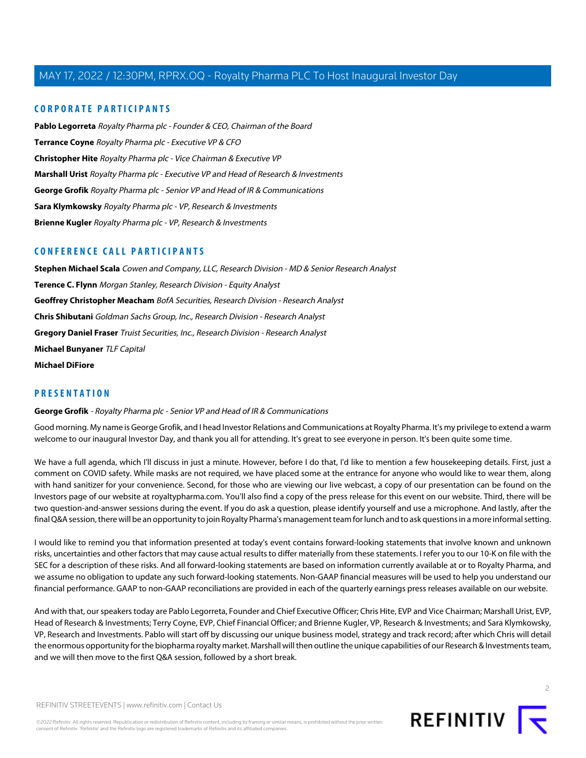## CORPORATE PARTICIPANTS

**Pablo Legorreta** *Royalty Pharma plc - Founder & CEO, Chairman of the Board*

**Terrance Coyne** *Royalty Pharma plc - Executive VP & CFO*

**Christopher Hite** *Royalty Pharma plc - Vice Chairman & Executive VP*

**Marshall Urist** *Royalty Pharma plc - Executive VP and Head of Research & Investments*

**George Grofik** *Royalty Pharma plc - Senior VP and Head of IR & Communications*

**Sara Klymkowsky** *Royalty Pharma plc - VP, Research & Investments*

**Brienne Kugler** *Royalty Pharma plc - VP, Research & Investments*

## CONFERENCE CALL PARTICIPANTS

**Stephen Michael Scala** *Cowen and Company, LLC, Research Division - MD & Senior Research Analyst*

**Terence C. Flynn** *Morgan Stanley, Research Division - Equity Analyst*

**Geoffrey Christopher Meacham** *BofA Securities, Research Division - Research Analyst*

**Chris Shibutani** *Goldman Sachs Group, Inc., Research Division - Research Analyst*

**Gregory Daniel Fraser** *Truist Securities, Inc., Research Division - Research Analyst*

**Michael Bunyaner** *TLF Capital*

**Michael DiFiore**

## PRESENTATION

**George Grofik** *- Royalty Pharma plc - Senior VP and Head of IR & Communications*

Good morning. My name is George Grofik, and I head Investor Relations and Communications at Royalty Pharma. It's my privilege to extend a warm welcome to our inaugural Investor Day, and thank you all for attending. It's great to see everyone in person. It's been quite some time.

We have a full agenda, which I'll discuss in just a minute. However, before I do that, I'd like to mention a few housekeeping details. First, just a comment on COVID safety. While masks are not required, we have placed some at the entrance for anyone who would like to wear them, along with hand sanitizer for your convenience. Second, for those who are viewing our live webcast, a copy of our presentation can be found on the Investors page of our website at royaltypharma.com. You'll also find a copy of the press release for this event on our website. Third, there will be two question-and-answer sessions during the event. If you do ask a question, please identify yourself and use a microphone. And lastly, after the final Q&A session, there will be an opportunity to join Royalty Pharma's management team for lunch and to ask questions in a more informal setting.

I would like to remind you that information presented at today's event contains forward-looking statements that involve known and unknown risks, uncertainties and other factors that may cause actual results to differ materially from these statements. I refer you to our 10-K on file with the SEC for a description of these risks. And all forward-looking statements are based on information currently available at or to Royalty Pharma, and we assume no obligation to update any such forward-looking statements. Non-GAAP financial measures will be used to help you understand our financial performance. GAAP to non-GAAP reconciliations are provided in each of the quarterly earnings press releases available on our website.

And with that, our speakers today are Pablo Legorreta, Founder and Chief Executive Officer; Chris Hite, EVP and Vice Chairman; Marshall Urist, EVP, Head of Research & Investments; Terry Coyne, EVP, Chief Financial Officer; and Brienne Kugler, VP, Research & Investments; and Sara Klymkowsky, VP, Research and Investments. Pablo will start off by discussing our unique business model, strategy and track record; after which Chris will detail the enormous opportunity for the biopharma royalty market. Marshall will then outline the unique capabilities of our Research & Investments team, and we will then move to the first Q&A session, followed by a short break.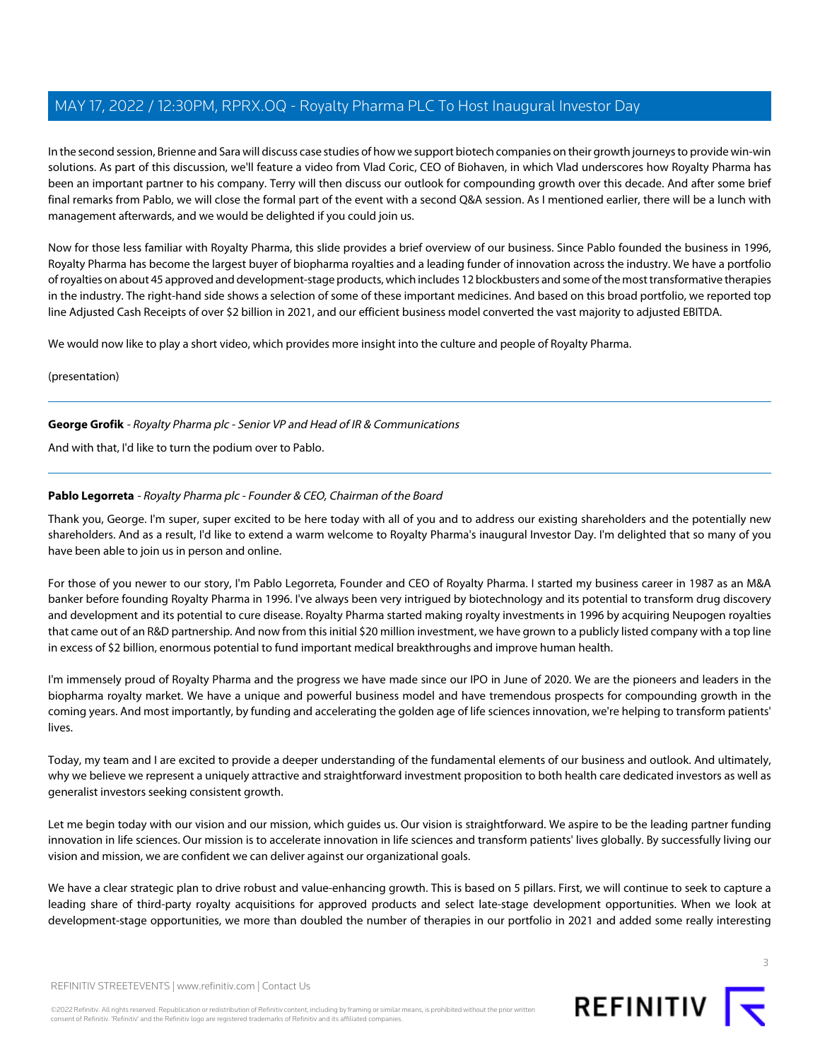In the second session, Brienne and Sara will discuss case studies of how we support biotech companies on their growth journeys to provide win-win solutions. As part of this discussion, we'll feature a video from Vlad Coric, CEO of Biohaven, in which Vlad underscores how Royalty Pharma has been an important partner to his company. Terry will then discuss our outlook for compounding growth over this decade. And after some brief final remarks from Pablo, we will close the formal part of the event with a second Q&A session. As I mentioned earlier, there will be a lunch with management afterwards, and we would be delighted if you could join us.

Now for those less familiar with Royalty Pharma, this slide provides a brief overview of our business. Since Pablo founded the business in 1996, Royalty Pharma has become the largest buyer of biopharma royalties and a leading funder of innovation across the industry. We have a portfolio of royalties on about 45 approved and development-stage products, which includes 12 blockbusters and some of the most transformative therapies in the industry. The right-hand side shows a selection of some of these important medicines. And based on this broad portfolio, we reported top line Adjusted Cash Receipts of over $2 billion in 2021, and our efficient business model converted the vast majority to adjusted EBITDA.

We would now like to play a short video, which provides more insight into the culture and people of Royalty Pharma.

(presentation)

---

**George Grofik** - *Royalty Pharma plc - Senior VP and Head of IR & Communications*

And with that, I'd like to turn the podium over to Pablo.

---

**Pablo Legorreta** - *Royalty Pharma plc - Founder & CEO, Chairman of the Board*

Thank you, George. I'm super, super excited to be here today with all of you and to address our existing shareholders and the potentially new shareholders. And as a result, I'd like to extend a warm welcome to Royalty Pharma's inaugural Investor Day. I'm delighted that so many of you have been able to join us in person and online.

For those of you newer to our story, I'm Pablo Legorreta, Founder and CEO of Royalty Pharma. I started my business career in 1987 as an M&A banker before founding Royalty Pharma in 1996. I've always been very intrigued by biotechnology and its potential to transform drug discovery and development and its potential to cure disease. Royalty Pharma started making royalty investments in 1996 by acquiring Neupogen royalties that came out of an R&D partnership. And now from this initial $20 million investment, we have grown to a publicly listed company with a top line in excess of $2 billion, enormous potential to fund important medical breakthroughs and improve human health.

I'm immensely proud of Royalty Pharma and the progress we have made since our IPO in June of 2020. We are the pioneers and leaders in the biopharma royalty market. We have a unique and powerful business model and have tremendous prospects for compounding growth in the coming years. And most importantly, by funding and accelerating the golden age of life sciences innovation, we're helping to transform patients' lives.

Today, my team and I are excited to provide a deeper understanding of the fundamental elements of our business and outlook. And ultimately, why we believe we represent a uniquely attractive and straightforward investment proposition to both health care dedicated investors as well as generalist investors seeking consistent growth.

Let me begin today with our vision and our mission, which guides us. Our vision is straightforward. We aspire to be the leading partner funding innovation in life sciences. Our mission is to accelerate innovation in life sciences and transform patients' lives globally. By successfully living our vision and mission, we are confident we can deliver against our organizational goals.

We have a clear strategic plan to drive robust and value-enhancing growth. This is based on 5 pillars. First, we will continue to seek to capture a leading share of third-party royalty acquisitions for approved products and select late-stage development opportunities. When we look at development-stage opportunities, we more than doubled the number of therapies in our portfolio in 2021 and added some really interesting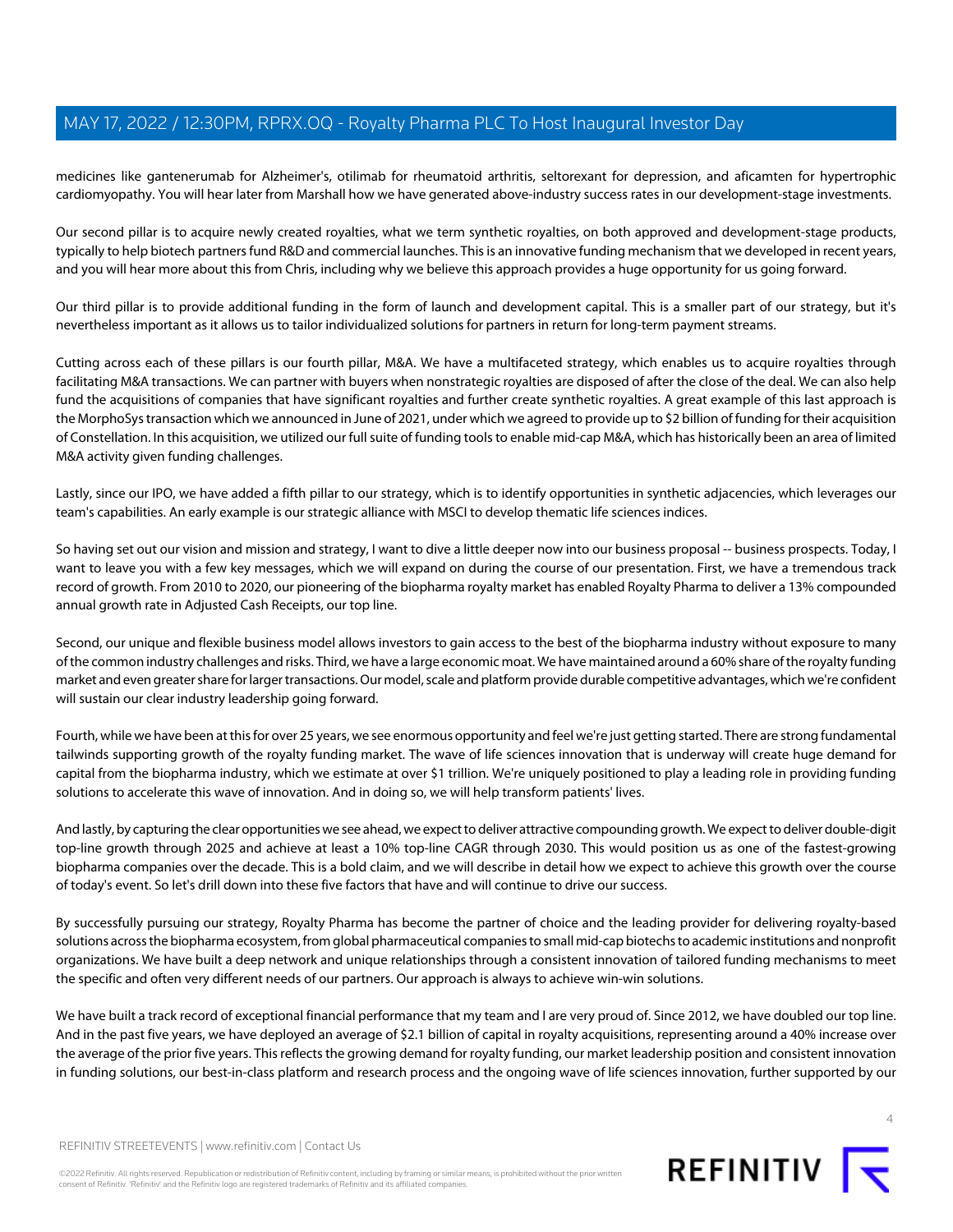medicines like gantenerumab for Alzheimer's, otilimab for rheumatoid arthritis, seltorexant for depression, and aficamten for hypertrophic cardiomyopathy. You will hear later from Marshall how we have generated above-industry success rates in our development-stage investments.

Our second pillar is to acquire newly created royalties, what we term synthetic royalties, on both approved and development-stage products, typically to help biotech partners fund R&D and commercial launches. This is an innovative funding mechanism that we developed in recent years, and you will hear more about this from Chris, including why we believe this approach provides a huge opportunity for us going forward.

Our third pillar is to provide additional funding in the form of launch and development capital. This is a smaller part of our strategy, but it's nevertheless important as it allows us to tailor individualized solutions for partners in return for long-term payment streams.

Cutting across each of these pillars is our fourth pillar, M&A. We have a multifaceted strategy, which enables us to acquire royalties through facilitating M&A transactions. We can partner with buyers when nonstrategic royalties are disposed of after the close of the deal. We can also help fund the acquisitions of companies that have significant royalties and further create synthetic royalties. A great example of this last approach is the MorphoSys transaction which we announced in June of 2021, under which we agreed to provide up to $2 billion of funding for their acquisition of Constellation. In this acquisition, we utilized our full suite of funding tools to enable mid-cap M&A, which has historically been an area of limited M&A activity given funding challenges.

Lastly, since our IPO, we have added a fifth pillar to our strategy, which is to identify opportunities in synthetic adjacencies, which leverages our team's capabilities. An early example is our strategic alliance with MSCI to develop thematic life sciences indices.

So having set out our vision and mission and strategy, I want to dive a little deeper now into our business proposal -- business prospects. Today, I want to leave you with a few key messages, which we will expand on during the course of our presentation. First, we have a tremendous track record of growth. From 2010 to 2020, our pioneering of the biopharma royalty market has enabled Royalty Pharma to deliver a 13% compounded annual growth rate in Adjusted Cash Receipts, our top line.

Second, our unique and flexible business model allows investors to gain access to the best of the biopharma industry without exposure to many of the common industry challenges and risks. Third, we have a large economic moat. We have maintained around a 60% share of the royalty funding market and even greater share for larger transactions. Our model, scale and platform provide durable competitive advantages, which we're confident will sustain our clear industry leadership going forward.

Fourth, while we have been at this for over 25 years, we see enormous opportunity and feel we're just getting started. There are strong fundamental tailwinds supporting growth of the royalty funding market. The wave of life sciences innovation that is underway will create huge demand for capital from the biopharma industry, which we estimate at over $1 trillion. We're uniquely positioned to play a leading role in providing funding solutions to accelerate this wave of innovation. And in doing so, we will help transform patients' lives.

And lastly, by capturing the clear opportunities we see ahead, we expect to deliver attractive compounding growth. We expect to deliver double-digit top-line growth through 2025 and achieve at least a 10% top-line CAGR through 2030. This would position us as one of the fastest-growing biopharma companies over the decade. This is a bold claim, and we will describe in detail how we expect to achieve this growth over the course of today's event. So let's drill down into these five factors that have and will continue to drive our success.

By successfully pursuing our strategy, Royalty Pharma has become the partner of choice and the leading provider for delivering royalty-based solutions across the biopharma ecosystem, from global pharmaceutical companies to small mid-cap biotechs to academic institutions and nonprofit organizations. We have built a deep network and unique relationships through a consistent innovation of tailored funding mechanisms to meet the specific and often very different needs of our partners. Our approach is always to achieve win-win solutions.

We have built a track record of exceptional financial performance that my team and I are very proud of. Since 2012, we have doubled our top line. And in the past five years, we have deployed an average of $2.1 billion of capital in royalty acquisitions, representing around a 40% increase over the average of the prior five years. This reflects the growing demand for royalty funding, our market leadership position and consistent innovation in funding solutions, our best-in-class platform and research process and the ongoing wave of life sciences innovation, further supported by our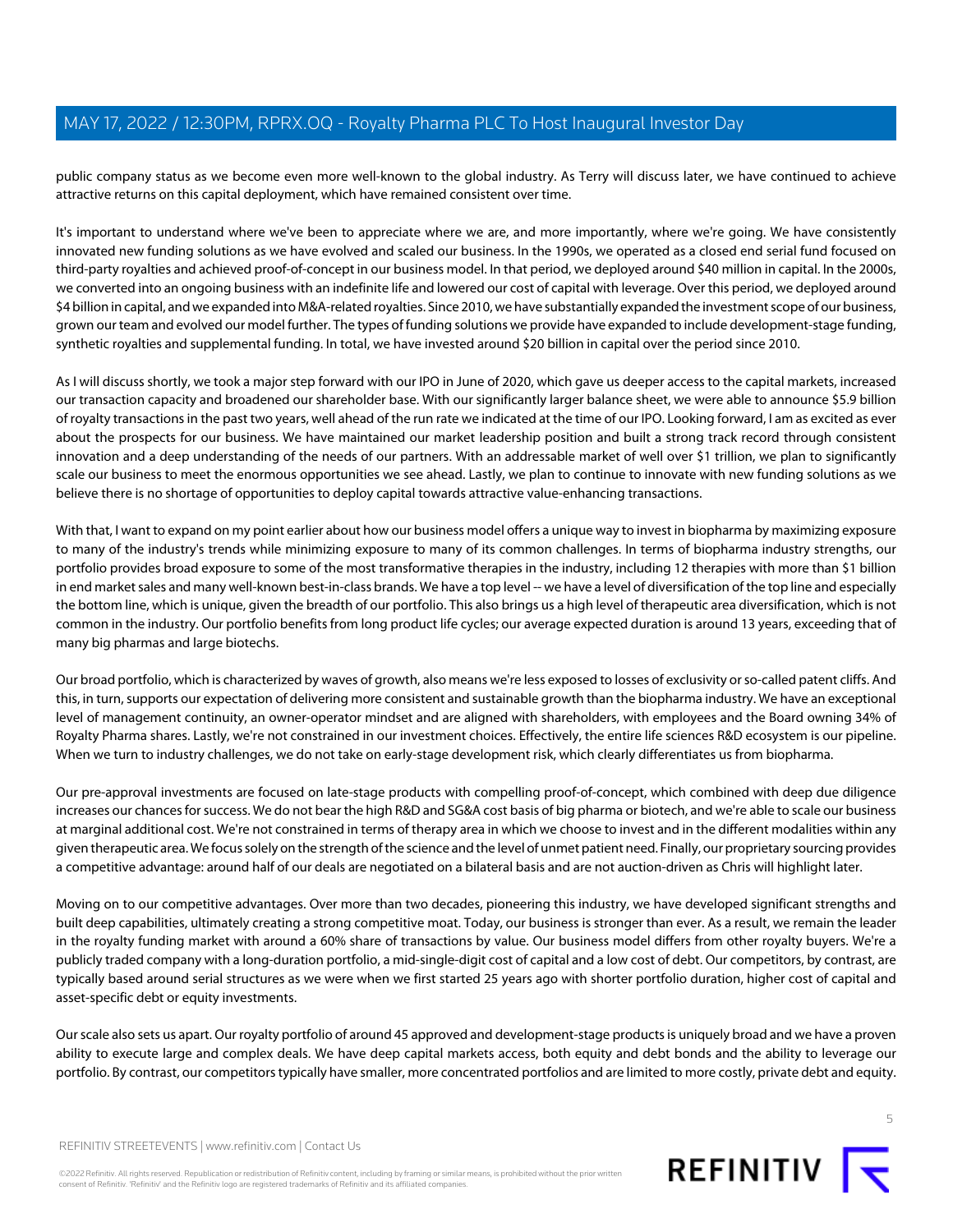public company status as we become even more well-known to the global industry. As Terry will discuss later, we have continued to achieve attractive returns on this capital deployment, which have remained consistent over time.

It's important to understand where we've been to appreciate where we are, and more importantly, where we're going. We have consistently innovated new funding solutions as we have evolved and scaled our business. In the 1990s, we operated as a closed end serial fund focused on third-party royalties and achieved proof-of-concept in our business model. In that period, we deployed around $40 million in capital. In the 2000s, we converted into an ongoing business with an indefinite life and lowered our cost of capital with leverage. Over this period, we deployed around $4 billion in capital, and we expanded into M&A-related royalties. Since 2010, we have substantially expanded the investment scope of our business, grown our team and evolved our model further. The types of funding solutions we provide have expanded to include development-stage funding, synthetic royalties and supplemental funding. In total, we have invested around $20 billion in capital over the period since 2010.

As I will discuss shortly, we took a major step forward with our IPO in June of 2020, which gave us deeper access to the capital markets, increased our transaction capacity and broadened our shareholder base. With our significantly larger balance sheet, we were able to announce $5.9 billion of royalty transactions in the past two years, well ahead of the run rate we indicated at the time of our IPO. Looking forward, I am as excited as ever about the prospects for our business. We have maintained our market leadership position and built a strong track record through consistent innovation and a deep understanding of the needs of our partners. With an addressable market of well over $1 trillion, we plan to significantly scale our business to meet the enormous opportunities we see ahead. Lastly, we plan to continue to innovate with new funding solutions as we believe there is no shortage of opportunities to deploy capital towards attractive value-enhancing transactions.

With that, I want to expand on my point earlier about how our business model offers a unique way to invest in biopharma by maximizing exposure to many of the industry's trends while minimizing exposure to many of its common challenges. In terms of biopharma industry strengths, our portfolio provides broad exposure to some of the most transformative therapies in the industry, including 12 therapies with more than $1 billion in end market sales and many well-known best-in-class brands. We have a top level -- we have a level of diversification of the top line and especially the bottom line, which is unique, given the breadth of our portfolio. This also brings us a high level of therapeutic area diversification, which is not common in the industry. Our portfolio benefits from long product life cycles; our average expected duration is around 13 years, exceeding that of many big pharmas and large biotechs.

Our broad portfolio, which is characterized by waves of growth, also means we're less exposed to losses of exclusivity or so-called patent cliffs. And this, in turn, supports our expectation of delivering more consistent and sustainable growth than the biopharma industry. We have an exceptional level of management continuity, an owner-operator mindset and are aligned with shareholders, with employees and the Board owning 34% of Royalty Pharma shares. Lastly, we're not constrained in our investment choices. Effectively, the entire life sciences R&D ecosystem is our pipeline. When we turn to industry challenges, we do not take on early-stage development risk, which clearly differentiates us from biopharma.

Our pre-approval investments are focused on late-stage products with compelling proof-of-concept, which combined with deep due diligence increases our chances for success. We do not bear the high R&D and SG&A cost basis of big pharma or biotech, and we're able to scale our business at marginal additional cost. We're not constrained in terms of therapy area in which we choose to invest and in the different modalities within any given therapeutic area. We focus solely on the strength of the science and the level of unmet patient need. Finally, our proprietary sourcing provides a competitive advantage: around half of our deals are negotiated on a bilateral basis and are not auction-driven as Chris will highlight later.

Moving on to our competitive advantages. Over more than two decades, pioneering this industry, we have developed significant strengths and built deep capabilities, ultimately creating a strong competitive moat. Today, our business is stronger than ever. As a result, we remain the leader in the royalty funding market with around a 60% share of transactions by value. Our business model differs from other royalty buyers. We're a publicly traded company with a long-duration portfolio, a mid-single-digit cost of capital and a low cost of debt. Our competitors, by contrast, are typically based around serial structures as we were when we first started 25 years ago with shorter portfolio duration, higher cost of capital and asset-specific debt or equity investments.

Our scale also sets us apart. Our royalty portfolio of around 45 approved and development-stage products is uniquely broad and we have a proven ability to execute large and complex deals. We have deep capital markets access, both equity and debt bonds and the ability to leverage our portfolio. By contrast, our competitors typically have smaller, more concentrated portfolios and are limited to more costly, private debt and equity.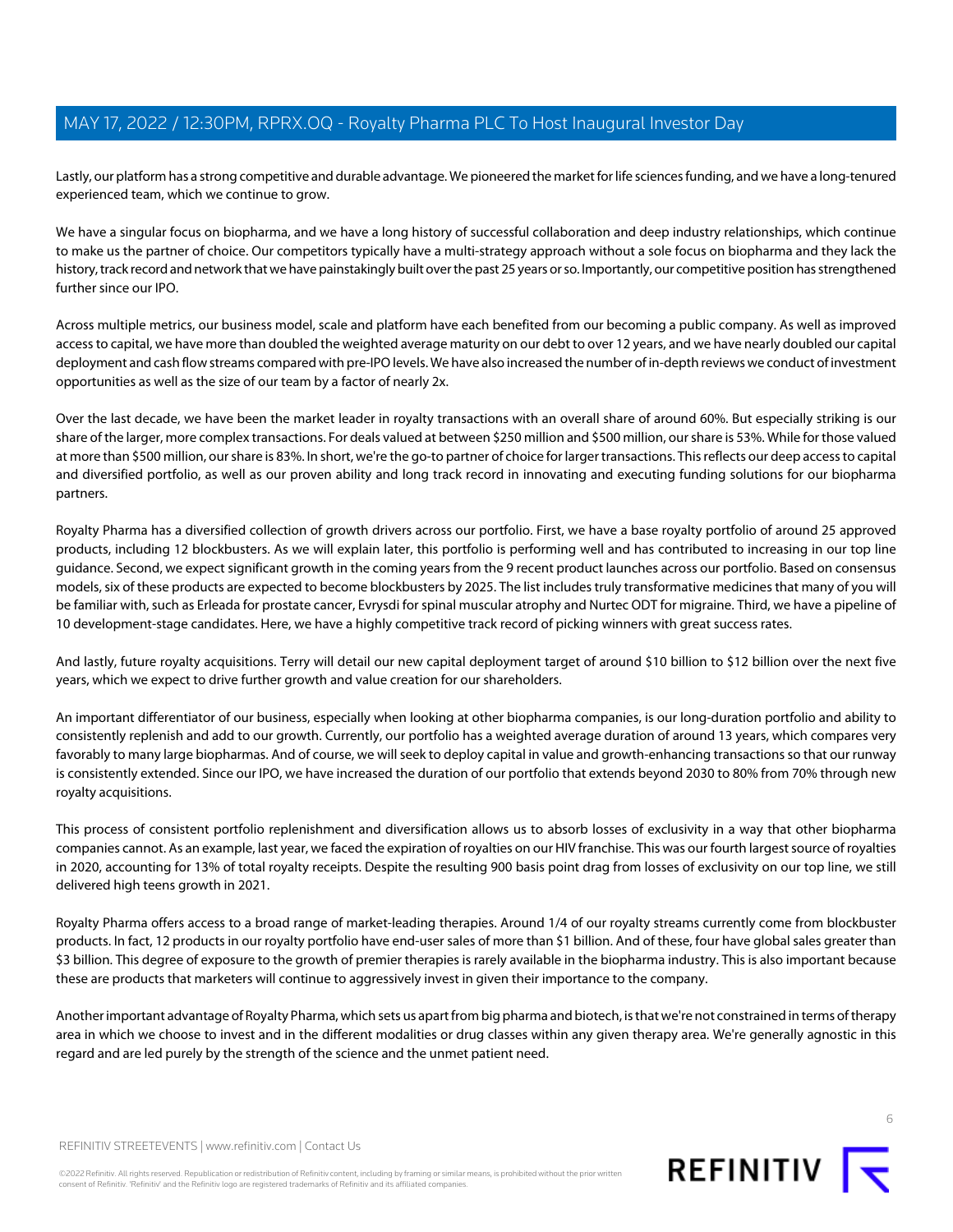Lastly, our platform has a strong competitive and durable advantage. We pioneered the market for life sciences funding, and we have a long-tenured experienced team, which we continue to grow.

We have a singular focus on biopharma, and we have a long history of successful collaboration and deep industry relationships, which continue to make us the partner of choice. Our competitors typically have a multi-strategy approach without a sole focus on biopharma and they lack the history, track record and network that we have painstakingly built over the past 25 years or so. Importantly, our competitive position has strengthened further since our IPO.

Across multiple metrics, our business model, scale and platform have each benefited from our becoming a public company. As well as improved access to capital, we have more than doubled the weighted average maturity on our debt to over 12 years, and we have nearly doubled our capital deployment and cash flow streams compared with pre-IPO levels. We have also increased the number of in-depth reviews we conduct of investment opportunities as well as the size of our team by a factor of nearly 2x.

Over the last decade, we have been the market leader in royalty transactions with an overall share of around 60%. But especially striking is our share of the larger, more complex transactions. For deals valued at between $250 million and $500 million, our share is 53%. While for those valued at more than $500 million, our share is 83%. In short, we're the go-to partner of choice for larger transactions. This reflects our deep access to capital and diversified portfolio, as well as our proven ability and long track record in innovating and executing funding solutions for our biopharma partners.

Royalty Pharma has a diversified collection of growth drivers across our portfolio. First, we have a base royalty portfolio of around 25 approved products, including 12 blockbusters. As we will explain later, this portfolio is performing well and has contributed to increasing in our top line guidance. Second, we expect significant growth in the coming years from the 9 recent product launches across our portfolio. Based on consensus models, six of these products are expected to become blockbusters by 2025. The list includes truly transformative medicines that many of you will be familiar with, such as Erleada for prostate cancer, Evrysdi for spinal muscular atrophy and Nurtec ODT for migraine. Third, we have a pipeline of 10 development-stage candidates. Here, we have a highly competitive track record of picking winners with great success rates.

And lastly, future royalty acquisitions. Terry will detail our new capital deployment target of around $10 billion to $12 billion over the next five years, which we expect to drive further growth and value creation for our shareholders.

An important differentiator of our business, especially when looking at other biopharma companies, is our long-duration portfolio and ability to consistently replenish and add to our growth. Currently, our portfolio has a weighted average duration of around 13 years, which compares very favorably to many large biopharmas. And of course, we will seek to deploy capital in value and growth-enhancing transactions so that our runway is consistently extended. Since our IPO, we have increased the duration of our portfolio that extends beyond 2030 to 80% from 70% through new royalty acquisitions.

This process of consistent portfolio replenishment and diversification allows us to absorb losses of exclusivity in a way that other biopharma companies cannot. As an example, last year, we faced the expiration of royalties on our HIV franchise. This was our fourth largest source of royalties in 2020, accounting for 13% of total royalty receipts. Despite the resulting 900 basis point drag from losses of exclusivity on our top line, we still delivered high teens growth in 2021.

Royalty Pharma offers access to a broad range of market-leading therapies. Around 1/4 of our royalty streams currently come from blockbuster products. In fact, 12 products in our royalty portfolio have end-user sales of more than $1 billion. And of these, four have global sales greater than $3 billion. This degree of exposure to the growth of premier therapies is rarely available in the biopharma industry. This is also important because these are products that marketers will continue to aggressively invest in given their importance to the company.

Another important advantage of Royalty Pharma, which sets us apart from big pharma and biotech, is that we're not constrained in terms of therapy area in which we choose to invest and in the different modalities or drug classes within any given therapy area. We're generally agnostic in this regard and are led purely by the strength of the science and the unmet patient need.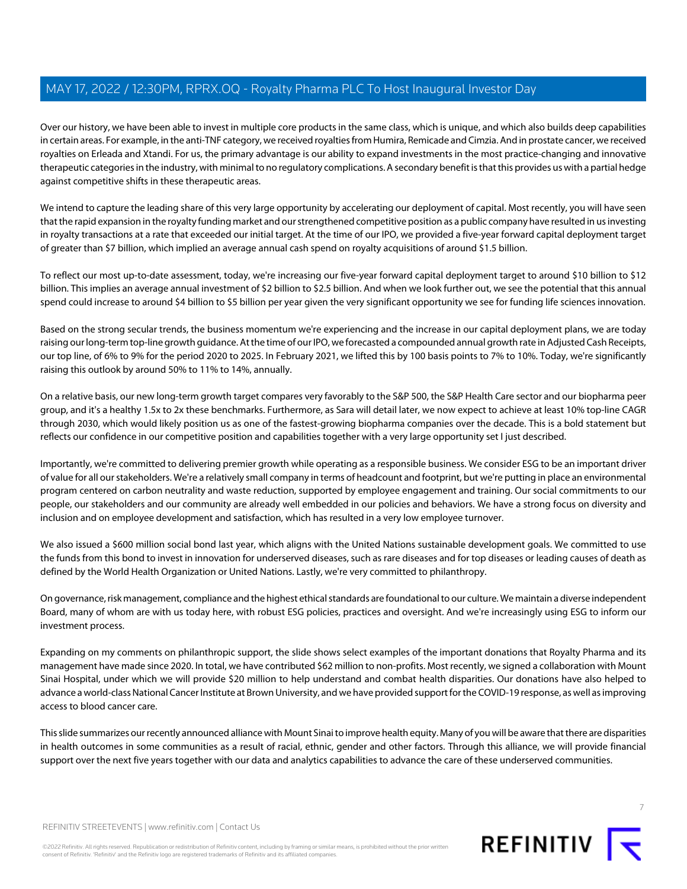Over our history, we have been able to invest in multiple core products in the same class, which is unique, and which also builds deep capabilities in certain areas. For example, in the anti-TNF category, we received royalties from Humira, Remicade and Cimzia. And in prostate cancer, we received royalties on Erleada and Xtandi. For us, the primary advantage is our ability to expand investments in the most practice-changing and innovative therapeutic categories in the industry, with minimal to no regulatory complications. A secondary benefit is that this provides us with a partial hedge against competitive shifts in these therapeutic areas.

We intend to capture the leading share of this very large opportunity by accelerating our deployment of capital. Most recently, you will have seen that the rapid expansion in the royalty funding market and our strengthened competitive position as a public company have resulted in us investing in royalty transactions at a rate that exceeded our initial target. At the time of our IPO, we provided a five-year forward capital deployment target of greater than $7 billion, which implied an average annual cash spend on royalty acquisitions of around $1.5 billion.

To reflect our most up-to-date assessment, today, we're increasing our five-year forward capital deployment target to around $10 billion to $12 billion. This implies an average annual investment of $2 billion to $2.5 billion. And when we look further out, we see the potential that this annual spend could increase to around $4 billion to $5 billion per year given the very significant opportunity we see for funding life sciences innovation.

Based on the strong secular trends, the business momentum we're experiencing and the increase in our capital deployment plans, we are today raising our long-term top-line growth guidance. At the time of our IPO, we forecasted a compounded annual growth rate in Adjusted Cash Receipts, our top line, of 6% to 9% for the period 2020 to 2025. In February 2021, we lifted this by 100 basis points to 7% to 10%. Today, we're significantly raising this outlook by around 50% to 11% to 14%, annually.

On a relative basis, our new long-term growth target compares very favorably to the S&P 500, the S&P Health Care sector and our biopharma peer group, and it's a healthy 1.5x to 2x these benchmarks. Furthermore, as Sara will detail later, we now expect to achieve at least 10% top-line CAGR through 2030, which would likely position us as one of the fastest-growing biopharma companies over the decade. This is a bold statement but reflects our confidence in our competitive position and capabilities together with a very large opportunity set I just described.

Importantly, we're committed to delivering premier growth while operating as a responsible business. We consider ESG to be an important driver of value for all our stakeholders. We're a relatively small company in terms of headcount and footprint, but we're putting in place an environmental program centered on carbon neutrality and waste reduction, supported by employee engagement and training. Our social commitments to our people, our stakeholders and our community are already well embedded in our policies and behaviors. We have a strong focus on diversity and inclusion and on employee development and satisfaction, which has resulted in a very low employee turnover.

We also issued a $600 million social bond last year, which aligns with the United Nations sustainable development goals. We committed to use the funds from this bond to invest in innovation for underserved diseases, such as rare diseases and for top diseases or leading causes of death as defined by the World Health Organization or United Nations. Lastly, we're very committed to philanthropy.

On governance, risk management, compliance and the highest ethical standards are foundational to our culture. We maintain a diverse independent Board, many of whom are with us today here, with robust ESG policies, practices and oversight. And we're increasingly using ESG to inform our investment process.

Expanding on my comments on philanthropic support, the slide shows select examples of the important donations that Royalty Pharma and its management have made since 2020. In total, we have contributed $62 million to non-profits. Most recently, we signed a collaboration with Mount Sinai Hospital, under which we will provide $20 million to help understand and combat health disparities. Our donations have also helped to advance a world-class National Cancer Institute at Brown University, and we have provided support for the COVID-19 response, as well as improving access to blood cancer care.

This slide summarizes our recently announced alliance with Mount Sinai to improve health equity. Many of you will be aware that there are disparities in health outcomes in some communities as a result of racial, ethnic, gender and other factors. Through this alliance, we will provide financial support over the next five years together with our data and analytics capabilities to advance the care of these underserved communities.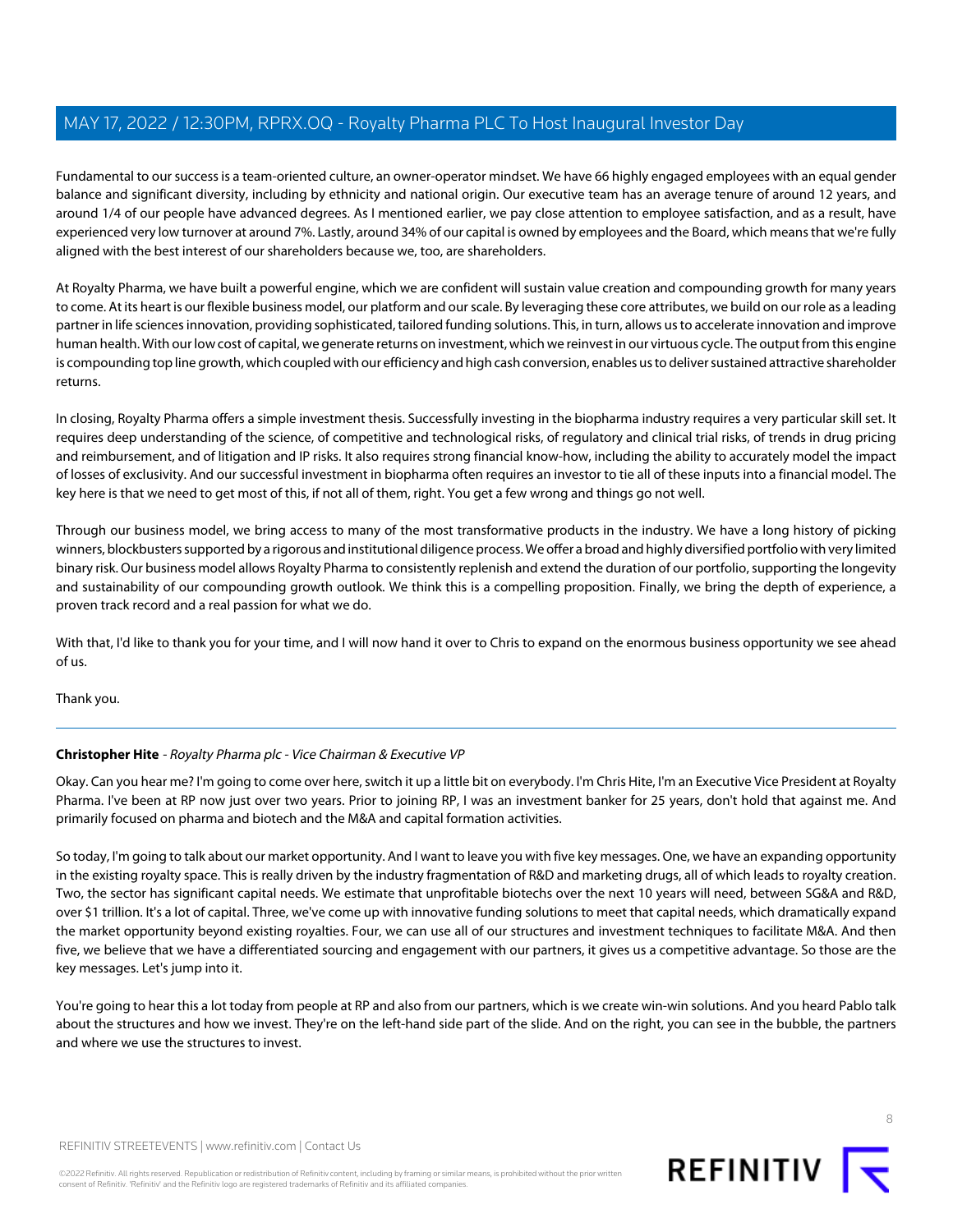Fundamental to our success is a team-oriented culture, an owner-operator mindset. We have 66 highly engaged employees with an equal gender balance and significant diversity, including by ethnicity and national origin. Our executive team has an average tenure of around 12 years, and around 1/4 of our people have advanced degrees. As I mentioned earlier, we pay close attention to employee satisfaction, and as a result, have experienced very low turnover at around 7%. Lastly, around 34% of our capital is owned by employees and the Board, which means that we're fully aligned with the best interest of our shareholders because we, too, are shareholders.

At Royalty Pharma, we have built a powerful engine, which we are confident will sustain value creation and compounding growth for many years to come. At its heart is our flexible business model, our platform and our scale. By leveraging these core attributes, we build on our role as a leading partner in life sciences innovation, providing sophisticated, tailored funding solutions. This, in turn, allows us to accelerate innovation and improve human health. With our low cost of capital, we generate returns on investment, which we reinvest in our virtuous cycle. The output from this engine is compounding top line growth, which coupled with our efficiency and high cash conversion, enables us to deliver sustained attractive shareholder returns.

In closing, Royalty Pharma offers a simple investment thesis. Successfully investing in the biopharma industry requires a very particular skill set. It requires deep understanding of the science, of competitive and technological risks, of regulatory and clinical trial risks, of trends in drug pricing and reimbursement, and of litigation and IP risks. It also requires strong financial know-how, including the ability to accurately model the impact of losses of exclusivity. And our successful investment in biopharma often requires an investor to tie all of these inputs into a financial model. The key here is that we need to get most of this, if not all of them, right. You get a few wrong and things go not well.

Through our business model, we bring access to many of the most transformative products in the industry. We have a long history of picking winners, blockbusters supported by a rigorous and institutional diligence process. We offer a broad and highly diversified portfolio with very limited binary risk. Our business model allows Royalty Pharma to consistently replenish and extend the duration of our portfolio, supporting the longevity and sustainability of our compounding growth outlook. We think this is a compelling proposition. Finally, we bring the depth of experience, a proven track record and a real passion for what we do.

With that, I'd like to thank you for your time, and I will now hand it over to Chris to expand on the enormous business opportunity we see ahead of us.

Thank you.

---

**Christopher Hite** - *Royalty Pharma plc - Vice Chairman & Executive VP*

Okay. Can you hear me? I'm going to come over here, switch it up a little bit on everybody. I'm Chris Hite, I'm an Executive Vice President at Royalty Pharma. I've been at RP now just over two years. Prior to joining RP, I was an investment banker for 25 years, don't hold that against me. And primarily focused on pharma and biotech and the M&A and capital formation activities.

So today, I'm going to talk about our market opportunity. And I want to leave you with five key messages. One, we have an expanding opportunity in the existing royalty space. This is really driven by the industry fragmentation of R&D and marketing drugs, all of which leads to royalty creation. Two, the sector has significant capital needs. We estimate that unprofitable biotechs over the next 10 years will need, between SG&A and R&D, over $1 trillion. It's a lot of capital. Three, we've come up with innovative funding solutions to meet that capital needs, which dramatically expand the market opportunity beyond existing royalties. Four, we can use all of our structures and investment techniques to facilitate M&A. And then five, we believe that we have a differentiated sourcing and engagement with our partners, it gives us a competitive advantage. So those are the key messages. Let's jump into it.

You're going to hear this a lot today from people at RP and also from our partners, which is we create win-win solutions. And you heard Pablo talk about the structures and how we invest. They're on the left-hand side part of the slide. And on the right, you can see in the bubble, the partners and where we use the structures to invest.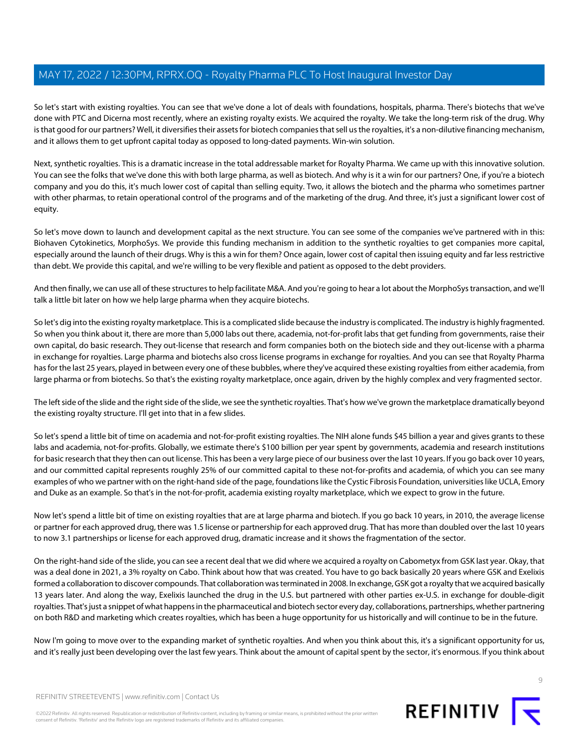So let's start with existing royalties. You can see that we've done a lot of deals with foundations, hospitals, pharma. There's biotechs that we've done with PTC and Dicerna most recently, where an existing royalty exists. We acquired the royalty. We take the long-term risk of the drug. Why is that good for our partners? Well, it diversifies their assets for biotech companies that sell us the royalties, it's a non-dilutive financing mechanism, and it allows them to get upfront capital today as opposed to long-dated payments. Win-win solution.

Next, synthetic royalties. This is a dramatic increase in the total addressable market for Royalty Pharma. We came up with this innovative solution. You can see the folks that we've done this with both large pharma, as well as biotech. And why is it a win for our partners? One, if you're a biotech company and you do this, it's much lower cost of capital than selling equity. Two, it allows the biotech and the pharma who sometimes partner with other pharmas, to retain operational control of the programs and of the marketing of the drug. And three, it's just a significant lower cost of equity.

So let's move down to launch and development capital as the next structure. You can see some of the companies we've partnered with in this: Biohaven Cytokinetics, MorphoSys. We provide this funding mechanism in addition to the synthetic royalties to get companies more capital, especially around the launch of their drugs. Why is this a win for them? Once again, lower cost of capital then issuing equity and far less restrictive than debt. We provide this capital, and we're willing to be very flexible and patient as opposed to the debt providers.

And then finally, we can use all of these structures to help facilitate M&A. And you're going to hear a lot about the MorphoSys transaction, and we'll talk a little bit later on how we help large pharma when they acquire biotechs.

So let's dig into the existing royalty marketplace. This is a complicated slide because the industry is complicated. The industry is highly fragmented. So when you think about it, there are more than 5,000 labs out there, academia, not-for-profit labs that get funding from governments, raise their own capital, do basic research. They out-license that research and form companies both on the biotech side and they out-license with a pharma in exchange for royalties. Large pharma and biotechs also cross license programs in exchange for royalties. And you can see that Royalty Pharma has for the last 25 years, played in between every one of these bubbles, where they've acquired these existing royalties from either academia, from large pharma or from biotechs. So that's the existing royalty marketplace, once again, driven by the highly complex and very fragmented sector.

The left side of the slide and the right side of the slide, we see the synthetic royalties. That's how we've grown the marketplace dramatically beyond the existing royalty structure. I'll get into that in a few slides.

So let's spend a little bit of time on academia and not-for-profit existing royalties. The NIH alone funds $45 billion a year and gives grants to these labs and academia, not-for-profits. Globally, we estimate there's $100 billion per year spent by governments, academia and research institutions for basic research that they then can out license. This has been a very large piece of our business over the last 10 years. If you go back over 10 years, and our committed capital represents roughly 25% of our committed capital to these not-for-profits and academia, of which you can see many examples of who we partner with on the right-hand side of the page, foundations like the Cystic Fibrosis Foundation, universities like UCLA, Emory and Duke as an example. So that's in the not-for-profit, academia existing royalty marketplace, which we expect to grow in the future.

Now let's spend a little bit of time on existing royalties that are at large pharma and biotech. If you go back 10 years, in 2010, the average license or partner for each approved drug, there was 1.5 license or partnership for each approved drug. That has more than doubled over the last 10 years to now 3.1 partnerships or license for each approved drug, dramatic increase and it shows the fragmentation of the sector.

On the right-hand side of the slide, you can see a recent deal that we did where we acquired a royalty on Cabometyx from GSK last year. Okay, that was a deal done in 2021, a 3% royalty on Cabo. Think about how that was created. You have to go back basically 20 years where GSK and Exelixis formed a collaboration to discover compounds. That collaboration was terminated in 2008. In exchange, GSK got a royalty that we acquired basically 13 years later. And along the way, Exelixis launched the drug in the U.S. but partnered with other parties ex-U.S. in exchange for double-digit royalties. That's just a snippet of what happens in the pharmaceutical and biotech sector every day, collaborations, partnerships, whether partnering on both R&D and marketing which creates royalties, which has been a huge opportunity for us historically and will continue to be in the future.

Now I'm going to move over to the expanding market of synthetic royalties. And when you think about this, it's a significant opportunity for us, and it's really just been developing over the last few years. Think about the amount of capital spent by the sector, it's enormous. If you think about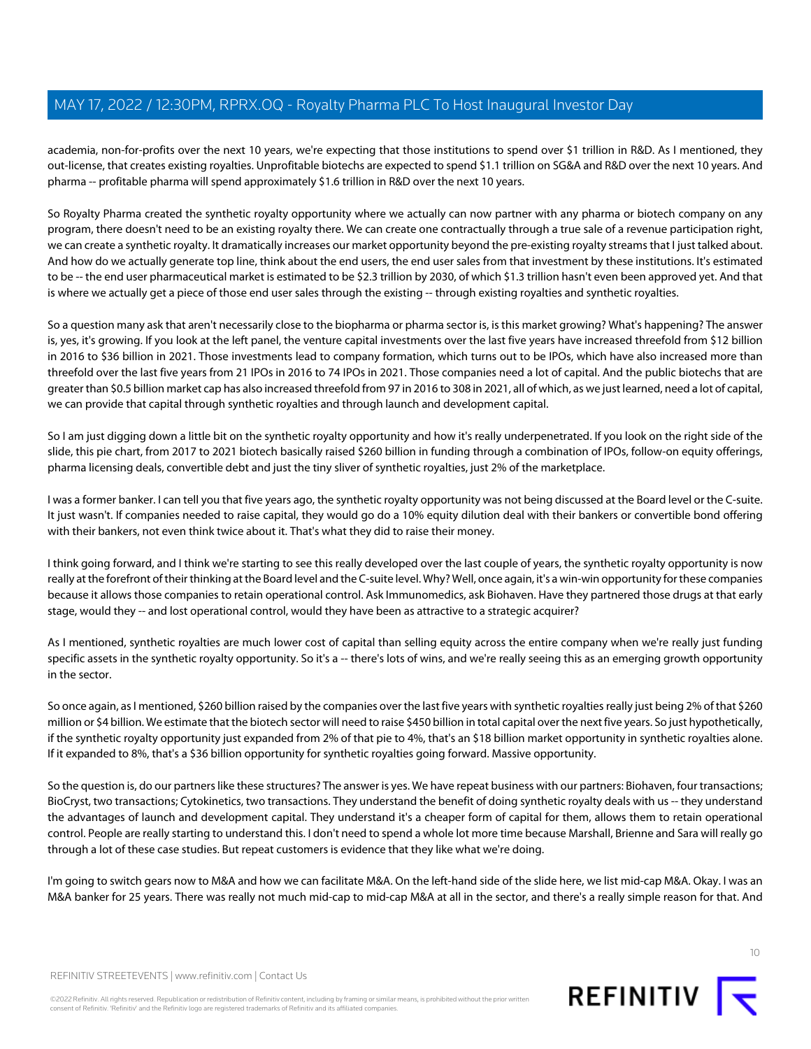academia, non-for-profits over the next 10 years, we're expecting that those institutions to spend over $1 trillion in R&D. As I mentioned, they out-license, that creates existing royalties. Unprofitable biotechs are expected to spend $1.1 trillion on SG&A and R&D over the next 10 years. And pharma -- profitable pharma will spend approximately $1.6 trillion in R&D over the next 10 years.

So Royalty Pharma created the synthetic royalty opportunity where we actually can now partner with any pharma or biotech company on any program, there doesn't need to be an existing royalty there. We can create one contractually through a true sale of a revenue participation right, we can create a synthetic royalty. It dramatically increases our market opportunity beyond the pre-existing royalty streams that I just talked about. And how do we actually generate top line, think about the end users, the end user sales from that investment by these institutions. It's estimated to be -- the end user pharmaceutical market is estimated to be $2.3 trillion by 2030, of which $1.3 trillion hasn't even been approved yet. And that is where we actually get a piece of those end user sales through the existing -- through existing royalties and synthetic royalties.

So a question many ask that aren't necessarily close to the biopharma or pharma sector is, is this market growing? What's happening? The answer is, yes, it's growing. If you look at the left panel, the venture capital investments over the last five years have increased threefold from $12 billion in 2016 to $36 billion in 2021. Those investments lead to company formation, which turns out to be IPOs, which have also increased more than threefold over the last five years from 21 IPOs in 2016 to 74 IPOs in 2021. Those companies need a lot of capital. And the public biotechs that are greater than $0.5 billion market cap has also increased threefold from 97 in 2016 to 308 in 2021, all of which, as we just learned, need a lot of capital, we can provide that capital through synthetic royalties and through launch and development capital.

So I am just digging down a little bit on the synthetic royalty opportunity and how it's really underpenetrated. If you look on the right side of the slide, this pie chart, from 2017 to 2021 biotech basically raised $260 billion in funding through a combination of IPOs, follow-on equity offerings, pharma licensing deals, convertible debt and just the tiny sliver of synthetic royalties, just 2% of the marketplace.

I was a former banker. I can tell you that five years ago, the synthetic royalty opportunity was not being discussed at the Board level or the C-suite. It just wasn't. If companies needed to raise capital, they would go do a 10% equity dilution deal with their bankers or convertible bond offering with their bankers, not even think twice about it. That's what they did to raise their money.

I think going forward, and I think we're starting to see this really developed over the last couple of years, the synthetic royalty opportunity is now really at the forefront of their thinking at the Board level and the C-suite level. Why? Well, once again, it's a win-win opportunity for these companies because it allows those companies to retain operational control. Ask Immunomedics, ask Biohaven. Have they partnered those drugs at that early stage, would they -- and lost operational control, would they have been as attractive to a strategic acquirer?

As I mentioned, synthetic royalties are much lower cost of capital than selling equity across the entire company when we're really just funding specific assets in the synthetic royalty opportunity. So it's a -- there's lots of wins, and we're really seeing this as an emerging growth opportunity in the sector.

So once again, as I mentioned, $260 billion raised by the companies over the last five years with synthetic royalties really just being 2% of that $260 million or $4 billion. We estimate that the biotech sector will need to raise $450 billion in total capital over the next five years. So just hypothetically, if the synthetic royalty opportunity just expanded from 2% of that pie to 4%, that's an $18 billion market opportunity in synthetic royalties alone. If it expanded to 8%, that's a $36 billion opportunity for synthetic royalties going forward. Massive opportunity.

So the question is, do our partners like these structures? The answer is yes. We have repeat business with our partners: Biohaven, four transactions; BioCryst, two transactions; Cytokinetics, two transactions. They understand the benefit of doing synthetic royalty deals with us -- they understand the advantages of launch and development capital. They understand it's a cheaper form of capital for them, allows them to retain operational control. People are really starting to understand this. I don't need to spend a whole lot more time because Marshall, Brienne and Sara will really go through a lot of these case studies. But repeat customers is evidence that they like what we're doing.

I'm going to switch gears now to M&A and how we can facilitate M&A. On the left-hand side of the slide here, we list mid-cap M&A. Okay. I was an M&A banker for 25 years. There was really not much mid-cap to mid-cap M&A at all in the sector, and there's a really simple reason for that. And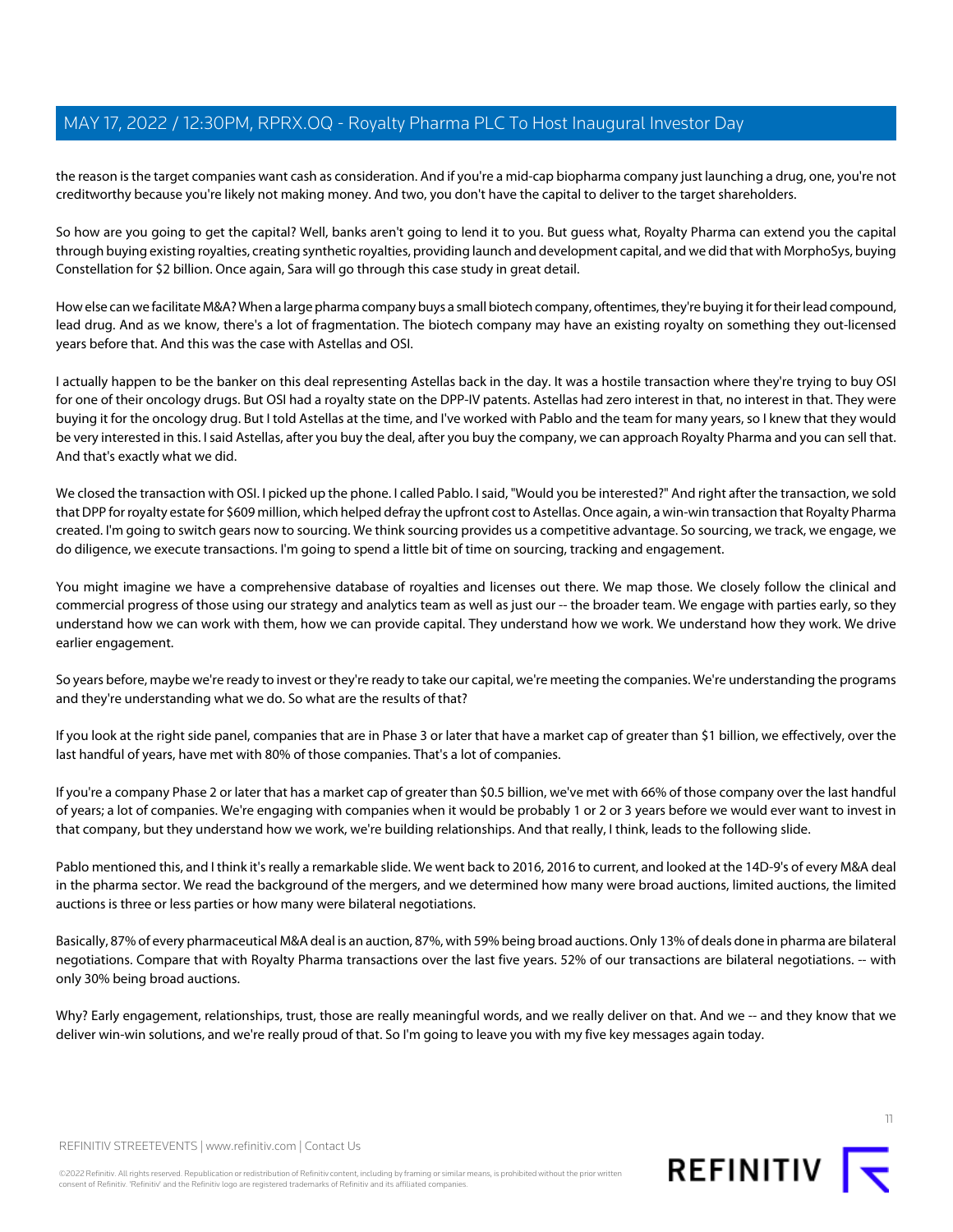the reason is the target companies want cash as consideration. And if you're a mid-cap biopharma company just launching a drug, one, you're not creditworthy because you're likely not making money. And two, you don't have the capital to deliver to the target shareholders.

So how are you going to get the capital? Well, banks aren't going to lend it to you. But guess what, Royalty Pharma can extend you the capital through buying existing royalties, creating synthetic royalties, providing launch and development capital, and we did that with MorphoSys, buying Constellation for $2 billion. Once again, Sara will go through this case study in great detail.

How else can we facilitate M&A? When a large pharma company buys a small biotech company, oftentimes, they're buying it for their lead compound, lead drug. And as we know, there's a lot of fragmentation. The biotech company may have an existing royalty on something they out-licensed years before that. And this was the case with Astellas and OSI.

I actually happen to be the banker on this deal representing Astellas back in the day. It was a hostile transaction where they're trying to buy OSI for one of their oncology drugs. But OSI had a royalty state on the DPP-IV patents. Astellas had zero interest in that, no interest in that. They were buying it for the oncology drug. But I told Astellas at the time, and I've worked with Pablo and the team for many years, so I knew that they would be very interested in this. I said Astellas, after you buy the deal, after you buy the company, we can approach Royalty Pharma and you can sell that. And that's exactly what we did.

We closed the transaction with OSI. I picked up the phone. I called Pablo. I said, "Would you be interested?" And right after the transaction, we sold that DPP for royalty estate for $609 million, which helped defray the upfront cost to Astellas. Once again, a win-win transaction that Royalty Pharma created. I'm going to switch gears now to sourcing. We think sourcing provides us a competitive advantage. So sourcing, we track, we engage, we do diligence, we execute transactions. I'm going to spend a little bit of time on sourcing, tracking and engagement.

You might imagine we have a comprehensive database of royalties and licenses out there. We map those. We closely follow the clinical and commercial progress of those using our strategy and analytics team as well as just our -- the broader team. We engage with parties early, so they understand how we can work with them, how we can provide capital. They understand how we work. We understand how they work. We drive earlier engagement.

So years before, maybe we're ready to invest or they're ready to take our capital, we're meeting the companies. We're understanding the programs and they're understanding what we do. So what are the results of that?

If you look at the right side panel, companies that are in Phase 3 or later that have a market cap of greater than $1 billion, we effectively, over the last handful of years, have met with 80% of those companies. That's a lot of companies.

If you're a company Phase 2 or later that has a market cap of greater than $0.5 billion, we've met with 66% of those company over the last handful of years; a lot of companies. We're engaging with companies when it would be probably 1 or 2 or 3 years before we would ever want to invest in that company, but they understand how we work, we're building relationships. And that really, I think, leads to the following slide.

Pablo mentioned this, and I think it's really a remarkable slide. We went back to 2016, 2016 to current, and looked at the 14D-9's of every M&A deal in the pharma sector. We read the background of the mergers, and we determined how many were broad auctions, limited auctions, the limited auctions is three or less parties or how many were bilateral negotiations.

Basically, 87% of every pharmaceutical M&A deal is an auction, 87%, with 59% being broad auctions. Only 13% of deals done in pharma are bilateral negotiations. Compare that with Royalty Pharma transactions over the last five years. 52% of our transactions are bilateral negotiations. -- with only 30% being broad auctions.

Why? Early engagement, relationships, trust, those are really meaningful words, and we really deliver on that. And we -- and they know that we deliver win-win solutions, and we're really proud of that. So I'm going to leave you with my five key messages again today.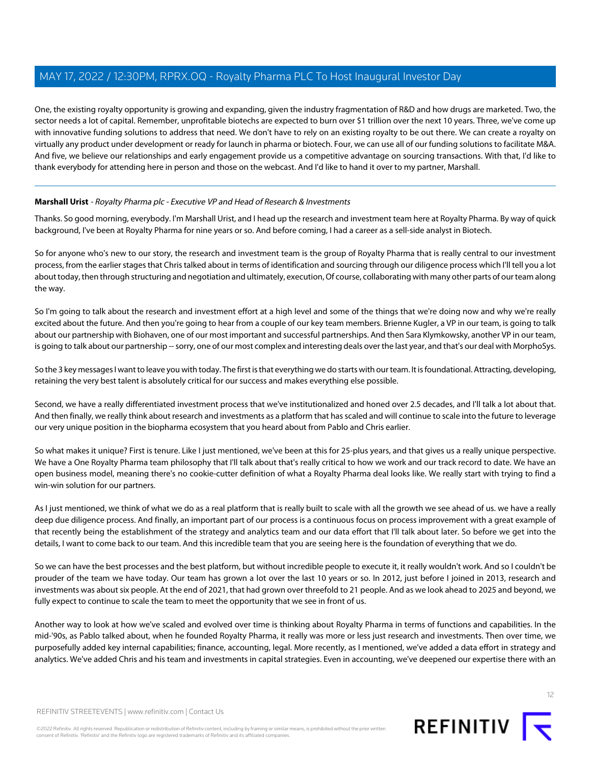One, the existing royalty opportunity is growing and expanding, given the industry fragmentation of R&D and how drugs are marketed. Two, the sector needs a lot of capital. Remember, unprofitable biotechs are expected to burn over $1 trillion over the next 10 years. Three, we've come up with innovative funding solutions to address that need. We don't have to rely on an existing royalty to be out there. We can create a royalty on virtually any product under development or ready for launch in pharma or biotech. Four, we can use all of our funding solutions to facilitate M&A. And five, we believe our relationships and early engagement provide us a competitive advantage on sourcing transactions. With that, I'd like to thank everybody for attending here in person and those on the webcast. And I'd like to hand it over to my partner, Marshall.

---

**Marshall Urist** - *Royalty Pharma plc - Executive VP and Head of Research & Investments*

Thanks. So good morning, everybody. I'm Marshall Urist, and I head up the research and investment team here at Royalty Pharma. By way of quick background, I've been at Royalty Pharma for nine years or so. And before coming, I had a career as a sell-side analyst in Biotech.

So for anyone who's new to our story, the research and investment team is the group of Royalty Pharma that is really central to our investment process, from the earlier stages that Chris talked about in terms of identification and sourcing through our diligence process which I'll tell you a lot about today, then through structuring and negotiation and ultimately, execution, Of course, collaborating with many other parts of our team along the way.

So I'm going to talk about the research and investment effort at a high level and some of the things that we're doing now and why we're really excited about the future. And then you're going to hear from a couple of our key team members. Brienne Kugler, a VP in our team, is going to talk about our partnership with Biohaven, one of our most important and successful partnerships. And then Sara Klymkowsky, another VP in our team, is going to talk about our partnership -- sorry, one of our most complex and interesting deals over the last year, and that's our deal with MorphoSys.

So the 3 key messages I want to leave you with today. The first is that everything we do starts with our team. It is foundational. Attracting, developing, retaining the very best talent is absolutely critical for our success and makes everything else possible.

Second, we have a really differentiated investment process that we've institutionalized and honed over 2.5 decades, and I'll talk a lot about that. And then finally, we really think about research and investments as a platform that has scaled and will continue to scale into the future to leverage our very unique position in the biopharma ecosystem that you heard about from Pablo and Chris earlier.

So what makes it unique? First is tenure. Like I just mentioned, we've been at this for 25-plus years, and that gives us a really unique perspective. We have a One Royalty Pharma team philosophy that I'll talk about that's really critical to how we work and our track record to date. We have an open business model, meaning there's no cookie-cutter definition of what a Royalty Pharma deal looks like. We really start with trying to find a win-win solution for our partners.

As I just mentioned, we think of what we do as a real platform that is really built to scale with all the growth we see ahead of us. we have a really deep due diligence process. And finally, an important part of our process is a continuous focus on process improvement with a great example of that recently being the establishment of the strategy and analytics team and our data effort that I'll talk about later. So before we get into the details, I want to come back to our team. And this incredible team that you are seeing here is the foundation of everything that we do.

So we can have the best processes and the best platform, but without incredible people to execute it, it really wouldn't work. And so I couldn't be prouder of the team we have today. Our team has grown a lot over the last 10 years or so. In 2012, just before I joined in 2013, research and investments was about six people. At the end of 2021, that had grown over threefold to 21 people. And as we look ahead to 2025 and beyond, we fully expect to continue to scale the team to meet the opportunity that we see in front of us.

Another way to look at how we've scaled and evolved over time is thinking about Royalty Pharma in terms of functions and capabilities. In the mid-'90s, as Pablo talked about, when he founded Royalty Pharma, it really was more or less just research and investments. Then over time, we purposefully added key internal capabilities; finance, accounting, legal. More recently, as I mentioned, we've added a data effort in strategy and analytics. We've added Chris and his team and investments in capital strategies. Even in accounting, we've deepened our expertise there with an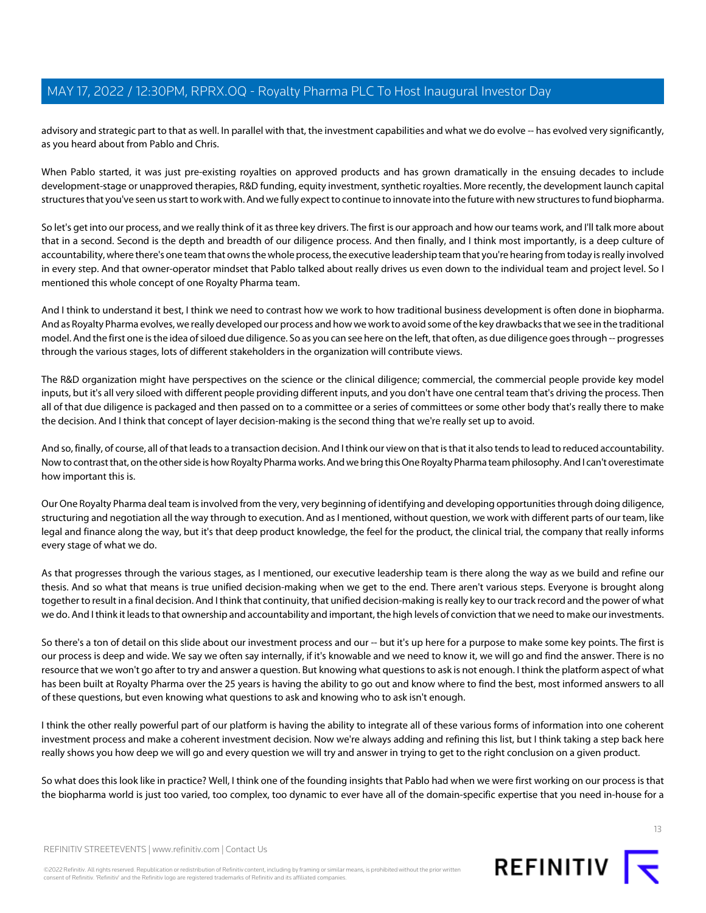advisory and strategic part to that as well. In parallel with that, the investment capabilities and what we do evolve -- has evolved very significantly, as you heard about from Pablo and Chris.

When Pablo started, it was just pre-existing royalties on approved products and has grown dramatically in the ensuing decades to include development-stage or unapproved therapies, R&D funding, equity investment, synthetic royalties. More recently, the development launch capital structures that you've seen us start to work with. And we fully expect to continue to innovate into the future with new structures to fund biopharma.

So let's get into our process, and we really think of it as three key drivers. The first is our approach and how our teams work, and I'll talk more about that in a second. Second is the depth and breadth of our diligence process. And then finally, and I think most importantly, is a deep culture of accountability, where there's one team that owns the whole process, the executive leadership team that you're hearing from today is really involved in every step. And that owner-operator mindset that Pablo talked about really drives us even down to the individual team and project level. So I mentioned this whole concept of one Royalty Pharma team.

And I think to understand it best, I think we need to contrast how we work to how traditional business development is often done in biopharma. And as Royalty Pharma evolves, we really developed our process and how we work to avoid some of the key drawbacks that we see in the traditional model. And the first one is the idea of siloed due diligence. So as you can see here on the left, that often, as due diligence goes through -- progresses through the various stages, lots of different stakeholders in the organization will contribute views.

The R&D organization might have perspectives on the science or the clinical diligence; commercial, the commercial people provide key model inputs, but it's all very siloed with different people providing different inputs, and you don't have one central team that's driving the process. Then all of that due diligence is packaged and then passed on to a committee or a series of committees or some other body that's really there to make the decision. And I think that concept of layer decision-making is the second thing that we're really set up to avoid.

And so, finally, of course, all of that leads to a transaction decision. And I think our view on that is that it also tends to lead to reduced accountability. Now to contrast that, on the other side is how Royalty Pharma works. And we bring this One Royalty Pharma team philosophy. And I can't overestimate how important this is.

Our One Royalty Pharma deal team is involved from the very, very beginning of identifying and developing opportunities through doing diligence, structuring and negotiation all the way through to execution. And as I mentioned, without question, we work with different parts of our team, like legal and finance along the way, but it's that deep product knowledge, the feel for the product, the clinical trial, the company that really informs every stage of what we do.

As that progresses through the various stages, as I mentioned, our executive leadership team is there along the way as we build and refine our thesis. And so what that means is true unified decision-making when we get to the end. There aren't various steps. Everyone is brought along together to result in a final decision. And I think that continuity, that unified decision-making is really key to our track record and the power of what we do. And I think it leads to that ownership and accountability and important, the high levels of conviction that we need to make our investments.

So there's a ton of detail on this slide about our investment process and our -- but it's up here for a purpose to make some key points. The first is our process is deep and wide. We say we often say internally, if it's knowable and we need to know it, we will go and find the answer. There is no resource that we won't go after to try and answer a question. But knowing what questions to ask is not enough. I think the platform aspect of what has been built at Royalty Pharma over the 25 years is having the ability to go out and know where to find the best, most informed answers to all of these questions, but even knowing what questions to ask and knowing who to ask isn't enough.

I think the other really powerful part of our platform is having the ability to integrate all of these various forms of information into one coherent investment process and make a coherent investment decision. Now we're always adding and refining this list, but I think taking a step back here really shows you how deep we will go and every question we will try and answer in trying to get to the right conclusion on a given product.

So what does this look like in practice? Well, I think one of the founding insights that Pablo had when we were first working on our process is that the biopharma world is just too varied, too complex, too dynamic to ever have all of the domain-specific expertise that you need in-house for a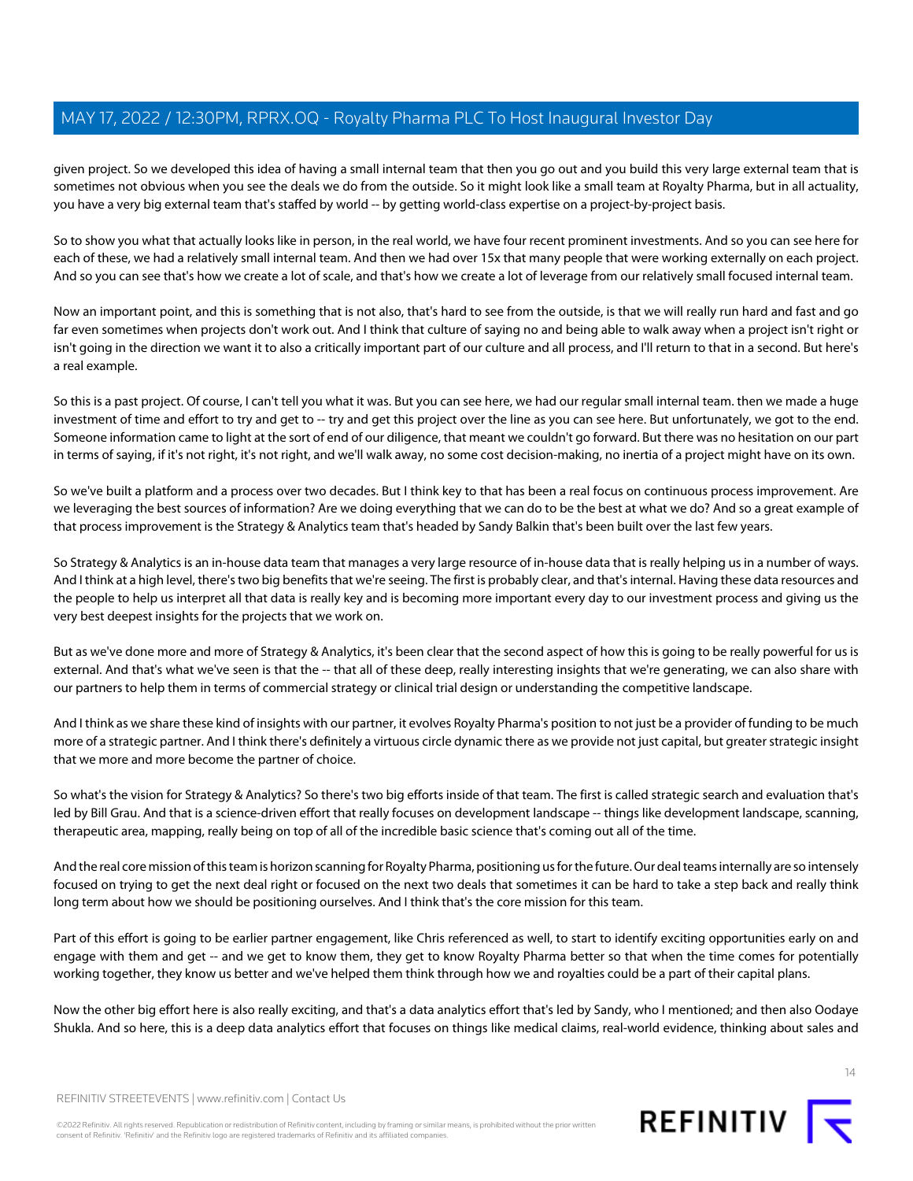given project. So we developed this idea of having a small internal team that then you go out and you build this very large external team that is sometimes not obvious when you see the deals we do from the outside. So it might look like a small team at Royalty Pharma, but in all actuality, you have a very big external team that's staffed by world -- by getting world-class expertise on a project-by-project basis.

So to show you what that actually looks like in person, in the real world, we have four recent prominent investments. And so you can see here for each of these, we had a relatively small internal team. And then we had over 15x that many people that were working externally on each project. And so you can see that's how we create a lot of scale, and that's how we create a lot of leverage from our relatively small focused internal team.

Now an important point, and this is something that is not also, that's hard to see from the outside, is that we will really run hard and fast and go far even sometimes when projects don't work out. And I think that culture of saying no and being able to walk away when a project isn't right or isn't going in the direction we want it to also a critically important part of our culture and all process, and I'll return to that in a second. But here's a real example.

So this is a past project. Of course, I can't tell you what it was. But you can see here, we had our regular small internal team. then we made a huge investment of time and effort to try and get to -- try and get this project over the line as you can see here. But unfortunately, we got to the end. Someone information came to light at the sort of end of our diligence, that meant we couldn't go forward. But there was no hesitation on our part in terms of saying, if it's not right, it's not right, and we'll walk away, no some cost decision-making, no inertia of a project might have on its own.

So we've built a platform and a process over two decades. But I think key to that has been a real focus on continuous process improvement. Are we leveraging the best sources of information? Are we doing everything that we can do to be the best at what we do? And so a great example of that process improvement is the Strategy & Analytics team that's headed by Sandy Balkin that's been built over the last few years.

So Strategy & Analytics is an in-house data team that manages a very large resource of in-house data that is really helping us in a number of ways. And I think at a high level, there's two big benefits that we're seeing. The first is probably clear, and that's internal. Having these data resources and the people to help us interpret all that data is really key and is becoming more important every day to our investment process and giving us the very best deepest insights for the projects that we work on.

But as we've done more and more of Strategy & Analytics, it's been clear that the second aspect of how this is going to be really powerful for us is external. And that's what we've seen is that the -- that all of these deep, really interesting insights that we're generating, we can also share with our partners to help them in terms of commercial strategy or clinical trial design or understanding the competitive landscape.

And I think as we share these kind of insights with our partner, it evolves Royalty Pharma's position to not just be a provider of funding to be much more of a strategic partner. And I think there's definitely a virtuous circle dynamic there as we provide not just capital, but greater strategic insight that we more and more become the partner of choice.

So what's the vision for Strategy & Analytics? So there's two big efforts inside of that team. The first is called strategic search and evaluation that's led by Bill Grau. And that is a science-driven effort that really focuses on development landscape -- things like development landscape, scanning, therapeutic area, mapping, really being on top of all of the incredible basic science that's coming out all of the time.

And the real core mission of this team is horizon scanning for Royalty Pharma, positioning us for the future. Our deal teams internally are so intensely focused on trying to get the next deal right or focused on the next two deals that sometimes it can be hard to take a step back and really think long term about how we should be positioning ourselves. And I think that's the core mission for this team.

Part of this effort is going to be earlier partner engagement, like Chris referenced as well, to start to identify exciting opportunities early on and engage with them and get -- and we get to know them, they get to know Royalty Pharma better so that when the time comes for potentially working together, they know us better and we've helped them think through how we and royalties could be a part of their capital plans.

Now the other big effort here is also really exciting, and that's a data analytics effort that's led by Sandy, who I mentioned; and then also Oodaye Shukla. And so here, this is a deep data analytics effort that focuses on things like medical claims, real-world evidence, thinking about sales and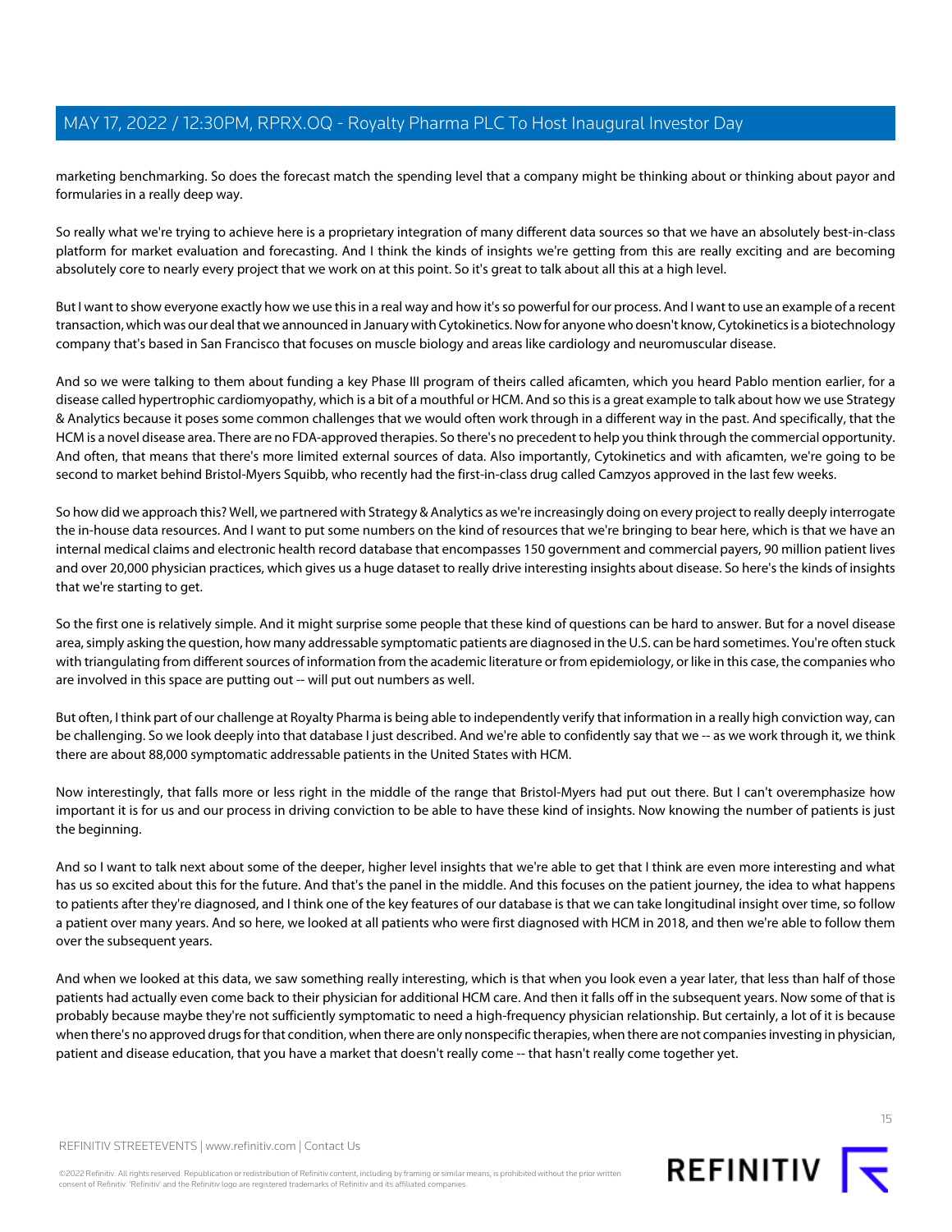marketing benchmarking. So does the forecast match the spending level that a company might be thinking about or thinking about payor and formularies in a really deep way.

So really what we're trying to achieve here is a proprietary integration of many different data sources so that we have an absolutely best-in-class platform for market evaluation and forecasting. And I think the kinds of insights we're getting from this are really exciting and are becoming absolutely core to nearly every project that we work on at this point. So it's great to talk about all this at a high level.

But I want to show everyone exactly how we use this in a real way and how it's so powerful for our process. And I want to use an example of a recent transaction, which was our deal that we announced in January with Cytokinetics. Now for anyone who doesn't know, Cytokinetics is a biotechnology company that's based in San Francisco that focuses on muscle biology and areas like cardiology and neuromuscular disease.

And so we were talking to them about funding a key Phase III program of theirs called aficamten, which you heard Pablo mention earlier, for a disease called hypertrophic cardiomyopathy, which is a bit of a mouthful or HCM. And so this is a great example to talk about how we use Strategy & Analytics because it poses some common challenges that we would often work through in a different way in the past. And specifically, that the HCM is a novel disease area. There are no FDA-approved therapies. So there's no precedent to help you think through the commercial opportunity. And often, that means that there's more limited external sources of data. Also importantly, Cytokinetics and with aficamten, we're going to be second to market behind Bristol-Myers Squibb, who recently had the first-in-class drug called Camzyos approved in the last few weeks.

So how did we approach this? Well, we partnered with Strategy & Analytics as we're increasingly doing on every project to really deeply interrogate the in-house data resources. And I want to put some numbers on the kind of resources that we're bringing to bear here, which is that we have an internal medical claims and electronic health record database that encompasses 150 government and commercial payers, 90 million patient lives and over 20,000 physician practices, which gives us a huge dataset to really drive interesting insights about disease. So here's the kinds of insights that we're starting to get.

So the first one is relatively simple. And it might surprise some people that these kind of questions can be hard to answer. But for a novel disease area, simply asking the question, how many addressable symptomatic patients are diagnosed in the U.S. can be hard sometimes. You're often stuck with triangulating from different sources of information from the academic literature or from epidemiology, or like in this case, the companies who are involved in this space are putting out -- will put out numbers as well.

But often, I think part of our challenge at Royalty Pharma is being able to independently verify that information in a really high conviction way, can be challenging. So we look deeply into that database I just described. And we're able to confidently say that we -- as we work through it, we think there are about 88,000 symptomatic addressable patients in the United States with HCM.

Now interestingly, that falls more or less right in the middle of the range that Bristol-Myers had put out there. But I can't overemphasize how important it is for us and our process in driving conviction to be able to have these kind of insights. Now knowing the number of patients is just the beginning.

And so I want to talk next about some of the deeper, higher level insights that we're able to get that I think are even more interesting and what has us so excited about this for the future. And that's the panel in the middle. And this focuses on the patient journey, the idea to what happens to patients after they're diagnosed, and I think one of the key features of our database is that we can take longitudinal insight over time, so follow a patient over many years. And so here, we looked at all patients who were first diagnosed with HCM in 2018, and then we're able to follow them over the subsequent years.

And when we looked at this data, we saw something really interesting, which is that when you look even a year later, that less than half of those patients had actually even come back to their physician for additional HCM care. And then it falls off in the subsequent years. Now some of that is probably because maybe they're not sufficiently symptomatic to need a high-frequency physician relationship. But certainly, a lot of it is because when there's no approved drugs for that condition, when there are only nonspecific therapies, when there are not companies investing in physician, patient and disease education, that you have a market that doesn't really come -- that hasn't really come together yet.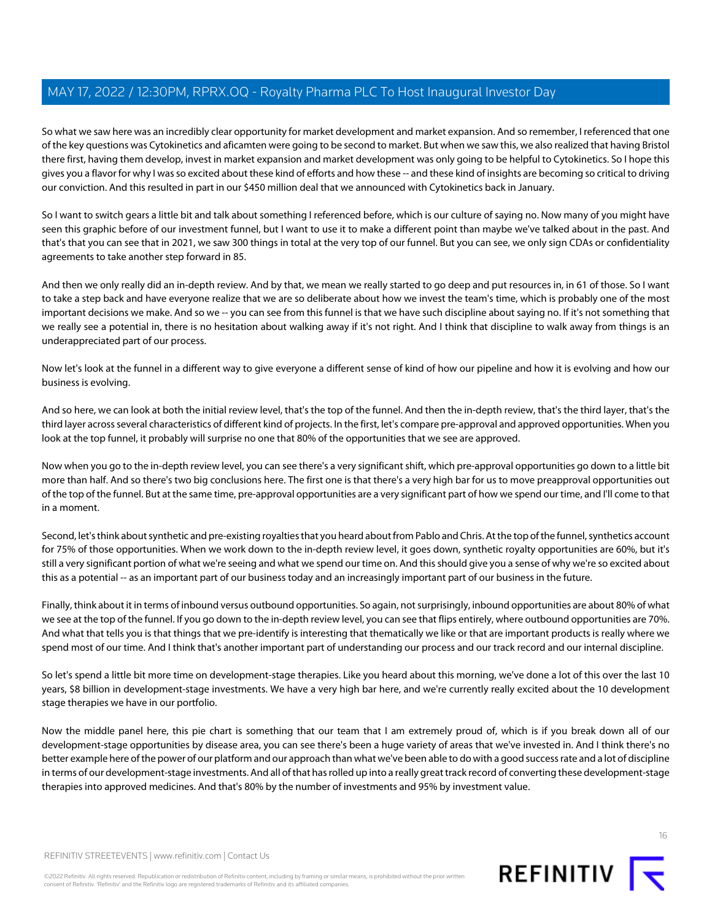So what we saw here was an incredibly clear opportunity for market development and market expansion. And so remember, I referenced that one of the key questions was Cytokinetics and aficamten were going to be second to market. But when we saw this, we also realized that having Bristol there first, having them develop, invest in market expansion and market development was only going to be helpful to Cytokinetics. So I hope this gives you a flavor for why I was so excited about these kind of efforts and how these -- and these kind of insights are becoming so critical to driving our conviction. And this resulted in part in our $450 million deal that we announced with Cytokinetics back in January.

So I want to switch gears a little bit and talk about something I referenced before, which is our culture of saying no. Now many of you might have seen this graphic before of our investment funnel, but I want to use it to make a different point than maybe we've talked about in the past. And that's that you can see that in 2021, we saw 300 things in total at the very top of our funnel. But you can see, we only sign CDAs or confidentiality agreements to take another step forward in 85.

And then we only really did an in-depth review. And by that, we mean we really started to go deep and put resources in, in 61 of those. So I want to take a step back and have everyone realize that we are so deliberate about how we invest the team's time, which is probably one of the most important decisions we make. And so we -- you can see from this funnel is that we have such discipline about saying no. If it's not something that we really see a potential in, there is no hesitation about walking away if it's not right. And I think that discipline to walk away from things is an underappreciated part of our process.

Now let's look at the funnel in a different way to give everyone a different sense of kind of how our pipeline and how it is evolving and how our business is evolving.

And so here, we can look at both the initial review level, that's the top of the funnel. And then the in-depth review, that's the third layer, that's the third layer across several characteristics of different kind of projects. In the first, let's compare pre-approval and approved opportunities. When you look at the top funnel, it probably will surprise no one that 80% of the opportunities that we see are approved.

Now when you go to the in-depth review level, you can see there's a very significant shift, which pre-approval opportunities go down to a little bit more than half. And so there's two big conclusions here. The first one is that there's a very high bar for us to move preapproval opportunities out of the top of the funnel. But at the same time, pre-approval opportunities are a very significant part of how we spend our time, and I'll come to that in a moment.

Second, let's think about synthetic and pre-existing royalties that you heard about from Pablo and Chris. At the top of the funnel, synthetics account for 75% of those opportunities. When we work down to the in-depth review level, it goes down, synthetic royalty opportunities are 60%, but it's still a very significant portion of what we're seeing and what we spend our time on. And this should give you a sense of why we're so excited about this as a potential -- as an important part of our business today and an increasingly important part of our business in the future.

Finally, think about it in terms of inbound versus outbound opportunities. So again, not surprisingly, inbound opportunities are about 80% of what we see at the top of the funnel. If you go down to the in-depth review level, you can see that flips entirely, where outbound opportunities are 70%. And what that tells you is that things that we pre-identify is interesting that thematically we like or that are important products is really where we spend most of our time. And I think that's another important part of understanding our process and our track record and our internal discipline.

So let's spend a little bit more time on development-stage therapies. Like you heard about this morning, we've done a lot of this over the last 10 years, $8 billion in development-stage investments. We have a very high bar here, and we're currently really excited about the 10 development stage therapies we have in our portfolio.

Now the middle panel here, this pie chart is something that our team that I am extremely proud of, which is if you break down all of our development-stage opportunities by disease area, you can see there's been a huge variety of areas that we've invested in. And I think there's no better example here of the power of our platform and our approach than what we've been able to do with a good success rate and a lot of discipline in terms of our development-stage investments. And all of that has rolled up into a really great track record of converting these development-stage therapies into approved medicines. And that's 80% by the number of investments and 95% by investment value.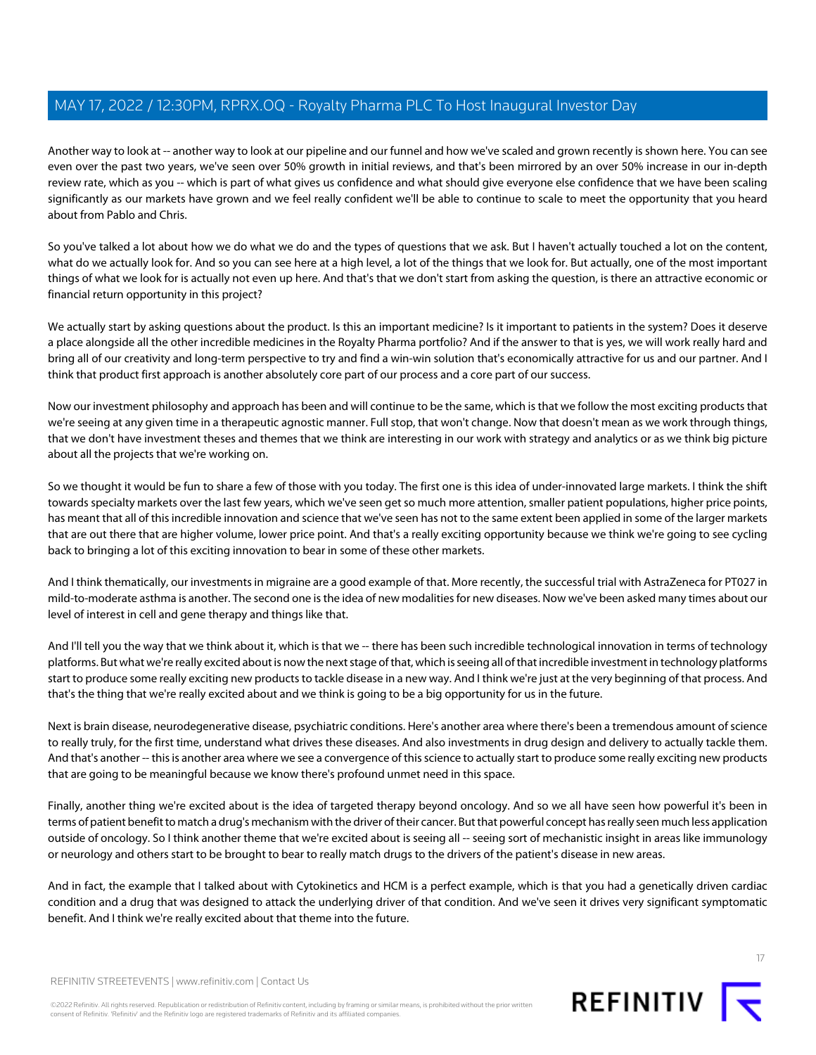Another way to look at -- another way to look at our pipeline and our funnel and how we've scaled and grown recently is shown here. You can see even over the past two years, we've seen over 50% growth in initial reviews, and that's been mirrored by an over 50% increase in our in-depth review rate, which as you -- which is part of what gives us confidence and what should give everyone else confidence that we have been scaling significantly as our markets have grown and we feel really confident we'll be able to continue to scale to meet the opportunity that you heard about from Pablo and Chris.

So you've talked a lot about how we do what we do and the types of questions that we ask. But I haven't actually touched a lot on the content, what do we actually look for. And so you can see here at a high level, a lot of the things that we look for. But actually, one of the most important things of what we look for is actually not even up here. And that's that we don't start from asking the question, is there an attractive economic or financial return opportunity in this project?

We actually start by asking questions about the product. Is this an important medicine? Is it important to patients in the system? Does it deserve a place alongside all the other incredible medicines in the Royalty Pharma portfolio? And if the answer to that is yes, we will work really hard and bring all of our creativity and long-term perspective to try and find a win-win solution that's economically attractive for us and our partner. And I think that product first approach is another absolutely core part of our process and a core part of our success.

Now our investment philosophy and approach has been and will continue to be the same, which is that we follow the most exciting products that we're seeing at any given time in a therapeutic agnostic manner. Full stop, that won't change. Now that doesn't mean as we work through things, that we don't have investment theses and themes that we think are interesting in our work with strategy and analytics or as we think big picture about all the projects that we're working on.

So we thought it would be fun to share a few of those with you today. The first one is this idea of under-innovated large markets. I think the shift towards specialty markets over the last few years, which we've seen get so much more attention, smaller patient populations, higher price points, has meant that all of this incredible innovation and science that we've seen has not to the same extent been applied in some of the larger markets that are out there that are higher volume, lower price point. And that's a really exciting opportunity because we think we're going to see cycling back to bringing a lot of this exciting innovation to bear in some of these other markets.

And I think thematically, our investments in migraine are a good example of that. More recently, the successful trial with AstraZeneca for PT027 in mild-to-moderate asthma is another. The second one is the idea of new modalities for new diseases. Now we've been asked many times about our level of interest in cell and gene therapy and things like that.

And I'll tell you the way that we think about it, which is that we -- there has been such incredible technological innovation in terms of technology platforms. But what we're really excited about is now the next stage of that, which is seeing all of that incredible investment in technology platforms start to produce some really exciting new products to tackle disease in a new way. And I think we're just at the very beginning of that process. And that's the thing that we're really excited about and we think is going to be a big opportunity for us in the future.

Next is brain disease, neurodegenerative disease, psychiatric conditions. Here's another area where there's been a tremendous amount of science to really truly, for the first time, understand what drives these diseases. And also investments in drug design and delivery to actually tackle them. And that's another -- this is another area where we see a convergence of this science to actually start to produce some really exciting new products that are going to be meaningful because we know there's profound unmet need in this space.

Finally, another thing we're excited about is the idea of targeted therapy beyond oncology. And so we all have seen how powerful it's been in terms of patient benefit to match a drug's mechanism with the driver of their cancer. But that powerful concept has really seen much less application outside of oncology. So I think another theme that we're excited about is seeing all -- seeing sort of mechanistic insight in areas like immunology or neurology and others start to be brought to bear to really match drugs to the drivers of the patient's disease in new areas.

And in fact, the example that I talked about with Cytokinetics and HCM is a perfect example, which is that you had a genetically driven cardiac condition and a drug that was designed to attack the underlying driver of that condition. And we've seen it drives very significant symptomatic benefit. And I think we're really excited about that theme into the future.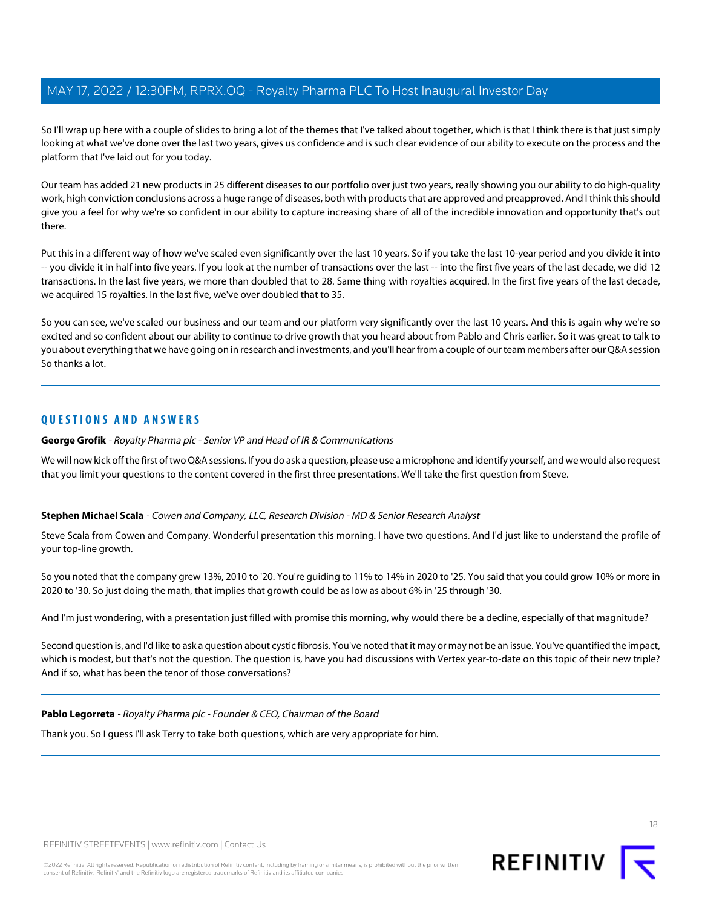So I'll wrap up here with a couple of slides to bring a lot of the themes that I've talked about together, which is that I think there is that just simply looking at what we've done over the last two years, gives us confidence and is such clear evidence of our ability to execute on the process and the platform that I've laid out for you today.

Our team has added 21 new products in 25 different diseases to our portfolio over just two years, really showing you our ability to do high-quality work, high conviction conclusions across a huge range of diseases, both with products that are approved and preapproved. And I think this should give you a feel for why we're so confident in our ability to capture increasing share of all of the incredible innovation and opportunity that's out there.

Put this in a different way of how we've scaled even significantly over the last 10 years. So if you take the last 10-year period and you divide it into -- you divide it in half into five years. If you look at the number of transactions over the last -- into the first five years of the last decade, we did 12 transactions. In the last five years, we more than doubled that to 28. Same thing with royalties acquired. In the first five years of the last decade, we acquired 15 royalties. In the last five, we've over doubled that to 35.

So you can see, we've scaled our business and our team and our platform very significantly over the last 10 years. And this is again why we're so excited and so confident about our ability to continue to drive growth that you heard about from Pablo and Chris earlier. So it was great to talk to you about everything that we have going on in research and investments, and you'll hear from a couple of our team members after our Q&A session So thanks a lot.

## QUESTIONS AND ANSWERS

**George Grofik** - *Royalty Pharma plc - Senior VP and Head of IR & Communications*

We will now kick off the first of two Q&A sessions. If you do ask a question, please use a microphone and identify yourself, and we would also request that you limit your questions to the content covered in the first three presentations. We'll take the first question from Steve.

**Stephen Michael Scala** - *Cowen and Company, LLC, Research Division - MD & Senior Research Analyst*

Steve Scala from Cowen and Company. Wonderful presentation this morning. I have two questions. And I'd just like to understand the profile of your top-line growth.

So you noted that the company grew 13%, 2010 to '20. You're guiding to 11% to 14% in 2020 to '25. You said that you could grow 10% or more in 2020 to '30. So just doing the math, that implies that growth could be as low as about 6% in '25 through '30.

And I'm just wondering, with a presentation just filled with promise this morning, why would there be a decline, especially of that magnitude?

Second question is, and I'd like to ask a question about cystic fibrosis. You've noted that it may or may not be an issue. You've quantified the impact, which is modest, but that's not the question. The question is, have you had discussions with Vertex year-to-date on this topic of their new triple? And if so, what has been the tenor of those conversations?

**Pablo Legorreta** - *Royalty Pharma plc - Founder & CEO, Chairman of the Board*

Thank you. So I guess I'll ask Terry to take both questions, which are very appropriate for him.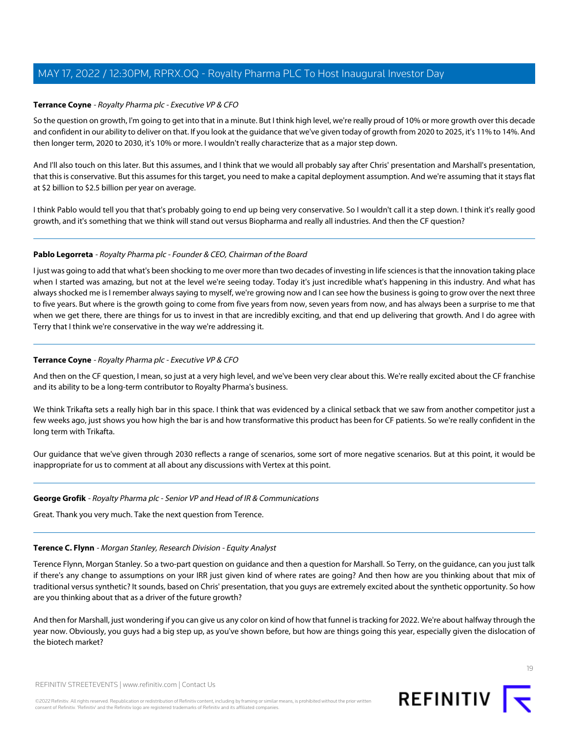**Terrance Coyne** - *Royalty Pharma plc - Executive VP & CFO*

So the question on growth, I'm going to get into that in a minute. But I think high level, we're really proud of 10% or more growth over this decade and confident in our ability to deliver on that. If you look at the guidance that we've given today of growth from 2020 to 2025, it's 11% to 14%. And then longer term, 2020 to 2030, it's 10% or more. I wouldn't really characterize that as a major step down.

And I'll also touch on this later. But this assumes, and I think that we would all probably say after Chris' presentation and Marshall's presentation, that this is conservative. But this assumes for this target, you need to make a capital deployment assumption. And we're assuming that it stays flat at $2 billion to $2.5 billion per year on average.

I think Pablo would tell you that that's probably going to end up being very conservative. So I wouldn't call it a step down. I think it's really good growth, and it's something that we think will stand out versus Biopharma and really all industries. And then the CF question?

---

**Pablo Legorreta** - *Royalty Pharma plc - Founder & CEO, Chairman of the Board*

I just was going to add that what's been shocking to me over more than two decades of investing in life sciences is that the innovation taking place when I started was amazing, but not at the level we're seeing today. Today it's just incredible what's happening in this industry. And what has always shocked me is I remember always saying to myself, we're growing now and I can see how the business is going to grow over the next three to five years. But where is the growth going to come from five years from now, seven years from now, and has always been a surprise to me that when we get there, there are things for us to invest in that are incredibly exciting, and that end up delivering that growth. And I do agree with Terry that I think we're conservative in the way we're addressing it.

---

**Terrance Coyne** - *Royalty Pharma plc - Executive VP & CFO*

And then on the CF question, I mean, so just at a very high level, and we've been very clear about this. We're really excited about the CF franchise and its ability to be a long-term contributor to Royalty Pharma's business.

We think Trikafta sets a really high bar in this space. I think that was evidenced by a clinical setback that we saw from another competitor just a few weeks ago, just shows you how high the bar is and how transformative this product has been for CF patients. So we're really confident in the long term with Trikafta.

Our guidance that we've given through 2030 reflects a range of scenarios, some sort of more negative scenarios. But at this point, it would be inappropriate for us to comment at all about any discussions with Vertex at this point.

---

**George Grofik** - *Royalty Pharma plc - Senior VP and Head of IR & Communications*

Great. Thank you very much. Take the next question from Terence.

---

**Terence C. Flynn** - *Morgan Stanley, Research Division - Equity Analyst*

Terence Flynn, Morgan Stanley. So a two-part question on guidance and then a question for Marshall. So Terry, on the guidance, can you just talk if there's any change to assumptions on your IRR just given kind of where rates are going? And then how are you thinking about that mix of traditional versus synthetic? It sounds, based on Chris' presentation, that you guys are extremely excited about the synthetic opportunity. So how are you thinking about that as a driver of the future growth?

And then for Marshall, just wondering if you can give us any color on kind of how that funnel is tracking for 2022. We're about halfway through the year now. Obviously, you guys had a big step up, as you've shown before, but how are things going this year, especially given the dislocation of the biotech market?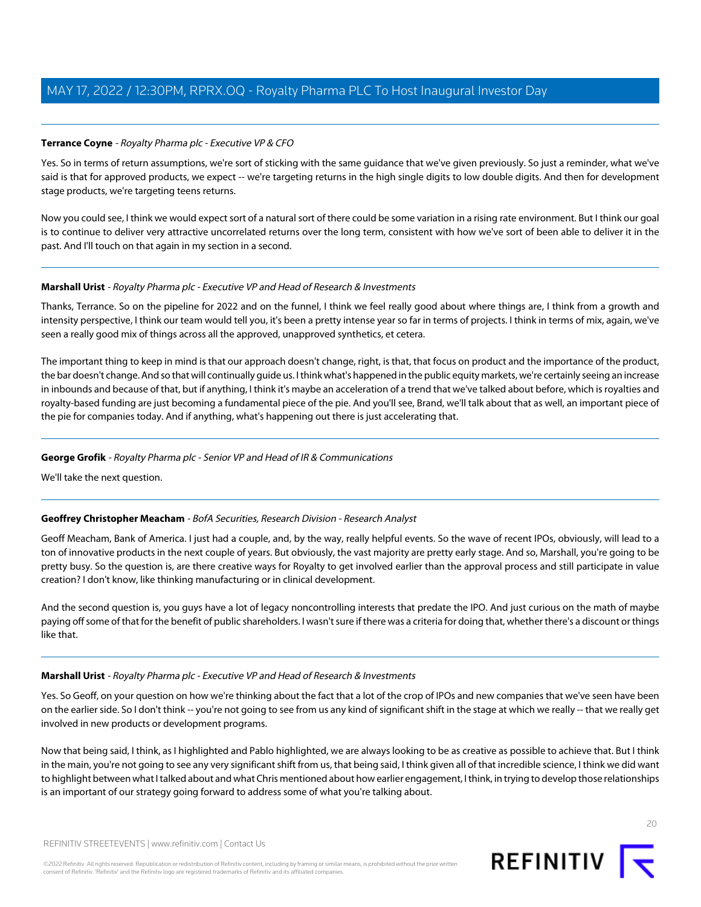**Terrance Coyne** - *Royalty Pharma plc - Executive VP & CFO*

Yes. So in terms of return assumptions, we're sort of sticking with the same guidance that we've given previously. So just a reminder, what we've said is that for approved products, we expect -- we're targeting returns in the high single digits to low double digits. And then for development stage products, we're targeting teens returns.

Now you could see, I think we would expect sort of a natural sort of there could be some variation in a rising rate environment. But I think our goal is to continue to deliver very attractive uncorrelated returns over the long term, consistent with how we've sort of been able to deliver it in the past. And I'll touch on that again in my section in a second.

---

**Marshall Urist** - *Royalty Pharma plc - Executive VP and Head of Research & Investments*

Thanks, Terrance. So on the pipeline for 2022 and on the funnel, I think we feel really good about where things are, I think from a growth and intensity perspective, I think our team would tell you, it's been a pretty intense year so far in terms of projects. I think in terms of mix, again, we've seen a really good mix of things across all the approved, unapproved synthetics, et cetera.

The important thing to keep in mind is that our approach doesn't change, right, is that, that focus on product and the importance of the product, the bar doesn't change. And so that will continually guide us. I think what's happened in the public equity markets, we're certainly seeing an increase in inbounds and because of that, but if anything, I think it's maybe an acceleration of a trend that we've talked about before, which is royalties and royalty-based funding are just becoming a fundamental piece of the pie. And you'll see, Brand, we'll talk about that as well, an important piece of the pie for companies today. And if anything, what's happening out there is just accelerating that.

---

**George Grofik** - *Royalty Pharma plc - Senior VP and Head of IR & Communications*

We'll take the next question.

---

**Geoffrey Christopher Meacham** - *BofA Securities, Research Division - Research Analyst*

Geoff Meacham, Bank of America. I just had a couple, and, by the way, really helpful events. So the wave of recent IPOs, obviously, will lead to a ton of innovative products in the next couple of years. But obviously, the vast majority are pretty early stage. And so, Marshall, you're going to be pretty busy. So the question is, are there creative ways for Royalty to get involved earlier than the approval process and still participate in value creation? I don't know, like thinking manufacturing or in clinical development.

And the second question is, you guys have a lot of legacy noncontrolling interests that predate the IPO. And just curious on the math of maybe paying off some of that for the benefit of public shareholders. I wasn't sure if there was a criteria for doing that, whether there's a discount or things like that.

---

**Marshall Urist** - *Royalty Pharma plc - Executive VP and Head of Research & Investments*

Yes. So Geoff, on your question on how we're thinking about the fact that a lot of the crop of IPOs and new companies that we've seen have been on the earlier side. So I don't think -- you're not going to see from us any kind of significant shift in the stage at which we really -- that we really get involved in new products or development programs.

Now that being said, I think, as I highlighted and Pablo highlighted, we are always looking to be as creative as possible to achieve that. But I think in the main, you're not going to see any very significant shift from us, that being said, I think given all of that incredible science, I think we did want to highlight between what I talked about and what Chris mentioned about how earlier engagement, I think, in trying to develop those relationships is an important of our strategy going forward to address some of what you're talking about.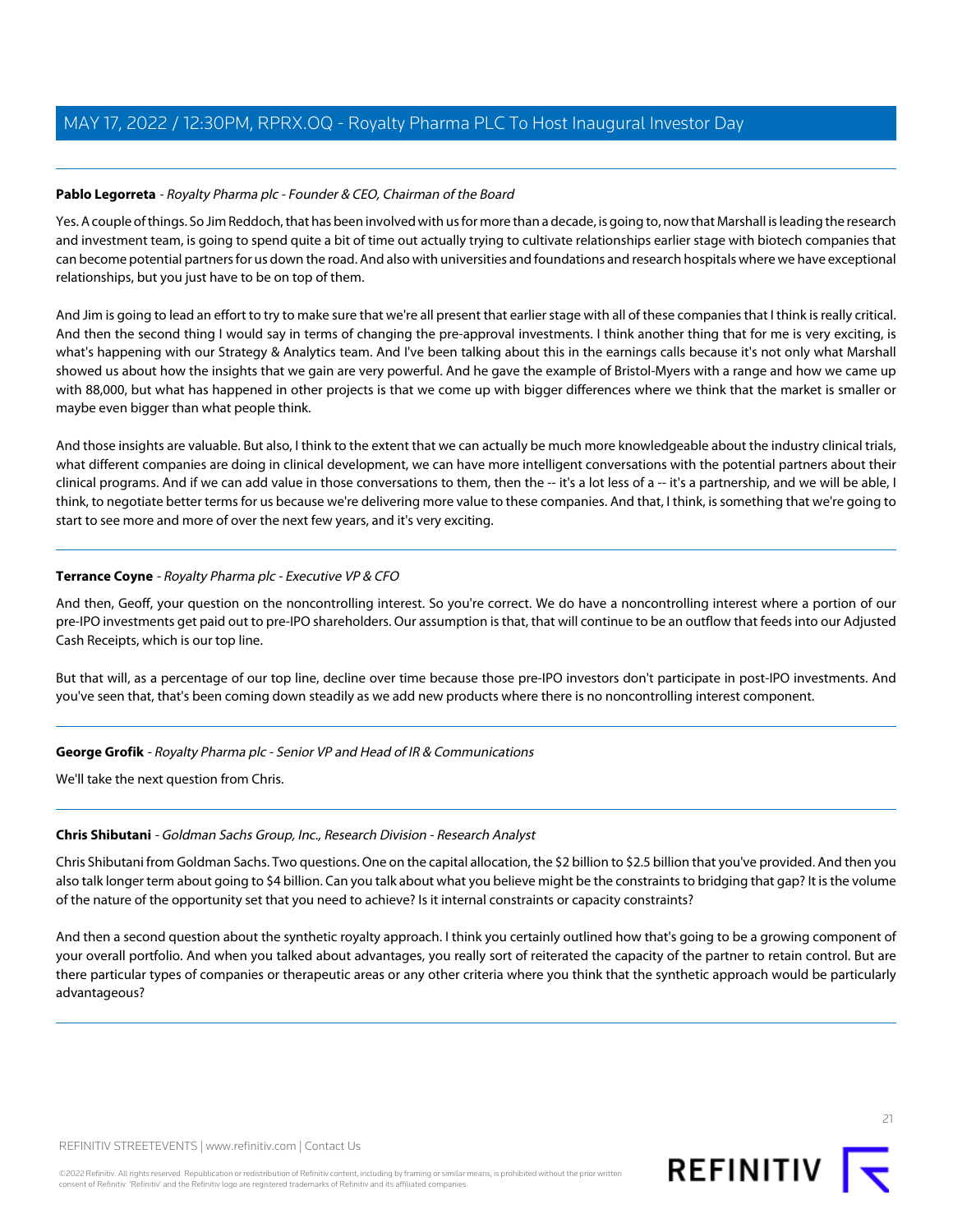**Pablo Legorreta** - *Royalty Pharma plc - Founder & CEO, Chairman of the Board*

Yes. A couple of things. So Jim Reddoch, that has been involved with us for more than a decade, is going to, now that Marshall is leading the research and investment team, is going to spend quite a bit of time out actually trying to cultivate relationships earlier stage with biotech companies that can become potential partners for us down the road. And also with universities and foundations and research hospitals where we have exceptional relationships, but you just have to be on top of them.

And Jim is going to lead an effort to try to make sure that we're all present that earlier stage with all of these companies that I think is really critical. And then the second thing I would say in terms of changing the pre-approval investments. I think another thing that for me is very exciting, is what's happening with our Strategy & Analytics team. And I've been talking about this in the earnings calls because it's not only what Marshall showed us about how the insights that we gain are very powerful. And he gave the example of Bristol-Myers with a range and how we came up with 88,000, but what has happened in other projects is that we come up with bigger differences where we think that the market is smaller or maybe even bigger than what people think.

And those insights are valuable. But also, I think to the extent that we can actually be much more knowledgeable about the industry clinical trials, what different companies are doing in clinical development, we can have more intelligent conversations with the potential partners about their clinical programs. And if we can add value in those conversations to them, then the -- it's a lot less of a -- it's a partnership, and we will be able, I think, to negotiate better terms for us because we're delivering more value to these companies. And that, I think, is something that we're going to start to see more and more of over the next few years, and it's very exciting.

---

**Terrance Coyne** - *Royalty Pharma plc - Executive VP & CFO*

And then, Geoff, your question on the noncontrolling interest. So you're correct. We do have a noncontrolling interest where a portion of our pre-IPO investments get paid out to pre-IPO shareholders. Our assumption is that, that will continue to be an outflow that feeds into our Adjusted Cash Receipts, which is our top line.

But that will, as a percentage of our top line, decline over time because those pre-IPO investors don't participate in post-IPO investments. And you've seen that, that's been coming down steadily as we add new products where there is no noncontrolling interest component.

---

**George Grofik** - *Royalty Pharma plc - Senior VP and Head of IR & Communications*

We'll take the next question from Chris.

---

**Chris Shibutani** - *Goldman Sachs Group, Inc., Research Division - Research Analyst*

Chris Shibutani from Goldman Sachs. Two questions. One on the capital allocation, the $2 billion to $2.5 billion that you've provided. And then you also talk longer term about going to $4 billion. Can you talk about what you believe might be the constraints to bridging that gap? It is the volume of the nature of the opportunity set that you need to achieve? Is it internal constraints or capacity constraints?

And then a second question about the synthetic royalty approach. I think you certainly outlined how that's going to be a growing component of your overall portfolio. And when you talked about advantages, you really sort of reiterated the capacity of the partner to retain control. But are there particular types of companies or therapeutic areas or any other criteria where you think that the synthetic approach would be particularly advantageous?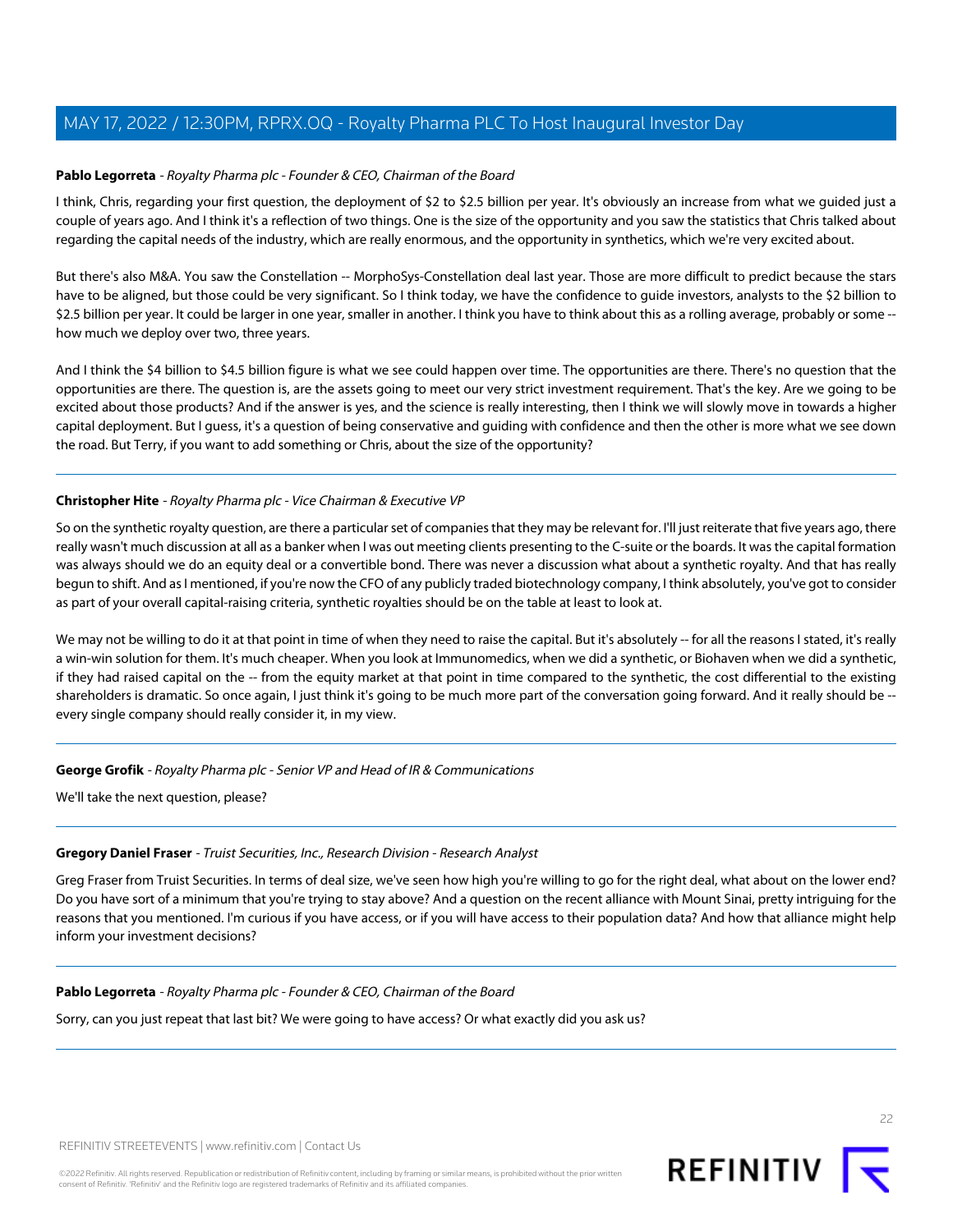**Pablo Legorreta** - *Royalty Pharma plc - Founder & CEO, Chairman of the Board*

I think, Chris, regarding your first question, the deployment of $2 to $2.5 billion per year. It's obviously an increase from what we guided just a couple of years ago. And I think it's a reflection of two things. One is the size of the opportunity and you saw the statistics that Chris talked about regarding the capital needs of the industry, which are really enormous, and the opportunity in synthetics, which we're very excited about.

But there's also M&A. You saw the Constellation -- MorphoSys-Constellation deal last year. Those are more difficult to predict because the stars have to be aligned, but those could be very significant. So I think today, we have the confidence to guide investors, analysts to the $2 billion to $2.5 billion per year. It could be larger in one year, smaller in another. I think you have to think about this as a rolling average, probably or some -- how much we deploy over two, three years.

And I think the $4 billion to $4.5 billion figure is what we see could happen over time. The opportunities are there. There's no question that the opportunities are there. The question is, are the assets going to meet our very strict investment requirement. That's the key. Are we going to be excited about those products? And if the answer is yes, and the science is really interesting, then I think we will slowly move in towards a higher capital deployment. But I guess, it's a question of being conservative and guiding with confidence and then the other is more what we see down the road. But Terry, if you want to add something or Chris, about the size of the opportunity?

---

**Christopher Hite** - *Royalty Pharma plc - Vice Chairman & Executive VP*

So on the synthetic royalty question, are there a particular set of companies that they may be relevant for. I'll just reiterate that five years ago, there really wasn't much discussion at all as a banker when I was out meeting clients presenting to the C-suite or the boards. It was the capital formation was always should we do an equity deal or a convertible bond. There was never a discussion what about a synthetic royalty. And that has really begun to shift. And as I mentioned, if you're now the CFO of any publicly traded biotechnology company, I think absolutely, you've got to consider as part of your overall capital-raising criteria, synthetic royalties should be on the table at least to look at.

We may not be willing to do it at that point in time of when they need to raise the capital. But it's absolutely -- for all the reasons I stated, it's really a win-win solution for them. It's much cheaper. When you look at Immunomedics, when we did a synthetic, or Biohaven when we did a synthetic, if they had raised capital on the -- from the equity market at that point in time compared to the synthetic, the cost differential to the existing shareholders is dramatic. So once again, I just think it's going to be much more part of the conversation going forward. And it really should be -- every single company should really consider it, in my view.

---

**George Grofik** - *Royalty Pharma plc - Senior VP and Head of IR & Communications*

We'll take the next question, please?

---

**Gregory Daniel Fraser** - *Truist Securities, Inc., Research Division - Research Analyst*

Greg Fraser from Truist Securities. In terms of deal size, we've seen how high you're willing to go for the right deal, what about on the lower end? Do you have sort of a minimum that you're trying to stay above? And a question on the recent alliance with Mount Sinai, pretty intriguing for the reasons that you mentioned. I'm curious if you have access, or if you will have access to their population data? And how that alliance might help inform your investment decisions?

---

**Pablo Legorreta** - *Royalty Pharma plc - Founder & CEO, Chairman of the Board*

Sorry, can you just repeat that last bit? We were going to have access? Or what exactly did you ask us?

---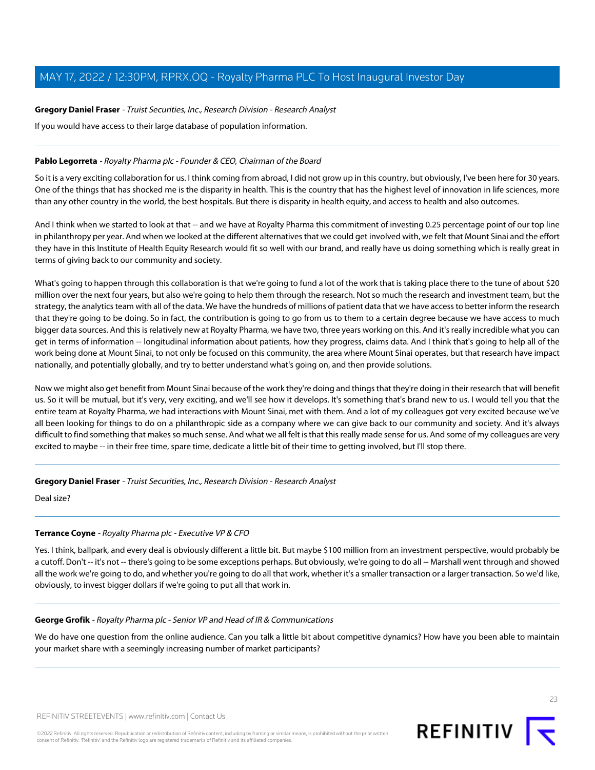**Gregory Daniel Fraser** - *Truist Securities, Inc., Research Division - Research Analyst*

If you would have access to their large database of population information.

---

**Pablo Legorreta** - *Royalty Pharma plc - Founder & CEO, Chairman of the Board*

So it is a very exciting collaboration for us. I think coming from abroad, I did not grow up in this country, but obviously, I've been here for 30 years. One of the things that has shocked me is the disparity in health. This is the country that has the highest level of innovation in life sciences, more than any other country in the world, the best hospitals. But there is disparity in health equity, and access to health and also outcomes.

And I think when we started to look at that -- and we have at Royalty Pharma this commitment of investing 0.25 percentage point of our top line in philanthropy per year. And when we looked at the different alternatives that we could get involved with, we felt that Mount Sinai and the effort they have in this Institute of Health Equity Research would fit so well with our brand, and really have us doing something which is really great in terms of giving back to our community and society.

What's going to happen through this collaboration is that we're going to fund a lot of the work that is taking place there to the tune of about $20 million over the next four years, but also we're going to help them through the research. Not so much the research and investment team, but the strategy, the analytics team with all of the data. We have the hundreds of millions of patient data that we have access to better inform the research that they're going to be doing. So in fact, the contribution is going to go from us to them to a certain degree because we have access to much bigger data sources. And this is relatively new at Royalty Pharma, we have two, three years working on this. And it's really incredible what you can get in terms of information -- longitudinal information about patients, how they progress, claims data. And I think that's going to help all of the work being done at Mount Sinai, to not only be focused on this community, the area where Mount Sinai operates, but that research have impact nationally, and potentially globally, and try to better understand what's going on, and then provide solutions.

Now we might also get benefit from Mount Sinai because of the work they're doing and things that they're doing in their research that will benefit us. So it will be mutual, but it's very, very exciting, and we'll see how it develops. It's something that's brand new to us. I would tell you that the entire team at Royalty Pharma, we had interactions with Mount Sinai, met with them. And a lot of my colleagues got very excited because we've all been looking for things to do on a philanthropic side as a company where we can give back to our community and society. And it's always difficult to find something that makes so much sense. And what we all felt is that this really made sense for us. And some of my colleagues are very excited to maybe -- in their free time, spare time, dedicate a little bit of their time to getting involved, but I'll stop there.

---

**Gregory Daniel Fraser** - *Truist Securities, Inc., Research Division - Research Analyst*

Deal size?

---

**Terrance Coyne** - *Royalty Pharma plc - Executive VP & CFO*

Yes. I think, ballpark, and every deal is obviously different a little bit. But maybe $100 million from an investment perspective, would probably be a cutoff. Don't -- it's not -- there's going to be some exceptions perhaps. But obviously, we're going to do all -- Marshall went through and showed all the work we're going to do, and whether you're going to do all that work, whether it's a smaller transaction or a larger transaction. So we'd like, obviously, to invest bigger dollars if we're going to put all that work in.

---

**George Grofik** - *Royalty Pharma plc - Senior VP and Head of IR & Communications*

We do have one question from the online audience. Can you talk a little bit about competitive dynamics? How have you been able to maintain your market share with a seemingly increasing number of market participants?

---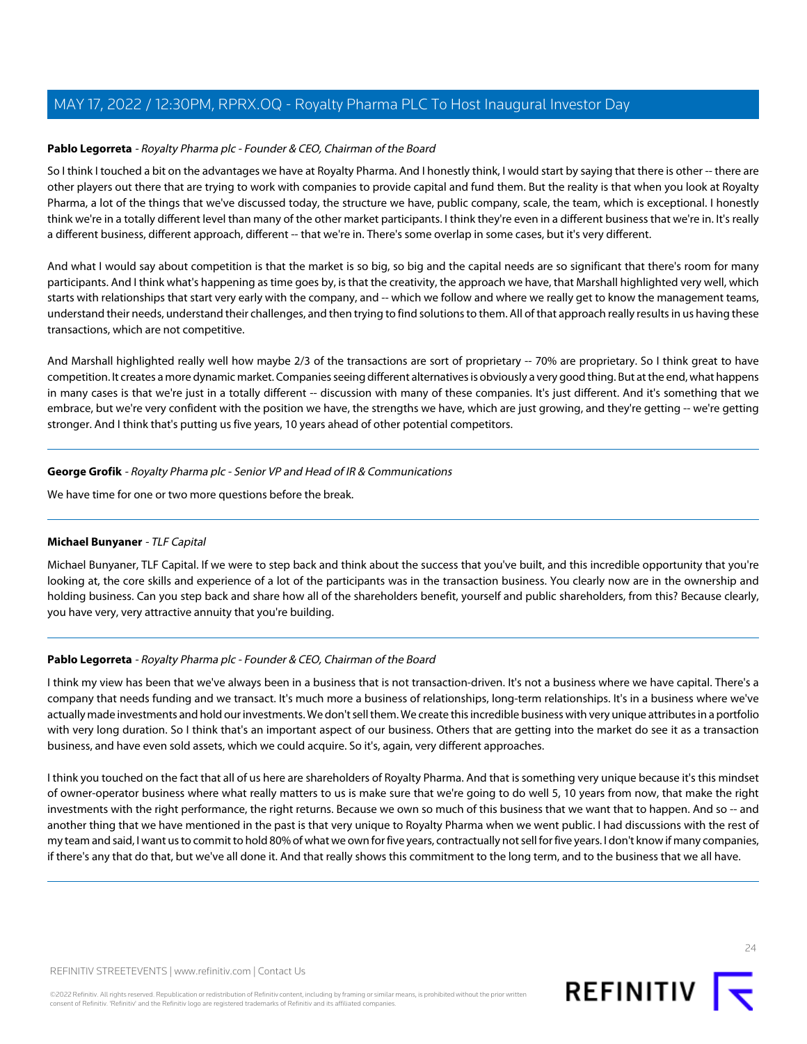**Pablo Legorreta** - *Royalty Pharma plc - Founder & CEO, Chairman of the Board*

So I think I touched a bit on the advantages we have at Royalty Pharma. And I honestly think, I would start by saying that there is other -- there are other players out there that are trying to work with companies to provide capital and fund them. But the reality is that when you look at Royalty Pharma, a lot of the things that we've discussed today, the structure we have, public company, scale, the team, which is exceptional. I honestly think we're in a totally different level than many of the other market participants. I think they're even in a different business that we're in. It's really a different business, different approach, different -- that we're in. There's some overlap in some cases, but it's very different.

And what I would say about competition is that the market is so big, so big and the capital needs are so significant that there's room for many participants. And I think what's happening as time goes by, is that the creativity, the approach we have, that Marshall highlighted very well, which starts with relationships that start very early with the company, and -- which we follow and where we really get to know the management teams, understand their needs, understand their challenges, and then trying to find solutions to them. All of that approach really results in us having these transactions, which are not competitive.

And Marshall highlighted really well how maybe 2/3 of the transactions are sort of proprietary -- 70% are proprietary. So I think great to have competition. It creates a more dynamic market. Companies seeing different alternatives is obviously a very good thing. But at the end, what happens in many cases is that we're just in a totally different -- discussion with many of these companies. It's just different. And it's something that we embrace, but we're very confident with the position we have, the strengths we have, which are just growing, and they're getting -- we're getting stronger. And I think that's putting us five years, 10 years ahead of other potential competitors.

---

**George Grofik** - *Royalty Pharma plc - Senior VP and Head of IR & Communications*

We have time for one or two more questions before the break.

---

**Michael Bunyaner** - *TLF Capital*

Michael Bunyaner, TLF Capital. If we were to step back and think about the success that you've built, and this incredible opportunity that you're looking at, the core skills and experience of a lot of the participants was in the transaction business. You clearly now are in the ownership and holding business. Can you step back and share how all of the shareholders benefit, yourself and public shareholders, from this? Because clearly, you have very, very attractive annuity that you're building.

---

**Pablo Legorreta** - *Royalty Pharma plc - Founder & CEO, Chairman of the Board*

I think my view has been that we've always been in a business that is not transaction-driven. It's not a business where we have capital. There's a company that needs funding and we transact. It's much more a business of relationships, long-term relationships. It's in a business where we've actually made investments and hold our investments. We don't sell them. We create this incredible business with very unique attributes in a portfolio with very long duration. So I think that's an important aspect of our business. Others that are getting into the market do see it as a transaction business, and have even sold assets, which we could acquire. So it's, again, very different approaches.

I think you touched on the fact that all of us here are shareholders of Royalty Pharma. And that is something very unique because it's this mindset of owner-operator business where what really matters to us is make sure that we're going to do well 5, 10 years from now, that make the right investments with the right performance, the right returns. Because we own so much of this business that we want that to happen. And so -- and another thing that we have mentioned in the past is that very unique to Royalty Pharma when we went public. I had discussions with the rest of my team and said, I want us to commit to hold 80% of what we own for five years, contractually not sell for five years. I don't know if many companies, if there's any that do that, but we've all done it. And that really shows this commitment to the long term, and to the business that we all have.

---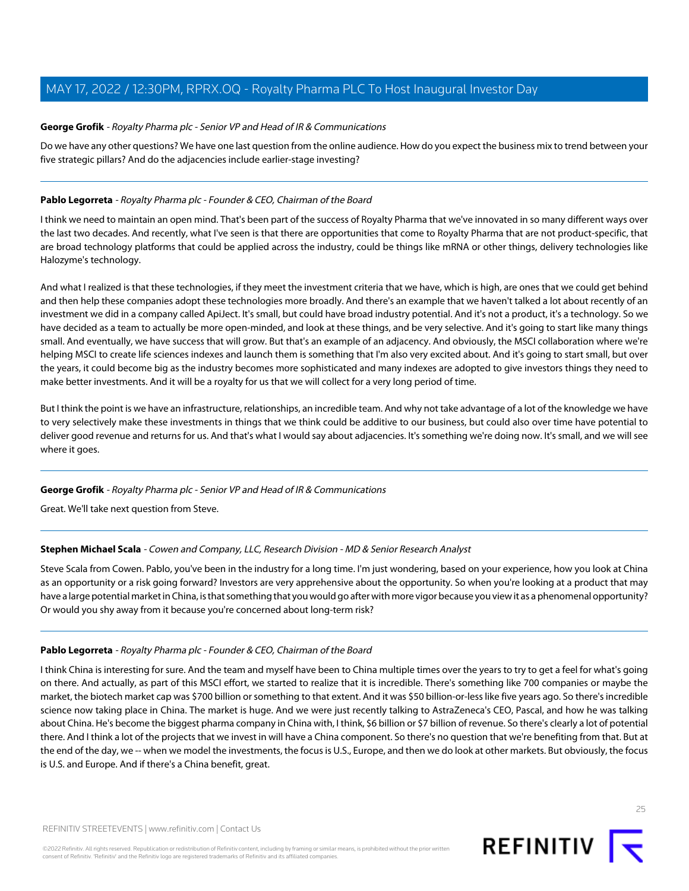**George Grofik** - *Royalty Pharma plc - Senior VP and Head of IR & Communications*

Do we have any other questions? We have one last question from the online audience. How do you expect the business mix to trend between your five strategic pillars? And do the adjacencies include earlier-stage investing?

---

**Pablo Legorreta** - *Royalty Pharma plc - Founder & CEO, Chairman of the Board*

I think we need to maintain an open mind. That's been part of the success of Royalty Pharma that we've innovated in so many different ways over the last two decades. And recently, what I've seen is that there are opportunities that come to Royalty Pharma that are not product-specific, that are broad technology platforms that could be applied across the industry, could be things like mRNA or other things, delivery technologies like Halozyme's technology.

And what I realized is that these technologies, if they meet the investment criteria that we have, which is high, are ones that we could get behind and then help these companies adopt these technologies more broadly. And there's an example that we haven't talked a lot about recently of an investment we did in a company called ApiJect. It's small, but could have broad industry potential. And it's not a product, it's a technology. So we have decided as a team to actually be more open-minded, and look at these things, and be very selective. And it's going to start like many things small. And eventually, we have success that will grow. But that's an example of an adjacency. And obviously, the MSCI collaboration where we're helping MSCI to create life sciences indexes and launch them is something that I'm also very excited about. And it's going to start small, but over the years, it could become big as the industry becomes more sophisticated and many indexes are adopted to give investors things they need to make better investments. And it will be a royalty for us that we will collect for a very long period of time.

But I think the point is we have an infrastructure, relationships, an incredible team. And why not take advantage of a lot of the knowledge we have to very selectively make these investments in things that we think could be additive to our business, but could also over time have potential to deliver good revenue and returns for us. And that's what I would say about adjacencies. It's something we're doing now. It's small, and we will see where it goes.

---

**George Grofik** - *Royalty Pharma plc - Senior VP and Head of IR & Communications*

Great. We'll take next question from Steve.

---

**Stephen Michael Scala** - *Cowen and Company, LLC, Research Division - MD & Senior Research Analyst*

Steve Scala from Cowen. Pablo, you've been in the industry for a long time. I'm just wondering, based on your experience, how you look at China as an opportunity or a risk going forward? Investors are very apprehensive about the opportunity. So when you're looking at a product that may have a large potential market in China, is that something that you would go after with more vigor because you view it as a phenomenal opportunity? Or would you shy away from it because you're concerned about long-term risk?

---

**Pablo Legorreta** - *Royalty Pharma plc - Founder & CEO, Chairman of the Board*

I think China is interesting for sure. And the team and myself have been to China multiple times over the years to try to get a feel for what's going on there. And actually, as part of this MSCI effort, we started to realize that it is incredible. There's something like 700 companies or maybe the market, the biotech market cap was $700 billion or something to that extent. And it was $50 billion-or-less like five years ago. So there's incredible science now taking place in China. The market is huge. And we were just recently talking to AstraZeneca's CEO, Pascal, and how he was talking about China. He's become the biggest pharma company in China with, I think, $6 billion or $7 billion of revenue. So there's clearly a lot of potential there. And I think a lot of the projects that we invest in will have a China component. So there's no question that we're benefiting from that. But at the end of the day, we -- when we model the investments, the focus is U.S., Europe, and then we do look at other markets. But obviously, the focus is U.S. and Europe. And if there's a China benefit, great.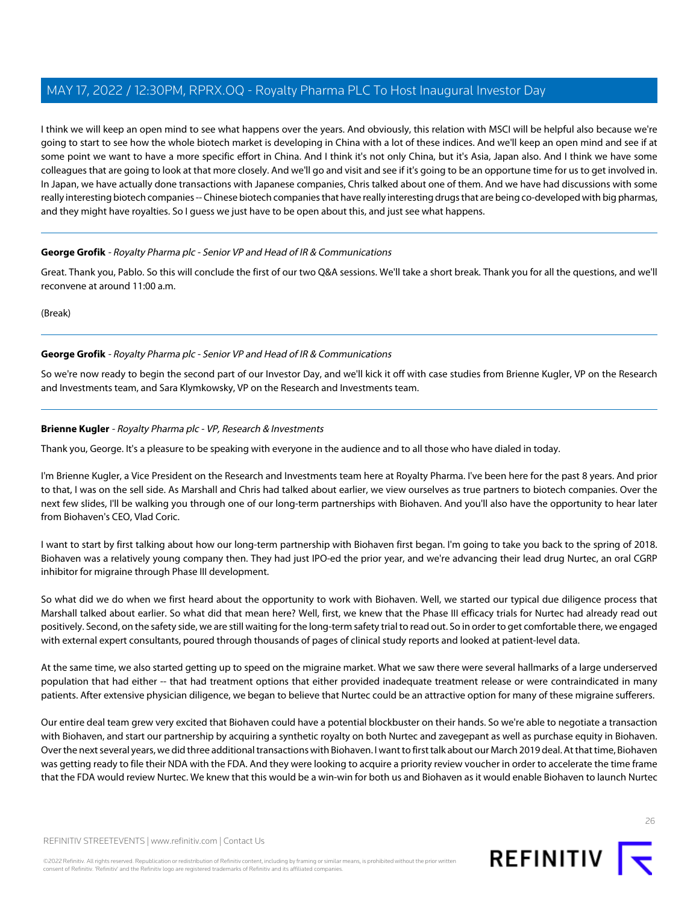I think we will keep an open mind to see what happens over the years. And obviously, this relation with MSCI will be helpful also because we're going to start to see how the whole biotech market is developing in China with a lot of these indices. And we'll keep an open mind and see if at some point we want to have a more specific effort in China. And I think it's not only China, but it's Asia, Japan also. And I think we have some colleagues that are going to look at that more closely. And we'll go and visit and see if it's going to be an opportune time for us to get involved in. In Japan, we have actually done transactions with Japanese companies, Chris talked about one of them. And we have had discussions with some really interesting biotech companies -- Chinese biotech companies that have really interesting drugs that are being co-developed with big pharmas, and they might have royalties. So I guess we just have to be open about this, and just see what happens.

---

**George Grofik** - *Royalty Pharma plc - Senior VP and Head of IR & Communications*

Great. Thank you, Pablo. So this will conclude the first of our two Q&A sessions. We'll take a short break. Thank you for all the questions, and we'll reconvene at around 11:00 a.m.

(Break)

---

**George Grofik** - *Royalty Pharma plc - Senior VP and Head of IR & Communications*

So we're now ready to begin the second part of our Investor Day, and we'll kick it off with case studies from Brienne Kugler, VP on the Research and Investments team, and Sara Klymkowsky, VP on the Research and Investments team.

---

**Brienne Kugler** - *Royalty Pharma plc - VP, Research & Investments*

Thank you, George. It's a pleasure to be speaking with everyone in the audience and to all those who have dialed in today.

I'm Brienne Kugler, a Vice President on the Research and Investments team here at Royalty Pharma. I've been here for the past 8 years. And prior to that, I was on the sell side. As Marshall and Chris had talked about earlier, we view ourselves as true partners to biotech companies. Over the next few slides, I'll be walking you through one of our long-term partnerships with Biohaven. And you'll also have the opportunity to hear later from Biohaven's CEO, Vlad Coric.

I want to start by first talking about how our long-term partnership with Biohaven first began. I'm going to take you back to the spring of 2018. Biohaven was a relatively young company then. They had just IPO-ed the prior year, and we're advancing their lead drug Nurtec, an oral CGRP inhibitor for migraine through Phase III development.

So what did we do when we first heard about the opportunity to work with Biohaven. Well, we started our typical due diligence process that Marshall talked about earlier. So what did that mean here? Well, first, we knew that the Phase III efficacy trials for Nurtec had already read out positively. Second, on the safety side, we are still waiting for the long-term safety trial to read out. So in order to get comfortable there, we engaged with external expert consultants, poured through thousands of pages of clinical study reports and looked at patient-level data.

At the same time, we also started getting up to speed on the migraine market. What we saw there were several hallmarks of a large underserved population that had either -- that had treatment options that either provided inadequate treatment release or were contraindicated in many patients. After extensive physician diligence, we began to believe that Nurtec could be an attractive option for many of these migraine sufferers.

Our entire deal team grew very excited that Biohaven could have a potential blockbuster on their hands. So we're able to negotiate a transaction with Biohaven, and start our partnership by acquiring a synthetic royalty on both Nurtec and zavegepant as well as purchase equity in Biohaven. Over the next several years, we did three additional transactions with Biohaven. I want to first talk about our March 2019 deal. At that time, Biohaven was getting ready to file their NDA with the FDA. And they were looking to acquire a priority review voucher in order to accelerate the time frame that the FDA would review Nurtec. We knew that this would be a win-win for both us and Biohaven as it would enable Biohaven to launch Nurtec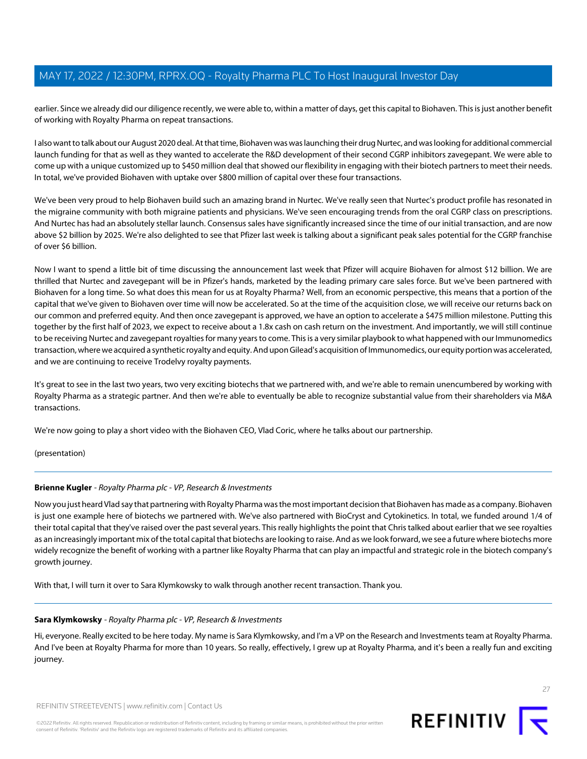earlier. Since we already did our diligence recently, we were able to, within a matter of days, get this capital to Biohaven. This is just another benefit of working with Royalty Pharma on repeat transactions.

I also want to talk about our August 2020 deal. At that time, Biohaven was was launching their drug Nurtec, and was looking for additional commercial launch funding for that as well as they wanted to accelerate the R&D development of their second CGRP inhibitors zavegepant. We were able to come up with a unique customized up to $450 million deal that showed our flexibility in engaging with their biotech partners to meet their needs. In total, we've provided Biohaven with uptake over $800 million of capital over these four transactions.

We've been very proud to help Biohaven build such an amazing brand in Nurtec. We've really seen that Nurtec's product profile has resonated in the migraine community with both migraine patients and physicians. We've seen encouraging trends from the oral CGRP class on prescriptions. And Nurtec has had an absolutely stellar launch. Consensus sales have significantly increased since the time of our initial transaction, and are now above $2 billion by 2025. We're also delighted to see that Pfizer last week is talking about a significant peak sales potential for the CGRP franchise of over $6 billion.

Now I want to spend a little bit of time discussing the announcement last week that Pfizer will acquire Biohaven for almost $12 billion. We are thrilled that Nurtec and zavegepant will be in Pfizer's hands, marketed by the leading primary care sales force. But we've been partnered with Biohaven for a long time. So what does this mean for us at Royalty Pharma? Well, from an economic perspective, this means that a portion of the capital that we've given to Biohaven over time will now be accelerated. So at the time of the acquisition close, we will receive our returns back on our common and preferred equity. And then once zavegepant is approved, we have an option to accelerate a $475 million milestone. Putting this together by the first half of 2023, we expect to receive about a 1.8x cash on cash return on the investment. And importantly, we will still continue to be receiving Nurtec and zavegepant royalties for many years to come. This is a very similar playbook to what happened with our Immunomedics transaction, where we acquired a synthetic royalty and equity. And upon Gilead's acquisition of Immunomedics, our equity portion was accelerated, and we are continuing to receive Trodelvy royalty payments.

It's great to see in the last two years, two very exciting biotechs that we partnered with, and we're able to remain unencumbered by working with Royalty Pharma as a strategic partner. And then we're able to eventually be able to recognize substantial value from their shareholders via M&A transactions.

We're now going to play a short video with the Biohaven CEO, Vlad Coric, where he talks about our partnership.

(presentation)

---

**Brienne Kugler** - *Royalty Pharma plc - VP, Research & Investments*

Now you just heard Vlad say that partnering with Royalty Pharma was the most important decision that Biohaven has made as a company. Biohaven is just one example here of biotechs we partnered with. We've also partnered with BioCryst and Cytokinetics. In total, we funded around 1/4 of their total capital that they've raised over the past several years. This really highlights the point that Chris talked about earlier that we see royalties as an increasingly important mix of the total capital that biotechs are looking to raise. And as we look forward, we see a future where biotechs more widely recognize the benefit of working with a partner like Royalty Pharma that can play an impactful and strategic role in the biotech company's growth journey.

With that, I will turn it over to Sara Klymkowsky to walk through another recent transaction. Thank you.

---

**Sara Klymkowsky** - *Royalty Pharma plc - VP, Research & Investments*

Hi, everyone. Really excited to be here today. My name is Sara Klymkowsky, and I'm a VP on the Research and Investments team at Royalty Pharma. And I've been at Royalty Pharma for more than 10 years. So really, effectively, I grew up at Royalty Pharma, and it's been a really fun and exciting journey.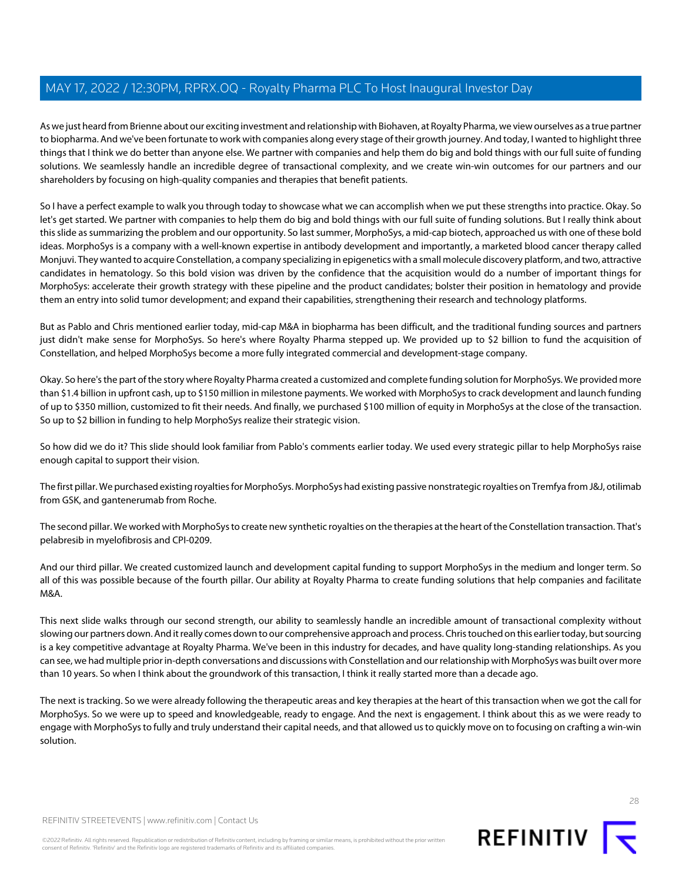As we just heard from Brienne about our exciting investment and relationship with Biohaven, at Royalty Pharma, we view ourselves as a true partner to biopharma. And we've been fortunate to work with companies along every stage of their growth journey. And today, I wanted to highlight three things that I think we do better than anyone else. We partner with companies and help them do big and bold things with our full suite of funding solutions. We seamlessly handle an incredible degree of transactional complexity, and we create win-win outcomes for our partners and our shareholders by focusing on high-quality companies and therapies that benefit patients.

So I have a perfect example to walk you through today to showcase what we can accomplish when we put these strengths into practice. Okay. So let's get started. We partner with companies to help them do big and bold things with our full suite of funding solutions. But I really think about this slide as summarizing the problem and our opportunity. So last summer, MorphoSys, a mid-cap biotech, approached us with one of these bold ideas. MorphoSys is a company with a well-known expertise in antibody development and importantly, a marketed blood cancer therapy called Monjuvi. They wanted to acquire Constellation, a company specializing in epigenetics with a small molecule discovery platform, and two, attractive candidates in hematology. So this bold vision was driven by the confidence that the acquisition would do a number of important things for MorphoSys: accelerate their growth strategy with these pipeline and the product candidates; bolster their position in hematology and provide them an entry into solid tumor development; and expand their capabilities, strengthening their research and technology platforms.

But as Pablo and Chris mentioned earlier today, mid-cap M&A in biopharma has been difficult, and the traditional funding sources and partners just didn't make sense for MorphoSys. So here's where Royalty Pharma stepped up. We provided up to $2 billion to fund the acquisition of Constellation, and helped MorphoSys become a more fully integrated commercial and development-stage company.

Okay. So here's the part of the story where Royalty Pharma created a customized and complete funding solution for MorphoSys. We provided more than $1.4 billion in upfront cash, up to $150 million in milestone payments. We worked with MorphoSys to crack development and launch funding of up to $350 million, customized to fit their needs. And finally, we purchased $100 million of equity in MorphoSys at the close of the transaction. So up to $2 billion in funding to help MorphoSys realize their strategic vision.

So how did we do it? This slide should look familiar from Pablo's comments earlier today. We used every strategic pillar to help MorphoSys raise enough capital to support their vision.

The first pillar. We purchased existing royalties for MorphoSys. MorphoSys had existing passive nonstrategic royalties on Tremfya from J&J, otilimab from GSK, and gantenerumab from Roche.

The second pillar. We worked with MorphoSys to create new synthetic royalties on the therapies at the heart of the Constellation transaction. That's pelabresib in myelofibrosis and CPI-0209.

And our third pillar. We created customized launch and development capital funding to support MorphoSys in the medium and longer term. So all of this was possible because of the fourth pillar. Our ability at Royalty Pharma to create funding solutions that help companies and facilitate M&A.

This next slide walks through our second strength, our ability to seamlessly handle an incredible amount of transactional complexity without slowing our partners down. And it really comes down to our comprehensive approach and process. Chris touched on this earlier today, but sourcing is a key competitive advantage at Royalty Pharma. We've been in this industry for decades, and have quality long-standing relationships. As you can see, we had multiple prior in-depth conversations and discussions with Constellation and our relationship with MorphoSys was built over more than 10 years. So when I think about the groundwork of this transaction, I think it really started more than a decade ago.

The next is tracking. So we were already following the therapeutic areas and key therapies at the heart of this transaction when we got the call for MorphoSys. So we were up to speed and knowledgeable, ready to engage. And the next is engagement. I think about this as we were ready to engage with MorphoSys to fully and truly understand their capital needs, and that allowed us to quickly move on to focusing on crafting a win-win solution.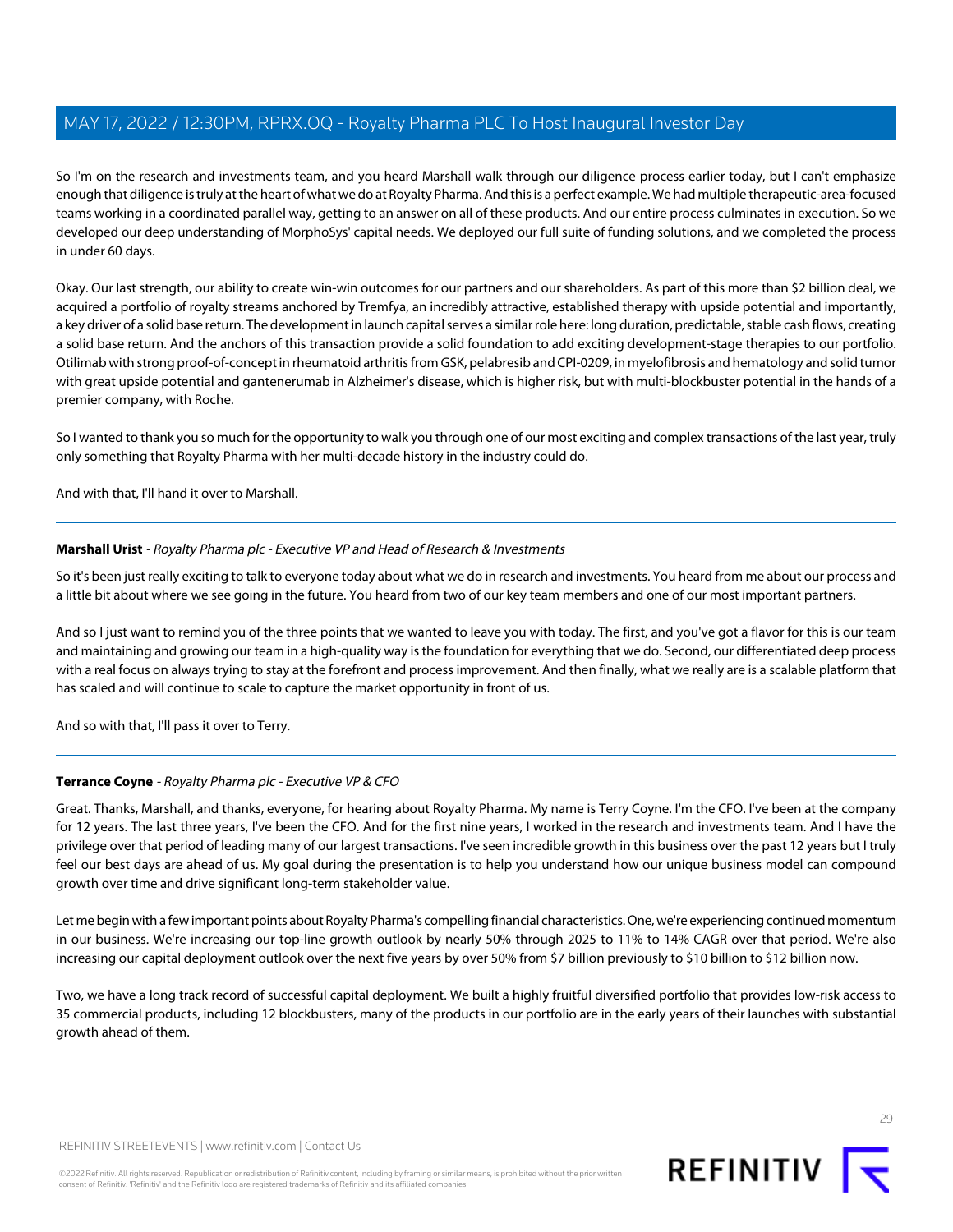So I'm on the research and investments team, and you heard Marshall walk through our diligence process earlier today, but I can't emphasize enough that diligence is truly at the heart of what we do at Royalty Pharma. And this is a perfect example. We had multiple therapeutic-area-focused teams working in a coordinated parallel way, getting to an answer on all of these products. And our entire process culminates in execution. So we developed our deep understanding of MorphoSys' capital needs. We deployed our full suite of funding solutions, and we completed the process in under 60 days.

Okay. Our last strength, our ability to create win-win outcomes for our partners and our shareholders. As part of this more than $2 billion deal, we acquired a portfolio of royalty streams anchored by Tremfya, an incredibly attractive, established therapy with upside potential and importantly, a key driver of a solid base return. The development in launch capital serves a similar role here: long duration, predictable, stable cash flows, creating a solid base return. And the anchors of this transaction provide a solid foundation to add exciting development-stage therapies to our portfolio. Otilimab with strong proof-of-concept in rheumatoid arthritis from GSK, pelabresib and CPI-0209, in myelofibrosis and hematology and solid tumor with great upside potential and gantenerumab in Alzheimer's disease, which is higher risk, but with multi-blockbuster potential in the hands of a premier company, with Roche.

So I wanted to thank you so much for the opportunity to walk you through one of our most exciting and complex transactions of the last year, truly only something that Royalty Pharma with her multi-decade history in the industry could do.

And with that, I'll hand it over to Marshall.

---

**Marshall Urist** - *Royalty Pharma plc - Executive VP and Head of Research & Investments*

So it's been just really exciting to talk to everyone today about what we do in research and investments. You heard from me about our process and a little bit about where we see going in the future. You heard from two of our key team members and one of our most important partners.

And so I just want to remind you of the three points that we wanted to leave you with today. The first, and you've got a flavor for this is our team and maintaining and growing our team in a high-quality way is the foundation for everything that we do. Second, our differentiated deep process with a real focus on always trying to stay at the forefront and process improvement. And then finally, what we really are is a scalable platform that has scaled and will continue to scale to capture the market opportunity in front of us.

And so with that, I'll pass it over to Terry.

---

**Terrance Coyne** - *Royalty Pharma plc - Executive VP & CFO*

Great. Thanks, Marshall, and thanks, everyone, for hearing about Royalty Pharma. My name is Terry Coyne. I'm the CFO. I've been at the company for 12 years. The last three years, I've been the CFO. And for the first nine years, I worked in the research and investments team. And I have the privilege over that period of leading many of our largest transactions. I've seen incredible growth in this business over the past 12 years but I truly feel our best days are ahead of us. My goal during the presentation is to help you understand how our unique business model can compound growth over time and drive significant long-term stakeholder value.

Let me begin with a few important points about Royalty Pharma's compelling financial characteristics. One, we're experiencing continued momentum in our business. We're increasing our top-line growth outlook by nearly 50% through 2025 to 11% to 14% CAGR over that period. We're also increasing our capital deployment outlook over the next five years by over 50% from $7 billion previously to $10 billion to $12 billion now.

Two, we have a long track record of successful capital deployment. We built a highly fruitful diversified portfolio that provides low-risk access to 35 commercial products, including 12 blockbusters, many of the products in our portfolio are in the early years of their launches with substantial growth ahead of them.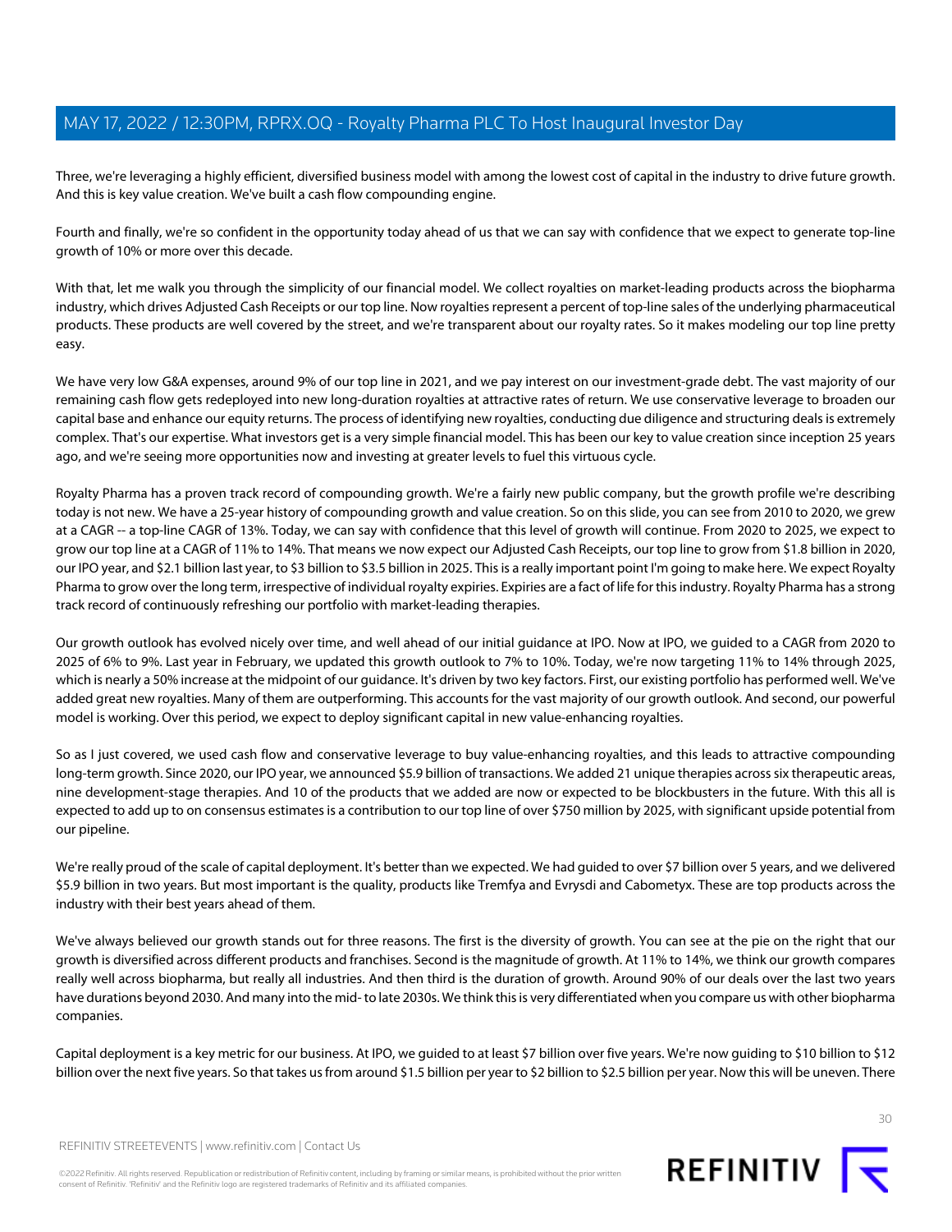Three, we're leveraging a highly efficient, diversified business model with among the lowest cost of capital in the industry to drive future growth. And this is key value creation. We've built a cash flow compounding engine.

Fourth and finally, we're so confident in the opportunity today ahead of us that we can say with confidence that we expect to generate top-line growth of 10% or more over this decade.

With that, let me walk you through the simplicity of our financial model. We collect royalties on market-leading products across the biopharma industry, which drives Adjusted Cash Receipts or our top line. Now royalties represent a percent of top-line sales of the underlying pharmaceutical products. These products are well covered by the street, and we're transparent about our royalty rates. So it makes modeling our top line pretty easy.

We have very low G&A expenses, around 9% of our top line in 2021, and we pay interest on our investment-grade debt. The vast majority of our remaining cash flow gets redeployed into new long-duration royalties at attractive rates of return. We use conservative leverage to broaden our capital base and enhance our equity returns. The process of identifying new royalties, conducting due diligence and structuring deals is extremely complex. That's our expertise. What investors get is a very simple financial model. This has been our key to value creation since inception 25 years ago, and we're seeing more opportunities now and investing at greater levels to fuel this virtuous cycle.

Royalty Pharma has a proven track record of compounding growth. We're a fairly new public company, but the growth profile we're describing today is not new. We have a 25-year history of compounding growth and value creation. So on this slide, you can see from 2010 to 2020, we grew at a CAGR -- a top-line CAGR of 13%. Today, we can say with confidence that this level of growth will continue. From 2020 to 2025, we expect to grow our top line at a CAGR of 11% to 14%. That means we now expect our Adjusted Cash Receipts, our top line to grow from $1.8 billion in 2020, our IPO year, and $2.1 billion last year, to $3 billion to $3.5 billion in 2025. This is a really important point I'm going to make here. We expect Royalty Pharma to grow over the long term, irrespective of individual royalty expiries. Expiries are a fact of life for this industry. Royalty Pharma has a strong track record of continuously refreshing our portfolio with market-leading therapies.

Our growth outlook has evolved nicely over time, and well ahead of our initial guidance at IPO. Now at IPO, we guided to a CAGR from 2020 to 2025 of 6% to 9%. Last year in February, we updated this growth outlook to 7% to 10%. Today, we're now targeting 11% to 14% through 2025, which is nearly a 50% increase at the midpoint of our guidance. It's driven by two key factors. First, our existing portfolio has performed well. We've added great new royalties. Many of them are outperforming. This accounts for the vast majority of our growth outlook. And second, our powerful model is working. Over this period, we expect to deploy significant capital in new value-enhancing royalties.

So as I just covered, we used cash flow and conservative leverage to buy value-enhancing royalties, and this leads to attractive compounding long-term growth. Since 2020, our IPO year, we announced $5.9 billion of transactions. We added 21 unique therapies across six therapeutic areas, nine development-stage therapies. And 10 of the products that we added are now or expected to be blockbusters in the future. With this all is expected to add up to on consensus estimates is a contribution to our top line of over $750 million by 2025, with significant upside potential from our pipeline.

We're really proud of the scale of capital deployment. It's better than we expected. We had guided to over $7 billion over 5 years, and we delivered $5.9 billion in two years. But most important is the quality, products like Tremfya and Evrysdi and Cabometyx. These are top products across the industry with their best years ahead of them.

We've always believed our growth stands out for three reasons. The first is the diversity of growth. You can see at the pie on the right that our growth is diversified across different products and franchises. Second is the magnitude of growth. At 11% to 14%, we think our growth compares really well across biopharma, but really all industries. And then third is the duration of growth. Around 90% of our deals over the last two years have durations beyond 2030. And many into the mid- to late 2030s. We think this is very differentiated when you compare us with other biopharma companies.

Capital deployment is a key metric for our business. At IPO, we guided to at least $7 billion over five years. We're now guiding to $10 billion to $12 billion over the next five years. So that takes us from around $1.5 billion per year to $2 billion to $2.5 billion per year. Now this will be uneven. There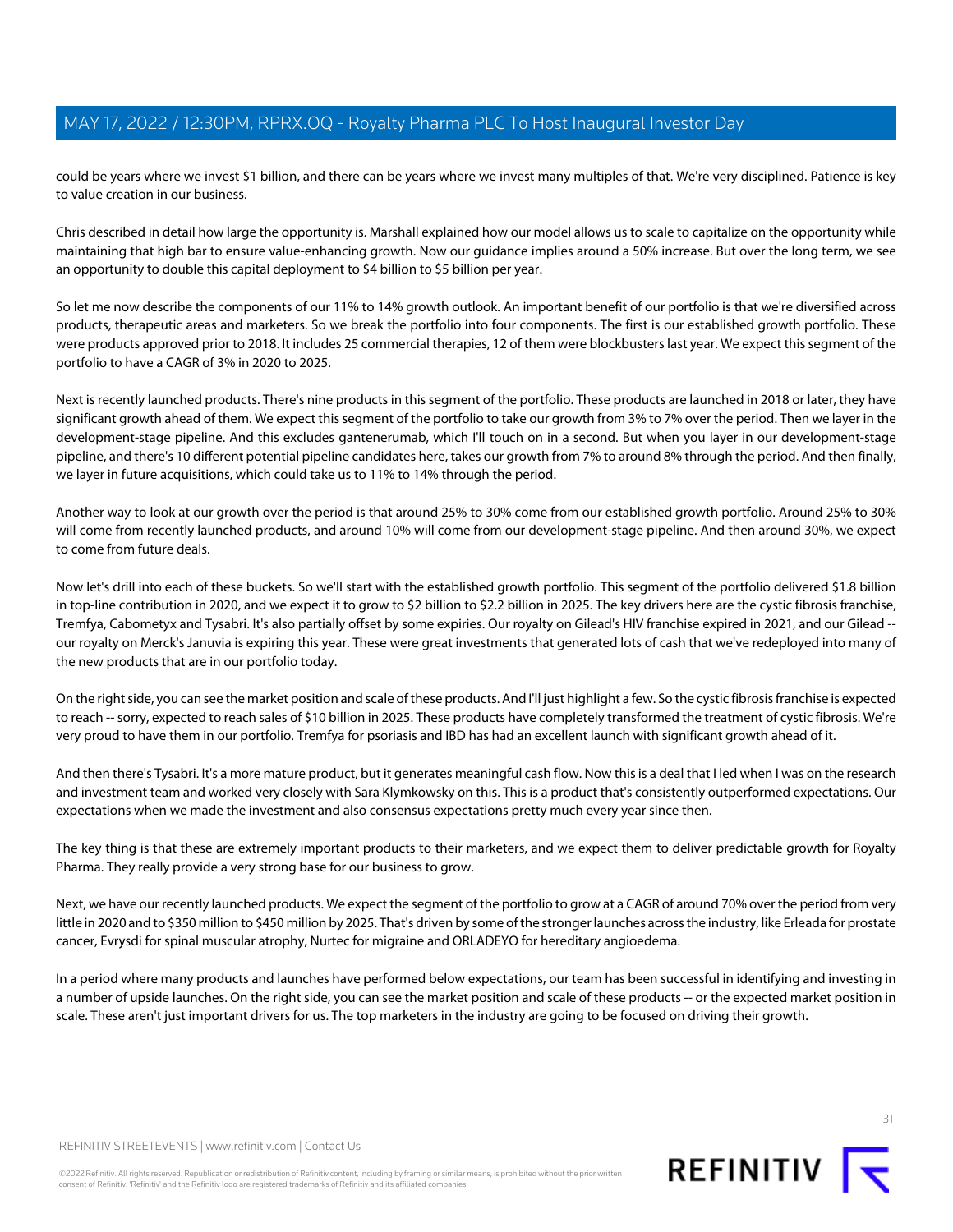could be years where we invest $1 billion, and there can be years where we invest many multiples of that. We're very disciplined. Patience is key to value creation in our business.

Chris described in detail how large the opportunity is. Marshall explained how our model allows us to scale to capitalize on the opportunity while maintaining that high bar to ensure value-enhancing growth. Now our guidance implies around a 50% increase. But over the long term, we see an opportunity to double this capital deployment to $4 billion to $5 billion per year.

So let me now describe the components of our 11% to 14% growth outlook. An important benefit of our portfolio is that we're diversified across products, therapeutic areas and marketers. So we break the portfolio into four components. The first is our established growth portfolio. These were products approved prior to 2018. It includes 25 commercial therapies, 12 of them were blockbusters last year. We expect this segment of the portfolio to have a CAGR of 3% in 2020 to 2025.

Next is recently launched products. There's nine products in this segment of the portfolio. These products are launched in 2018 or later, they have significant growth ahead of them. We expect this segment of the portfolio to take our growth from 3% to 7% over the period. Then we layer in the development-stage pipeline. And this excludes gantenerumab, which I'll touch on in a second. But when you layer in our development-stage pipeline, and there's 10 different potential pipeline candidates here, takes our growth from 7% to around 8% through the period. And then finally, we layer in future acquisitions, which could take us to 11% to 14% through the period.

Another way to look at our growth over the period is that around 25% to 30% come from our established growth portfolio. Around 25% to 30% will come from recently launched products, and around 10% will come from our development-stage pipeline. And then around 30%, we expect to come from future deals.

Now let's drill into each of these buckets. So we'll start with the established growth portfolio. This segment of the portfolio delivered $1.8 billion in top-line contribution in 2020, and we expect it to grow to $2 billion to $2.2 billion in 2025. The key drivers here are the cystic fibrosis franchise, Tremfya, Cabometyx and Tysabri. It's also partially offset by some expiries. Our royalty on Gilead's HIV franchise expired in 2021, and our Gilead -- our royalty on Merck's Januvia is expiring this year. These were great investments that generated lots of cash that we've redeployed into many of the new products that are in our portfolio today.

On the right side, you can see the market position and scale of these products. And I'll just highlight a few. So the cystic fibrosis franchise is expected to reach -- sorry, expected to reach sales of $10 billion in 2025. These products have completely transformed the treatment of cystic fibrosis. We're very proud to have them in our portfolio. Tremfya for psoriasis and IBD has had an excellent launch with significant growth ahead of it.

And then there's Tysabri. It's a more mature product, but it generates meaningful cash flow. Now this is a deal that I led when I was on the research and investment team and worked very closely with Sara Klymkowsky on this. This is a product that's consistently outperformed expectations. Our expectations when we made the investment and also consensus expectations pretty much every year since then.

The key thing is that these are extremely important products to their marketers, and we expect them to deliver predictable growth for Royalty Pharma. They really provide a very strong base for our business to grow.

Next, we have our recently launched products. We expect the segment of the portfolio to grow at a CAGR of around 70% over the period from very little in 2020 and to $350 million to $450 million by 2025. That's driven by some of the stronger launches across the industry, like Erleada for prostate cancer, Evrysdi for spinal muscular atrophy, Nurtec for migraine and ORLADEYO for hereditary angioedema.

In a period where many products and launches have performed below expectations, our team has been successful in identifying and investing in a number of upside launches. On the right side, you can see the market position and scale of these products -- or the expected market position in scale. These aren't just important drivers for us. The top marketers in the industry are going to be focused on driving their growth.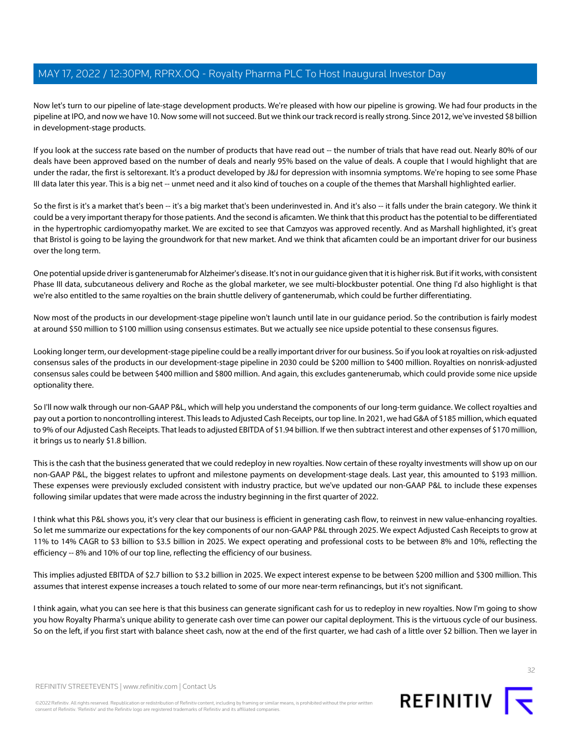Now let's turn to our pipeline of late-stage development products. We're pleased with how our pipeline is growing. We had four products in the pipeline at IPO, and now we have 10. Now some will not succeed. But we think our track record is really strong. Since 2012, we've invested $8 billion in development-stage products.

If you look at the success rate based on the number of products that have read out -- the number of trials that have read out. Nearly 80% of our deals have been approved based on the number of deals and nearly 95% based on the value of deals. A couple that I would highlight that are under the radar, the first is seltorexant. It's a product developed by J&J for depression with insomnia symptoms. We're hoping to see some Phase III data later this year. This is a big net -- unmet need and it also kind of touches on a couple of the themes that Marshall highlighted earlier.

So the first is it's a market that's been -- it's a big market that's been underinvested in. And it's also -- it falls under the brain category. We think it could be a very important therapy for those patients. And the second is aficamten. We think that this product has the potential to be differentiated in the hypertrophic cardiomyopathy market. We are excited to see that Camzyos was approved recently. And as Marshall highlighted, it's great that Bristol is going to be laying the groundwork for that new market. And we think that aficamten could be an important driver for our business over the long term.

One potential upside driver is gantenerumab for Alzheimer's disease. It's not in our guidance given that it is higher risk. But if it works, with consistent Phase III data, subcutaneous delivery and Roche as the global marketer, we see multi-blockbuster potential. One thing I'd also highlight is that we're also entitled to the same royalties on the brain shuttle delivery of gantenerumab, which could be further differentiating.

Now most of the products in our development-stage pipeline won't launch until late in our guidance period. So the contribution is fairly modest at around $50 million to $100 million using consensus estimates. But we actually see nice upside potential to these consensus figures.

Looking longer term, our development-stage pipeline could be a really important driver for our business. So if you look at royalties on risk-adjusted consensus sales of the products in our development-stage pipeline in 2030 could be $200 million to $400 million. Royalties on nonrisk-adjusted consensus sales could be between $400 million and $800 million. And again, this excludes gantenerumab, which could provide some nice upside optionality there.

So I'll now walk through our non-GAAP P&L, which will help you understand the components of our long-term guidance. We collect royalties and pay out a portion to noncontrolling interest. This leads to Adjusted Cash Receipts, our top line. In 2021, we had G&A of $185 million, which equated to 9% of our Adjusted Cash Receipts. That leads to adjusted EBITDA of $1.94 billion. If we then subtract interest and other expenses of $170 million, it brings us to nearly $1.8 billion.

This is the cash that the business generated that we could redeploy in new royalties. Now certain of these royalty investments will show up on our non-GAAP P&L, the biggest relates to upfront and milestone payments on development-stage deals. Last year, this amounted to $193 million. These expenses were previously excluded consistent with industry practice, but we've updated our non-GAAP P&L to include these expenses following similar updates that were made across the industry beginning in the first quarter of 2022.

I think what this P&L shows you, it's very clear that our business is efficient in generating cash flow, to reinvest in new value-enhancing royalties. So let me summarize our expectations for the key components of our non-GAAP P&L through 2025. We expect Adjusted Cash Receipts to grow at 11% to 14% CAGR to $3 billion to $3.5 billion in 2025. We expect operating and professional costs to be between 8% and 10%, reflecting the efficiency -- 8% and 10% of our top line, reflecting the efficiency of our business.

This implies adjusted EBITDA of $2.7 billion to $3.2 billion in 2025. We expect interest expense to be between $200 million and $300 million. This assumes that interest expense increases a touch related to some of our more near-term refinancings, but it's not significant.

I think again, what you can see here is that this business can generate significant cash for us to redeploy in new royalties. Now I'm going to show you how Royalty Pharma's unique ability to generate cash over time can power our capital deployment. This is the virtuous cycle of our business. So on the left, if you first start with balance sheet cash, now at the end of the first quarter, we had cash of a little over $2 billion. Then we layer in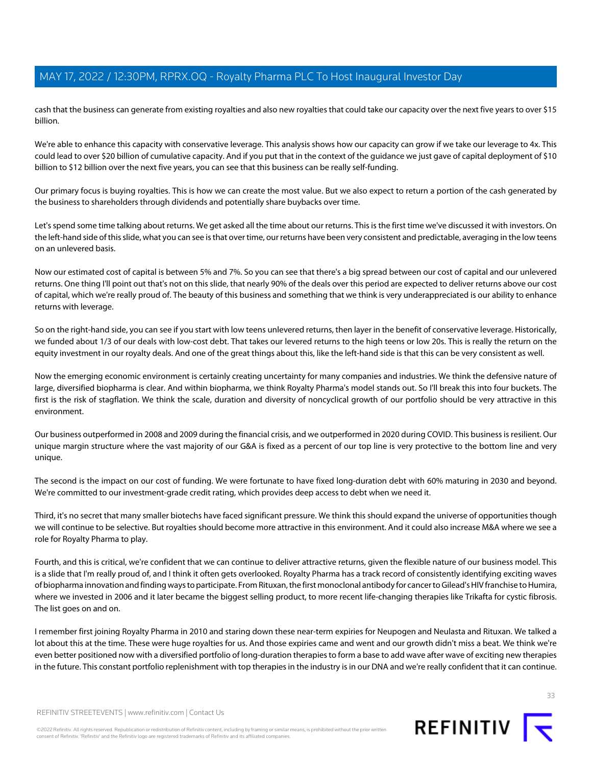cash that the business can generate from existing royalties and also new royalties that could take our capacity over the next five years to over $15 billion.

We're able to enhance this capacity with conservative leverage. This analysis shows how our capacity can grow if we take our leverage to 4x. This could lead to over $20 billion of cumulative capacity. And if you put that in the context of the guidance we just gave of capital deployment of $10 billion to $12 billion over the next five years, you can see that this business can be really self-funding.

Our primary focus is buying royalties. This is how we can create the most value. But we also expect to return a portion of the cash generated by the business to shareholders through dividends and potentially share buybacks over time.

Let's spend some time talking about returns. We get asked all the time about our returns. This is the first time we've discussed it with investors. On the left-hand side of this slide, what you can see is that over time, our returns have been very consistent and predictable, averaging in the low teens on an unlevered basis.

Now our estimated cost of capital is between 5% and 7%. So you can see that there's a big spread between our cost of capital and our unlevered returns. One thing I'll point out that's not on this slide, that nearly 90% of the deals over this period are expected to deliver returns above our cost of capital, which we're really proud of. The beauty of this business and something that we think is very underappreciated is our ability to enhance returns with leverage.

So on the right-hand side, you can see if you start with low teens unlevered returns, then layer in the benefit of conservative leverage. Historically, we funded about 1/3 of our deals with low-cost debt. That takes our levered returns to the high teens or low 20s. This is really the return on the equity investment in our royalty deals. And one of the great things about this, like the left-hand side is that this can be very consistent as well.

Now the emerging economic environment is certainly creating uncertainty for many companies and industries. We think the defensive nature of large, diversified biopharma is clear. And within biopharma, we think Royalty Pharma's model stands out. So I'll break this into four buckets. The first is the risk of stagflation. We think the scale, duration and diversity of noncyclical growth of our portfolio should be very attractive in this environment.

Our business outperformed in 2008 and 2009 during the financial crisis, and we outperformed in 2020 during COVID. This business is resilient. Our unique margin structure where the vast majority of our G&A is fixed as a percent of our top line is very protective to the bottom line and very unique.

The second is the impact on our cost of funding. We were fortunate to have fixed long-duration debt with 60% maturing in 2030 and beyond. We're committed to our investment-grade credit rating, which provides deep access to debt when we need it.

Third, it's no secret that many smaller biotechs have faced significant pressure. We think this should expand the universe of opportunities though we will continue to be selective. But royalties should become more attractive in this environment. And it could also increase M&A where we see a role for Royalty Pharma to play.

Fourth, and this is critical, we're confident that we can continue to deliver attractive returns, given the flexible nature of our business model. This is a slide that I'm really proud of, and I think it often gets overlooked. Royalty Pharma has a track record of consistently identifying exciting waves of biopharma innovation and finding ways to participate. From Rituxan, the first monoclonal antibody for cancer to Gilead's HIV franchise to Humira, where we invested in 2006 and it later became the biggest selling product, to more recent life-changing therapies like Trikafta for cystic fibrosis. The list goes on and on.

I remember first joining Royalty Pharma in 2010 and staring down these near-term expiries for Neupogen and Neulasta and Rituxan. We talked a lot about this at the time. These were huge royalties for us. And those expiries came and went and our growth didn't miss a beat. We think we're even better positioned now with a diversified portfolio of long-duration therapies to form a base to add wave after wave of exciting new therapies in the future. This constant portfolio replenishment with top therapies in the industry is in our DNA and we're really confident that it can continue.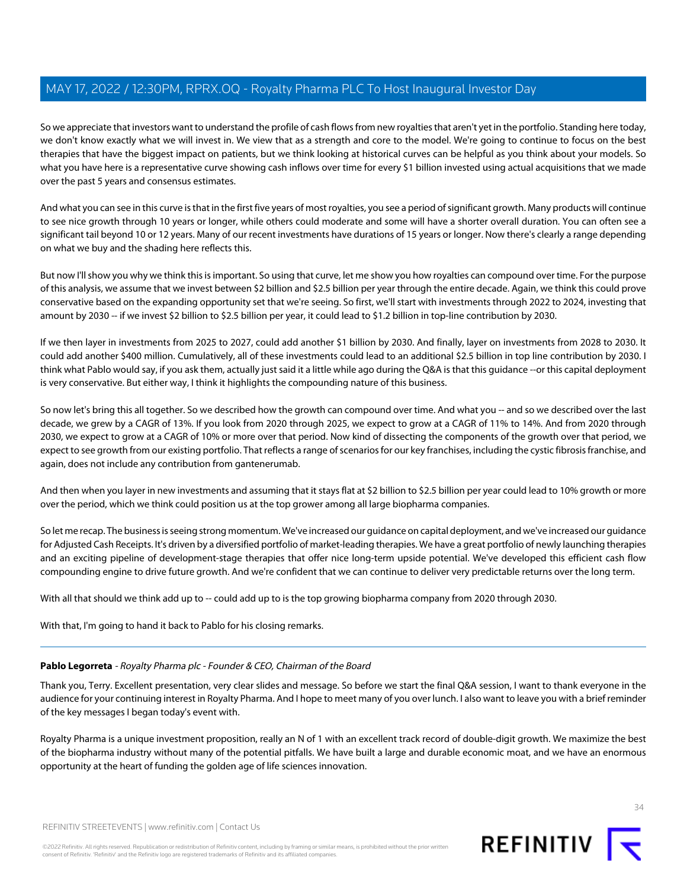So we appreciate that investors want to understand the profile of cash flows from new royalties that aren't yet in the portfolio. Standing here today, we don't know exactly what we will invest in. We view that as a strength and core to the model. We're going to continue to focus on the best therapies that have the biggest impact on patients, but we think looking at historical curves can be helpful as you think about your models. So what you have here is a representative curve showing cash inflows over time for every $1 billion invested using actual acquisitions that we made over the past 5 years and consensus estimates.

And what you can see in this curve is that in the first five years of most royalties, you see a period of significant growth. Many products will continue to see nice growth through 10 years or longer, while others could moderate and some will have a shorter overall duration. You can often see a significant tail beyond 10 or 12 years. Many of our recent investments have durations of 15 years or longer. Now there's clearly a range depending on what we buy and the shading here reflects this.

But now I'll show you why we think this is important. So using that curve, let me show you how royalties can compound over time. For the purpose of this analysis, we assume that we invest between $2 billion and $2.5 billion per year through the entire decade. Again, we think this could prove conservative based on the expanding opportunity set that we're seeing. So first, we'll start with investments through 2022 to 2024, investing that amount by 2030 -- if we invest $2 billion to $2.5 billion per year, it could lead to $1.2 billion in top-line contribution by 2030.

If we then layer in investments from 2025 to 2027, could add another $1 billion by 2030. And finally, layer on investments from 2028 to 2030. It could add another $400 million. Cumulatively, all of these investments could lead to an additional $2.5 billion in top line contribution by 2030. I think what Pablo would say, if you ask them, actually just said it a little while ago during the Q&A is that this guidance --or this capital deployment is very conservative. But either way, I think it highlights the compounding nature of this business.

So now let's bring this all together. So we described how the growth can compound over time. And what you -- and so we described over the last decade, we grew by a CAGR of 13%. If you look from 2020 through 2025, we expect to grow at a CAGR of 11% to 14%. And from 2020 through 2030, we expect to grow at a CAGR of 10% or more over that period. Now kind of dissecting the components of the growth over that period, we expect to see growth from our existing portfolio. That reflects a range of scenarios for our key franchises, including the cystic fibrosis franchise, and again, does not include any contribution from gantenerumab.

And then when you layer in new investments and assuming that it stays flat at $2 billion to $2.5 billion per year could lead to 10% growth or more over the period, which we think could position us at the top grower among all large biopharma companies.

So let me recap. The business is seeing strong momentum. We've increased our guidance on capital deployment, and we've increased our guidance for Adjusted Cash Receipts. It's driven by a diversified portfolio of market-leading therapies. We have a great portfolio of newly launching therapies and an exciting pipeline of development-stage therapies that offer nice long-term upside potential. We've developed this efficient cash flow compounding engine to drive future growth. And we're confident that we can continue to deliver very predictable returns over the long term.

With all that should we think add up to -- could add up to is the top growing biopharma company from 2020 through 2030.

With that, I'm going to hand it back to Pablo for his closing remarks.

---

**Pablo Legorreta** - *Royalty Pharma plc - Founder & CEO, Chairman of the Board*

Thank you, Terry. Excellent presentation, very clear slides and message. So before we start the final Q&A session, I want to thank everyone in the audience for your continuing interest in Royalty Pharma. And I hope to meet many of you over lunch. I also want to leave you with a brief reminder of the key messages I began today's event with.

Royalty Pharma is a unique investment proposition, really an N of 1 with an excellent track record of double-digit growth. We maximize the best of the biopharma industry without many of the potential pitfalls. We have built a large and durable economic moat, and we have an enormous opportunity at the heart of funding the golden age of life sciences innovation.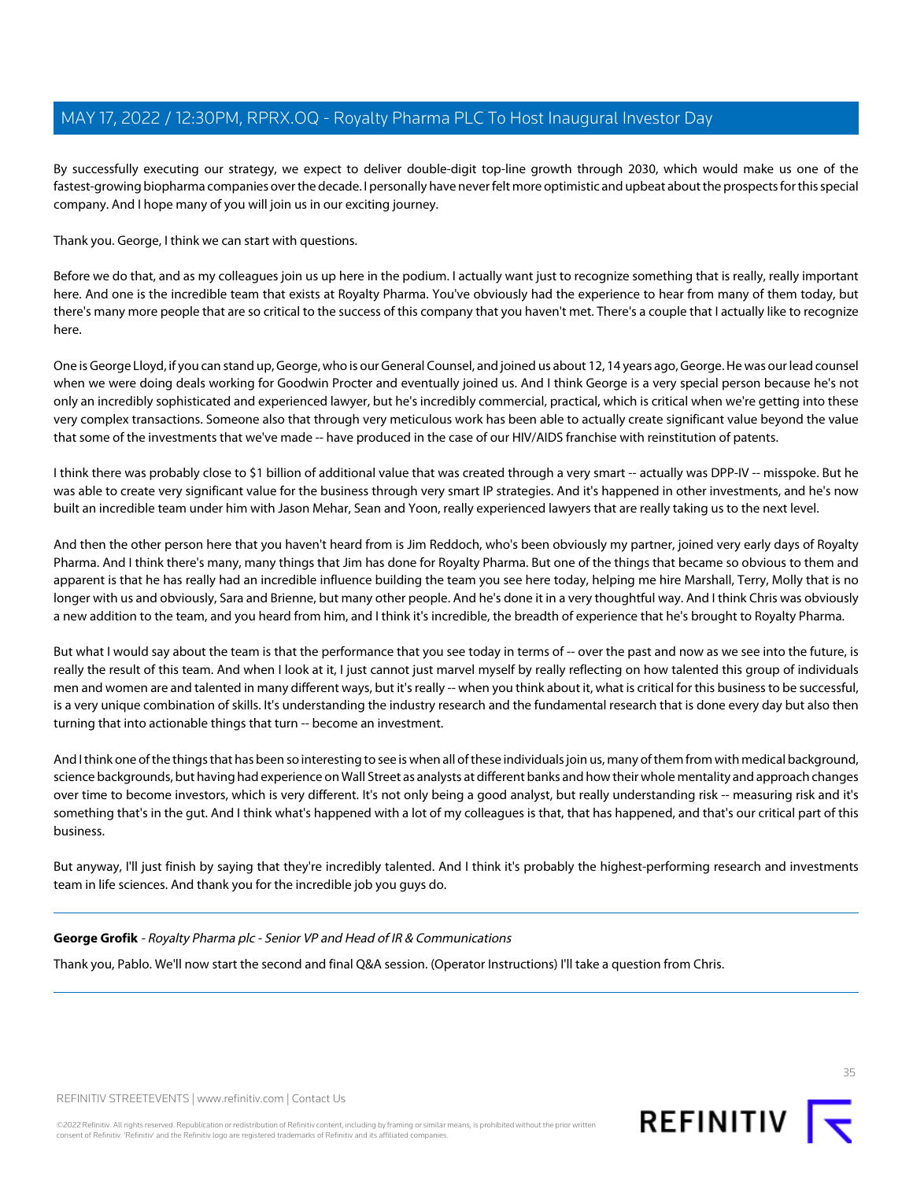By successfully executing our strategy, we expect to deliver double-digit top-line growth through 2030, which would make us one of the fastest-growing biopharma companies over the decade. I personally have never felt more optimistic and upbeat about the prospects for this special company. And I hope many of you will join us in our exciting journey.

Thank you. George, I think we can start with questions.

Before we do that, and as my colleagues join us up here in the podium. I actually want just to recognize something that is really, really important here. And one is the incredible team that exists at Royalty Pharma. You've obviously had the experience to hear from many of them today, but there's many more people that are so critical to the success of this company that you haven't met. There's a couple that I actually like to recognize here.

One is George Lloyd, if you can stand up, George, who is our General Counsel, and joined us about 12, 14 years ago, George. He was our lead counsel when we were doing deals working for Goodwin Procter and eventually joined us. And I think George is a very special person because he's not only an incredibly sophisticated and experienced lawyer, but he's incredibly commercial, practical, which is critical when we're getting into these very complex transactions. Someone also that through very meticulous work has been able to actually create significant value beyond the value that some of the investments that we've made -- have produced in the case of our HIV/AIDS franchise with reinstitution of patents.

I think there was probably close to $1 billion of additional value that was created through a very smart -- actually was DPP-IV -- misspoke. But he was able to create very significant value for the business through very smart IP strategies. And it's happened in other investments, and he's now built an incredible team under him with Jason Mehar, Sean and Yoon, really experienced lawyers that are really taking us to the next level.

And then the other person here that you haven't heard from is Jim Reddoch, who's been obviously my partner, joined very early days of Royalty Pharma. And I think there's many, many things that Jim has done for Royalty Pharma. But one of the things that became so obvious to them and apparent is that he has really had an incredible influence building the team you see here today, helping me hire Marshall, Terry, Molly that is no longer with us and obviously, Sara and Brienne, but many other people. And he's done it in a very thoughtful way. And I think Chris was obviously a new addition to the team, and you heard from him, and I think it's incredible, the breadth of experience that he's brought to Royalty Pharma.

But what I would say about the team is that the performance that you see today in terms of -- over the past and now as we see into the future, is really the result of this team. And when I look at it, I just cannot just marvel myself by really reflecting on how talented this group of individuals men and women are and talented in many different ways, but it's really -- when you think about it, what is critical for this business to be successful, is a very unique combination of skills. It's understanding the industry research and the fundamental research that is done every day but also then turning that into actionable things that turn -- become an investment.

And I think one of the things that has been so interesting to see is when all of these individuals join us, many of them from with medical background, science backgrounds, but having had experience on Wall Street as analysts at different banks and how their whole mentality and approach changes over time to become investors, which is very different. It's not only being a good analyst, but really understanding risk -- measuring risk and it's something that's in the gut. And I think what's happened with a lot of my colleagues is that, that has happened, and that's our critical part of this business.

But anyway, I'll just finish by saying that they're incredibly talented. And I think it's probably the highest-performing research and investments team in life sciences. And thank you for the incredible job you guys do.

---

**George Grofik** - *Royalty Pharma plc - Senior VP and Head of IR & Communications*

Thank you, Pablo. We'll now start the second and final Q&A session. (Operator Instructions) I'll take a question from Chris.

---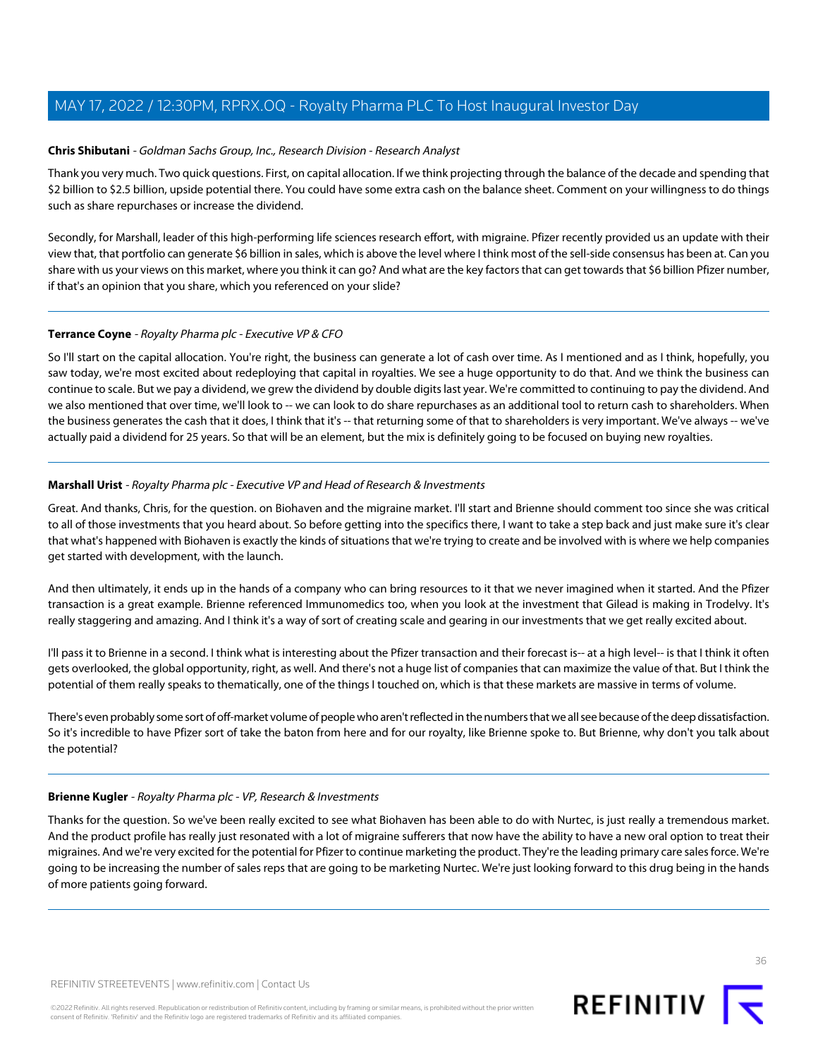**Chris Shibutani** - *Goldman Sachs Group, Inc., Research Division - Research Analyst*

Thank you very much. Two quick questions. First, on capital allocation. If we think projecting through the balance of the decade and spending that $2 billion to $2.5 billion, upside potential there. You could have some extra cash on the balance sheet. Comment on your willingness to do things such as share repurchases or increase the dividend.

Secondly, for Marshall, leader of this high-performing life sciences research effort, with migraine. Pfizer recently provided us an update with their view that, that portfolio can generate $6 billion in sales, which is above the level where I think most of the sell-side consensus has been at. Can you share with us your views on this market, where you think it can go? And what are the key factors that can get towards that $6 billion Pfizer number, if that's an opinion that you share, which you referenced on your slide?

---

**Terrance Coyne** - *Royalty Pharma plc - Executive VP & CFO*

So I'll start on the capital allocation. You're right, the business can generate a lot of cash over time. As I mentioned and as I think, hopefully, you saw today, we're most excited about redeploying that capital in royalties. We see a huge opportunity to do that. And we think the business can continue to scale. But we pay a dividend, we grew the dividend by double digits last year. We're committed to continuing to pay the dividend. And we also mentioned that over time, we'll look to -- we can look to do share repurchases as an additional tool to return cash to shareholders. When the business generates the cash that it does, I think that it's -- that returning some of that to shareholders is very important. We've always -- we've actually paid a dividend for 25 years. So that will be an element, but the mix is definitely going to be focused on buying new royalties.

---

**Marshall Urist** - *Royalty Pharma plc - Executive VP and Head of Research & Investments*

Great. And thanks, Chris, for the question. on Biohaven and the migraine market. I'll start and Brienne should comment too since she was critical to all of those investments that you heard about. So before getting into the specifics there, I want to take a step back and just make sure it's clear that what's happened with Biohaven is exactly the kinds of situations that we're trying to create and be involved with is where we help companies get started with development, with the launch.

And then ultimately, it ends up in the hands of a company who can bring resources to it that we never imagined when it started. And the Pfizer transaction is a great example. Brienne referenced Immunomedics too, when you look at the investment that Gilead is making in Trodelvy. It's really staggering and amazing. And I think it's a way of sort of creating scale and gearing in our investments that we get really excited about.

I'll pass it to Brienne in a second. I think what is interesting about the Pfizer transaction and their forecast is-- at a high level-- is that I think it often gets overlooked, the global opportunity, right, as well. And there's not a huge list of companies that can maximize the value of that. But I think the potential of them really speaks to thematically, one of the things I touched on, which is that these markets are massive in terms of volume.

There's even probably some sort of off-market volume of people who aren't reflected in the numbers that we all see because of the deep dissatisfaction. So it's incredible to have Pfizer sort of take the baton from here and for our royalty, like Brienne spoke to. But Brienne, why don't you talk about the potential?

---

**Brienne Kugler** - *Royalty Pharma plc - VP, Research & Investments*

Thanks for the question. So we've been really excited to see what Biohaven has been able to do with Nurtec, is just really a tremendous market. And the product profile has really just resonated with a lot of migraine sufferers that now have the ability to have a new oral option to treat their migraines. And we're very excited for the potential for Pfizer to continue marketing the product. They're the leading primary care sales force. We're going to be increasing the number of sales reps that are going to be marketing Nurtec. We're just looking forward to this drug being in the hands of more patients going forward.

---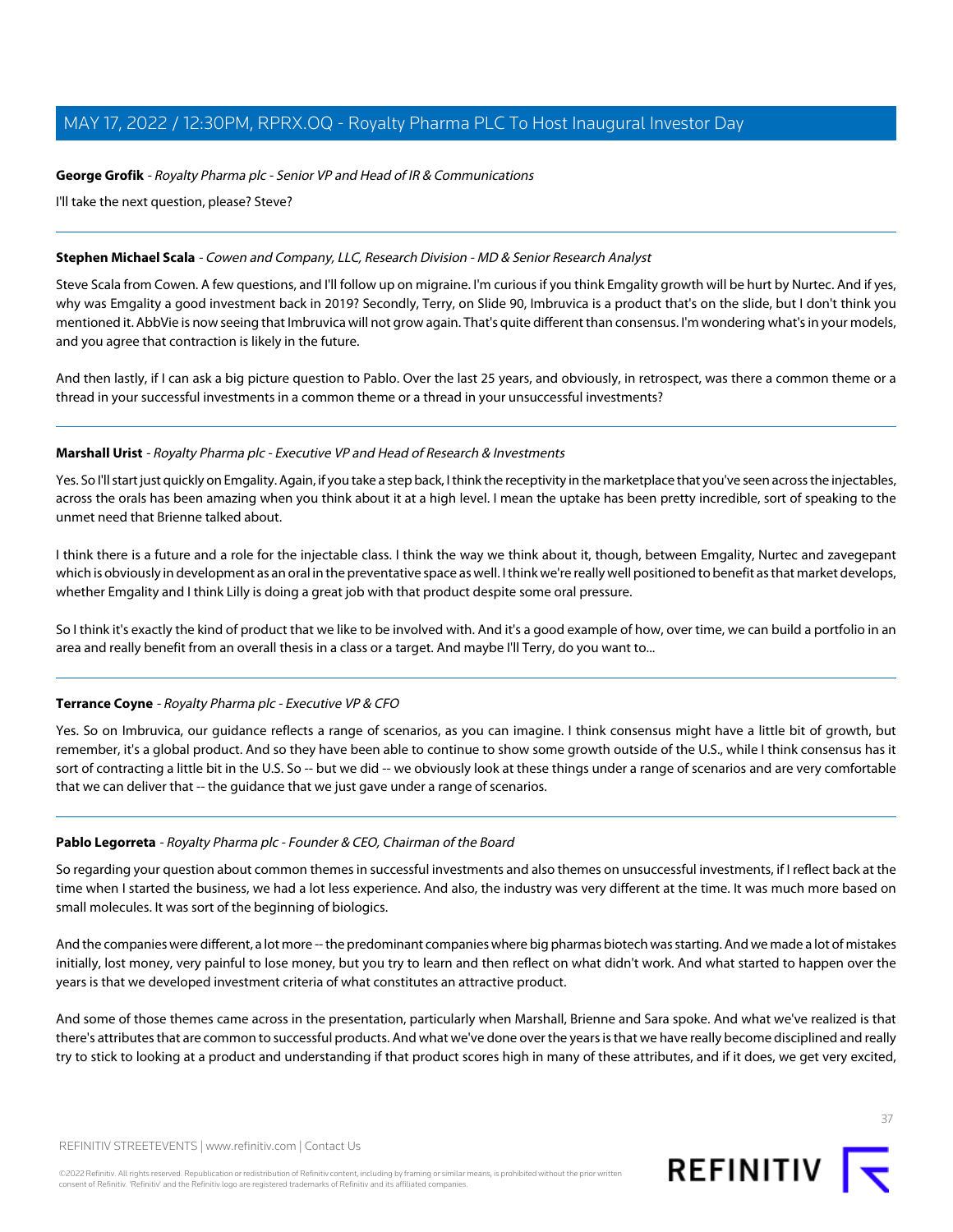**George Grofik** - *Royalty Pharma plc - Senior VP and Head of IR & Communications*

I'll take the next question, please? Steve?

---

**Stephen Michael Scala** - *Cowen and Company, LLC, Research Division - MD & Senior Research Analyst*

Steve Scala from Cowen. A few questions, and I'll follow up on migraine. I'm curious if you think Emgality growth will be hurt by Nurtec. And if yes, why was Emgality a good investment back in 2019? Secondly, Terry, on Slide 90, Imbruvica is a product that's on the slide, but I don't think you mentioned it. AbbVie is now seeing that Imbruvica will not grow again. That's quite different than consensus. I'm wondering what's in your models, and you agree that contraction is likely in the future.

And then lastly, if I can ask a big picture question to Pablo. Over the last 25 years, and obviously, in retrospect, was there a common theme or a thread in your successful investments in a common theme or a thread in your unsuccessful investments?

---

**Marshall Urist** - *Royalty Pharma plc - Executive VP and Head of Research & Investments*

Yes. So I'll start just quickly on Emgality. Again, if you take a step back, I think the receptivity in the marketplace that you've seen across the injectables, across the orals has been amazing when you think about it at a high level. I mean the uptake has been pretty incredible, sort of speaking to the unmet need that Brienne talked about.

I think there is a future and a role for the injectable class. I think the way we think about it, though, between Emgality, Nurtec and zavegepant which is obviously in development as an oral in the preventative space as well. I think we're really well positioned to benefit as that market develops, whether Emgality and I think Lilly is doing a great job with that product despite some oral pressure.

So I think it's exactly the kind of product that we like to be involved with. And it's a good example of how, over time, we can build a portfolio in an area and really benefit from an overall thesis in a class or a target. And maybe I'll Terry, do you want to...

---

**Terrance Coyne** - *Royalty Pharma plc - Executive VP & CFO*

Yes. So on Imbruvica, our guidance reflects a range of scenarios, as you can imagine. I think consensus might have a little bit of growth, but remember, it's a global product. And so they have been able to continue to show some growth outside of the U.S., while I think consensus has it sort of contracting a little bit in the U.S. So -- but we did -- we obviously look at these things under a range of scenarios and are very comfortable that we can deliver that -- the guidance that we just gave under a range of scenarios.

---

**Pablo Legorreta** - *Royalty Pharma plc - Founder & CEO, Chairman of the Board*

So regarding your question about common themes in successful investments and also themes on unsuccessful investments, if I reflect back at the time when I started the business, we had a lot less experience. And also, the industry was very different at the time. It was much more based on small molecules. It was sort of the beginning of biologics.

And the companies were different, a lot more -- the predominant companies where big pharmas biotech was starting. And we made a lot of mistakes initially, lost money, very painful to lose money, but you try to learn and then reflect on what didn't work. And what started to happen over the years is that we developed investment criteria of what constitutes an attractive product.

And some of those themes came across in the presentation, particularly when Marshall, Brienne and Sara spoke. And what we've realized is that there's attributes that are common to successful products. And what we've done over the years is that we have really become disciplined and really try to stick to looking at a product and understanding if that product scores high in many of these attributes, and if it does, we get very excited,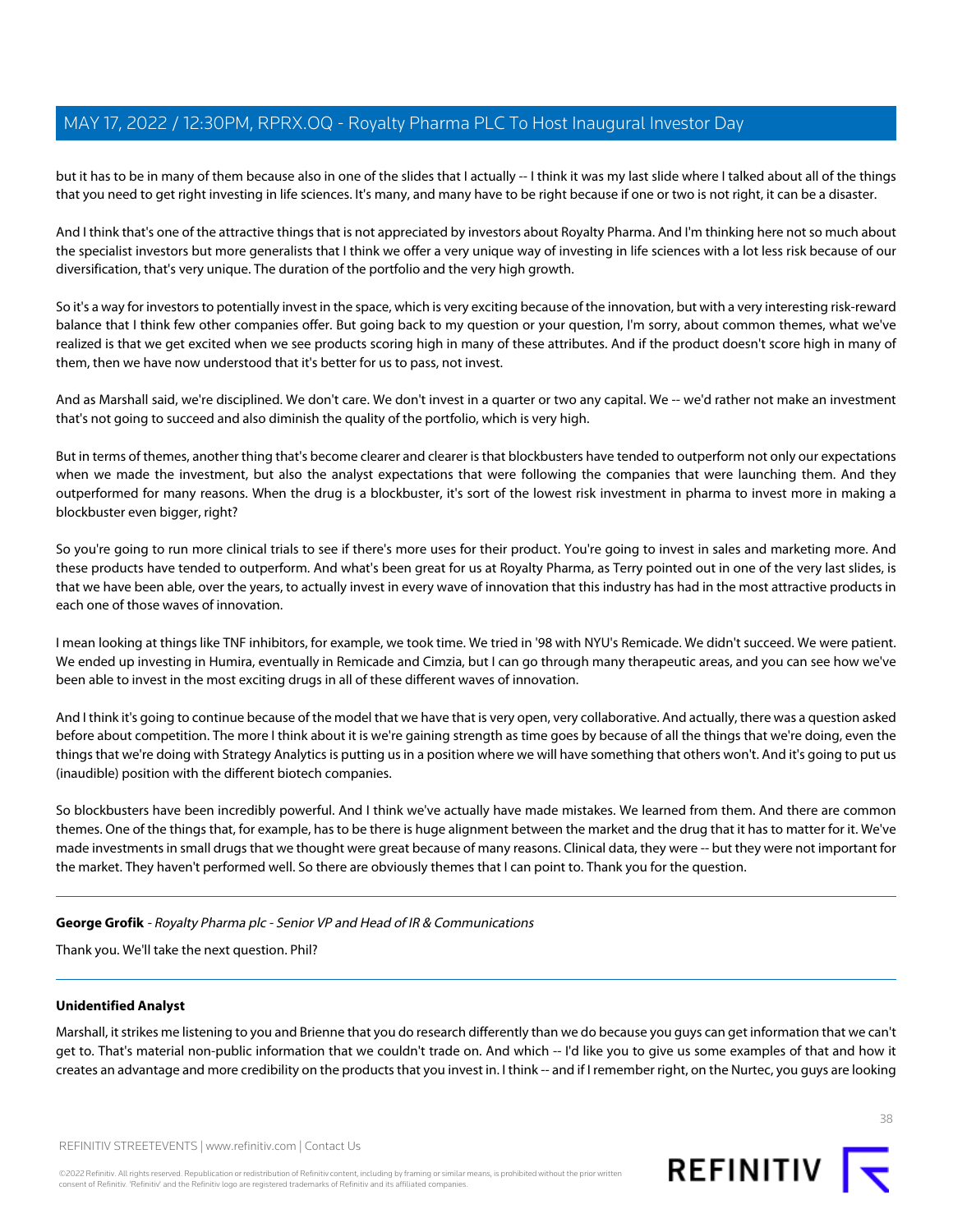but it has to be in many of them because also in one of the slides that I actually -- I think it was my last slide where I talked about all of the things that you need to get right investing in life sciences. It's many, and many have to be right because if one or two is not right, it can be a disaster.

And I think that's one of the attractive things that is not appreciated by investors about Royalty Pharma. And I'm thinking here not so much about the specialist investors but more generalists that I think we offer a very unique way of investing in life sciences with a lot less risk because of our diversification, that's very unique. The duration of the portfolio and the very high growth.

So it's a way for investors to potentially invest in the space, which is very exciting because of the innovation, but with a very interesting risk-reward balance that I think few other companies offer. But going back to my question or your question, I'm sorry, about common themes, what we've realized is that we get excited when we see products scoring high in many of these attributes. And if the product doesn't score high in many of them, then we have now understood that it's better for us to pass, not invest.

And as Marshall said, we're disciplined. We don't care. We don't invest in a quarter or two any capital. We -- we'd rather not make an investment that's not going to succeed and also diminish the quality of the portfolio, which is very high.

But in terms of themes, another thing that's become clearer and clearer is that blockbusters have tended to outperform not only our expectations when we made the investment, but also the analyst expectations that were following the companies that were launching them. And they outperformed for many reasons. When the drug is a blockbuster, it's sort of the lowest risk investment in pharma to invest more in making a blockbuster even bigger, right?

So you're going to run more clinical trials to see if there's more uses for their product. You're going to invest in sales and marketing more. And these products have tended to outperform. And what's been great for us at Royalty Pharma, as Terry pointed out in one of the very last slides, is that we have been able, over the years, to actually invest in every wave of innovation that this industry has had in the most attractive products in each one of those waves of innovation.

I mean looking at things like TNF inhibitors, for example, we took time. We tried in '98 with NYU's Remicade. We didn't succeed. We were patient. We ended up investing in Humira, eventually in Remicade and Cimzia, but I can go through many therapeutic areas, and you can see how we've been able to invest in the most exciting drugs in all of these different waves of innovation.

And I think it's going to continue because of the model that we have that is very open, very collaborative. And actually, there was a question asked before about competition. The more I think about it is we're gaining strength as time goes by because of all the things that we're doing, even the things that we're doing with Strategy Analytics is putting us in a position where we will have something that others won't. And it's going to put us (inaudible) position with the different biotech companies.

So blockbusters have been incredibly powerful. And I think we've actually have made mistakes. We learned from them. And there are common themes. One of the things that, for example, has to be there is huge alignment between the market and the drug that it has to matter for it. We've made investments in small drugs that we thought were great because of many reasons. Clinical data, they were -- but they were not important for the market. They haven't performed well. So there are obviously themes that I can point to. Thank you for the question.

---

**George Grofik** - *Royalty Pharma plc - Senior VP and Head of IR & Communications*

Thank you. We'll take the next question. Phil?

---

**Unidentified Analyst**

Marshall, it strikes me listening to you and Brienne that you do research differently than we do because you guys can get information that we can't get to. That's material non-public information that we couldn't trade on. And which -- I'd like you to give us some examples of that and how it creates an advantage and more credibility on the products that you invest in. I think -- and if I remember right, on the Nurtec, you guys are looking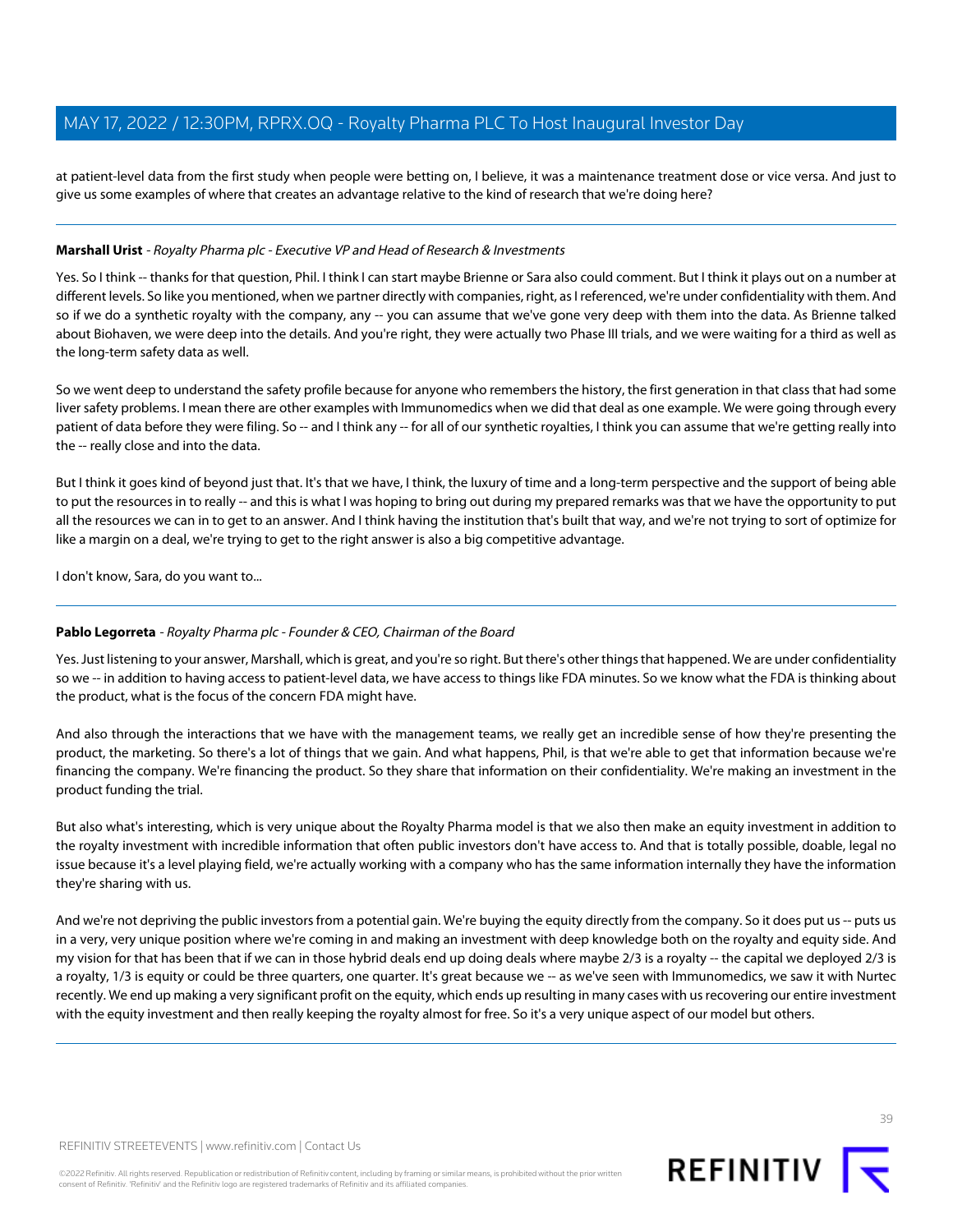at patient-level data from the first study when people were betting on, I believe, it was a maintenance treatment dose or vice versa. And just to give us some examples of where that creates an advantage relative to the kind of research that we're doing here?

---

**Marshall Urist** - *Royalty Pharma plc - Executive VP and Head of Research & Investments*

Yes. So I think -- thanks for that question, Phil. I think I can start maybe Brienne or Sara also could comment. But I think it plays out on a number at different levels. So like you mentioned, when we partner directly with companies, right, as I referenced, we're under confidentiality with them. And so if we do a synthetic royalty with the company, any -- you can assume that we've gone very deep with them into the data. As Brienne talked about Biohaven, we were deep into the details. And you're right, they were actually two Phase III trials, and we were waiting for a third as well as the long-term safety data as well.

So we went deep to understand the safety profile because for anyone who remembers the history, the first generation in that class that had some liver safety problems. I mean there are other examples with Immunomedics when we did that deal as one example. We were going through every patient of data before they were filing. So -- and I think any -- for all of our synthetic royalties, I think you can assume that we're getting really into the -- really close and into the data.

But I think it goes kind of beyond just that. It's that we have, I think, the luxury of time and a long-term perspective and the support of being able to put the resources in to really -- and this is what I was hoping to bring out during my prepared remarks was that we have the opportunity to put all the resources we can in to get to an answer. And I think having the institution that's built that way, and we're not trying to sort of optimize for like a margin on a deal, we're trying to get to the right answer is also a big competitive advantage.

I don't know, Sara, do you want to...

---

**Pablo Legorreta** - *Royalty Pharma plc - Founder & CEO, Chairman of the Board*

Yes. Just listening to your answer, Marshall, which is great, and you're so right. But there's other things that happened. We are under confidentiality so we -- in addition to having access to patient-level data, we have access to things like FDA minutes. So we know what the FDA is thinking about the product, what is the focus of the concern FDA might have.

And also through the interactions that we have with the management teams, we really get an incredible sense of how they're presenting the product, the marketing. So there's a lot of things that we gain. And what happens, Phil, is that we're able to get that information because we're financing the company. We're financing the product. So they share that information on their confidentiality. We're making an investment in the product funding the trial.

But also what's interesting, which is very unique about the Royalty Pharma model is that we also then make an equity investment in addition to the royalty investment with incredible information that often public investors don't have access to. And that is totally possible, doable, legal no issue because it's a level playing field, we're actually working with a company who has the same information internally they have the information they're sharing with us.

And we're not depriving the public investors from a potential gain. We're buying the equity directly from the company. So it does put us -- puts us in a very, very unique position where we're coming in and making an investment with deep knowledge both on the royalty and equity side. And my vision for that has been that if we can in those hybrid deals end up doing deals where maybe 2/3 is a royalty -- the capital we deployed 2/3 is a royalty, 1/3 is equity or could be three quarters, one quarter. It's great because we -- as we've seen with Immunomedics, we saw it with Nurtec recently. We end up making a very significant profit on the equity, which ends up resulting in many cases with us recovering our entire investment with the equity investment and then really keeping the royalty almost for free. So it's a very unique aspect of our model but others.

---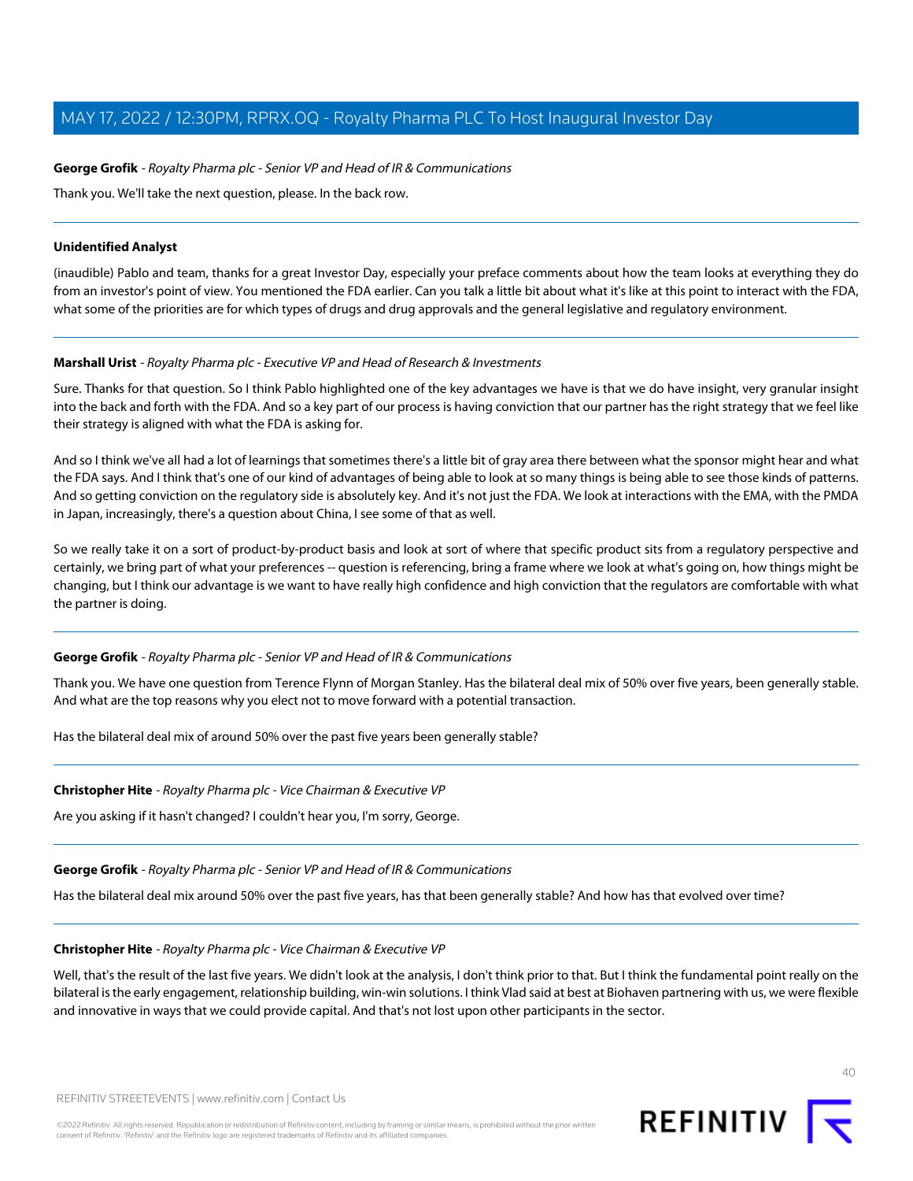**George Grofik** - *Royalty Pharma plc - Senior VP and Head of IR & Communications*

Thank you. We'll take the next question, please. In the back row.

---

**Unidentified Analyst**

(inaudible) Pablo and team, thanks for a great Investor Day, especially your preface comments about how the team looks at everything they do from an investor's point of view. You mentioned the FDA earlier. Can you talk a little bit about what it's like at this point to interact with the FDA, what some of the priorities are for which types of drugs and drug approvals and the general legislative and regulatory environment.

---

**Marshall Urist** - *Royalty Pharma plc - Executive VP and Head of Research & Investments*

Sure. Thanks for that question. So I think Pablo highlighted one of the key advantages we have is that we do have insight, very granular insight into the back and forth with the FDA. And so a key part of our process is having conviction that our partner has the right strategy that we feel like their strategy is aligned with what the FDA is asking for.

And so I think we've all had a lot of learnings that sometimes there's a little bit of gray area there between what the sponsor might hear and what the FDA says. And I think that's one of our kind of advantages of being able to look at so many things is being able to see those kinds of patterns. And so getting conviction on the regulatory side is absolutely key. And it's not just the FDA. We look at interactions with the EMA, with the PMDA in Japan, increasingly, there's a question about China, I see some of that as well.

So we really take it on a sort of product-by-product basis and look at sort of where that specific product sits from a regulatory perspective and certainly, we bring part of what your preferences -- question is referencing, bring a frame where we look at what's going on, how things might be changing, but I think our advantage is we want to have really high confidence and high conviction that the regulators are comfortable with what the partner is doing.

---

**George Grofik** - *Royalty Pharma plc - Senior VP and Head of IR & Communications*

Thank you. We have one question from Terence Flynn of Morgan Stanley. Has the bilateral deal mix of 50% over five years, been generally stable. And what are the top reasons why you elect not to move forward with a potential transaction.

Has the bilateral deal mix of around 50% over the past five years been generally stable?

---

**Christopher Hite** - *Royalty Pharma plc - Vice Chairman & Executive VP*

Are you asking if it hasn't changed? I couldn't hear you, I'm sorry, George.

---

**George Grofik** - *Royalty Pharma plc - Senior VP and Head of IR & Communications*

Has the bilateral deal mix around 50% over the past five years, has that been generally stable? And how has that evolved over time?

---

**Christopher Hite** - *Royalty Pharma plc - Vice Chairman & Executive VP*

Well, that's the result of the last five years. We didn't look at the analysis, I don't think prior to that. But I think the fundamental point really on the bilateral is the early engagement, relationship building, win-win solutions. I think Vlad said at best at Biohaven partnering with us, we were flexible and innovative in ways that we could provide capital. And that's not lost upon other participants in the sector.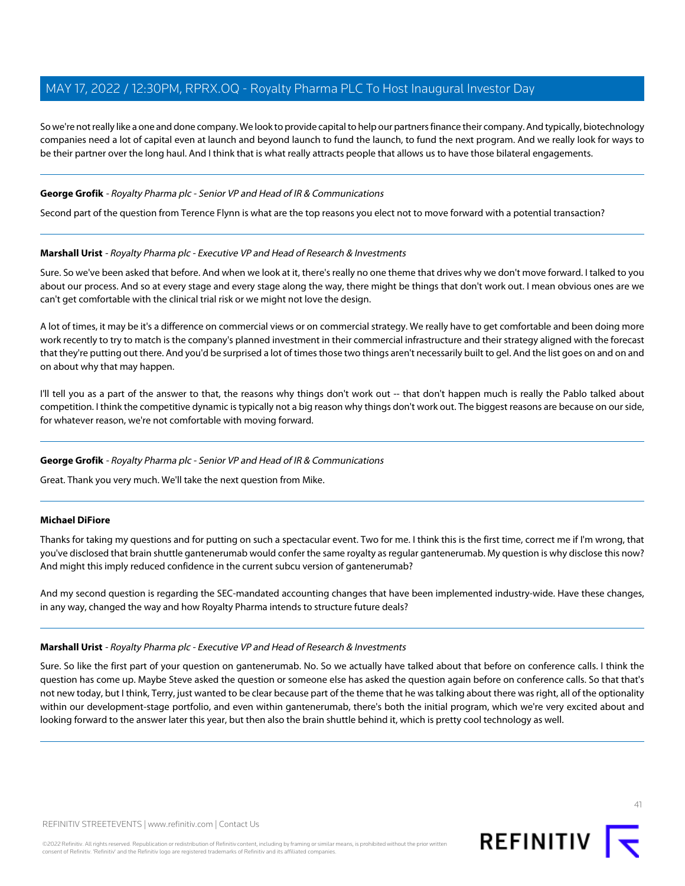So we're not really like a one and done company. We look to provide capital to help our partners finance their company. And typically, biotechnology companies need a lot of capital even at launch and beyond launch to fund the launch, to fund the next program. And we really look for ways to be their partner over the long haul. And I think that is what really attracts people that allows us to have those bilateral engagements.

---

**George Grofik** - *Royalty Pharma plc - Senior VP and Head of IR & Communications*

Second part of the question from Terence Flynn is what are the top reasons you elect not to move forward with a potential transaction?

---

**Marshall Urist** - *Royalty Pharma plc - Executive VP and Head of Research & Investments*

Sure. So we've been asked that before. And when we look at it, there's really no one theme that drives why we don't move forward. I talked to you about our process. And so at every stage and every stage along the way, there might be things that don't work out. I mean obvious ones are we can't get comfortable with the clinical trial risk or we might not love the design.

A lot of times, it may be it's a difference on commercial views or on commercial strategy. We really have to get comfortable and been doing more work recently to try to match is the company's planned investment in their commercial infrastructure and their strategy aligned with the forecast that they're putting out there. And you'd be surprised a lot of times those two things aren't necessarily built to gel. And the list goes on and on and on about why that may happen.

I'll tell you as a part of the answer to that, the reasons why things don't work out -- that don't happen much is really the Pablo talked about competition. I think the competitive dynamic is typically not a big reason why things don't work out. The biggest reasons are because on our side, for whatever reason, we're not comfortable with moving forward.

---

**George Grofik** - *Royalty Pharma plc - Senior VP and Head of IR & Communications*

Great. Thank you very much. We'll take the next question from Mike.

---

**Michael DiFiore**

Thanks for taking my questions and for putting on such a spectacular event. Two for me. I think this is the first time, correct me if I'm wrong, that you've disclosed that brain shuttle gantenerumab would confer the same royalty as regular gantenerumab. My question is why disclose this now? And might this imply reduced confidence in the current subcu version of gantenerumab?

And my second question is regarding the SEC-mandated accounting changes that have been implemented industry-wide. Have these changes, in any way, changed the way and how Royalty Pharma intends to structure future deals?

---

**Marshall Urist** - *Royalty Pharma plc - Executive VP and Head of Research & Investments*

Sure. So like the first part of your question on gantenerumab. No. So we actually have talked about that before on conference calls. I think the question has come up. Maybe Steve asked the question or someone else has asked the question again before on conference calls. So that that's not new today, but I think, Terry, just wanted to be clear because part of the theme that he was talking about there was right, all of the optionality within our development-stage portfolio, and even within gantenerumab, there's both the initial program, which we're very excited about and looking forward to the answer later this year, but then also the brain shuttle behind it, which is pretty cool technology as well.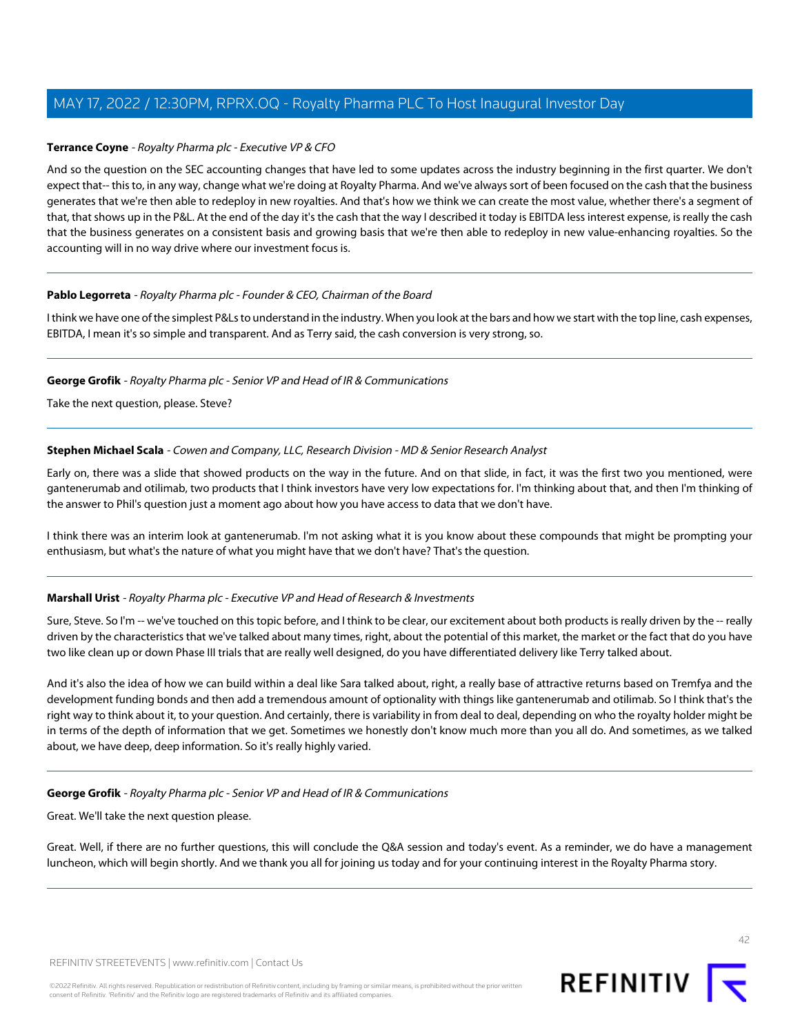**Terrance Coyne** - *Royalty Pharma plc - Executive VP & CFO*

And so the question on the SEC accounting changes that have led to some updates across the industry beginning in the first quarter. We don't expect that-- this to, in any way, change what we're doing at Royalty Pharma. And we've always sort of been focused on the cash that the business generates that we're then able to redeploy in new royalties. And that's how we think we can create the most value, whether there's a segment of that, that shows up in the P&L. At the end of the day it's the cash that the way I described it today is EBITDA less interest expense, is really the cash that the business generates on a consistent basis and growing basis that we're then able to redeploy in new value-enhancing royalties. So the accounting will in no way drive where our investment focus is.

---

**Pablo Legorreta** - *Royalty Pharma plc - Founder & CEO, Chairman of the Board*

I think we have one of the simplest P&Ls to understand in the industry. When you look at the bars and how we start with the top line, cash expenses, EBITDA, I mean it's so simple and transparent. And as Terry said, the cash conversion is very strong, so.

---

**George Grofik** - *Royalty Pharma plc - Senior VP and Head of IR & Communications*

Take the next question, please. Steve?

---

**Stephen Michael Scala** - *Cowen and Company, LLC, Research Division - MD & Senior Research Analyst*

Early on, there was a slide that showed products on the way in the future. And on that slide, in fact, it was the first two you mentioned, were gantenerumab and otilimab, two products that I think investors have very low expectations for. I'm thinking about that, and then I'm thinking of the answer to Phil's question just a moment ago about how you have access to data that we don't have.

I think there was an interim look at gantenerumab. I'm not asking what it is you know about these compounds that might be prompting your enthusiasm, but what's the nature of what you might have that we don't have? That's the question.

---

**Marshall Urist** - *Royalty Pharma plc - Executive VP and Head of Research & Investments*

Sure, Steve. So I'm -- we've touched on this topic before, and I think to be clear, our excitement about both products is really driven by the -- really driven by the characteristics that we've talked about many times, right, about the potential of this market, the market or the fact that do you have two like clean up or down Phase III trials that are really well designed, do you have differentiated delivery like Terry talked about.

And it's also the idea of how we can build within a deal like Sara talked about, right, a really base of attractive returns based on Tremfya and the development funding bonds and then add a tremendous amount of optionality with things like gantenerumab and otilimab. So I think that's the right way to think about it, to your question. And certainly, there is variability in from deal to deal, depending on who the royalty holder might be in terms of the depth of information that we get. Sometimes we honestly don't know much more than you all do. And sometimes, as we talked about, we have deep, deep information. So it's really highly varied.

---

**George Grofik** - *Royalty Pharma plc - Senior VP and Head of IR & Communications*

Great. We'll take the next question please.

Great. Well, if there are no further questions, this will conclude the Q&A session and today's event. As a reminder, we do have a management luncheon, which will begin shortly. And we thank you all for joining us today and for your continuing interest in the Royalty Pharma story.

---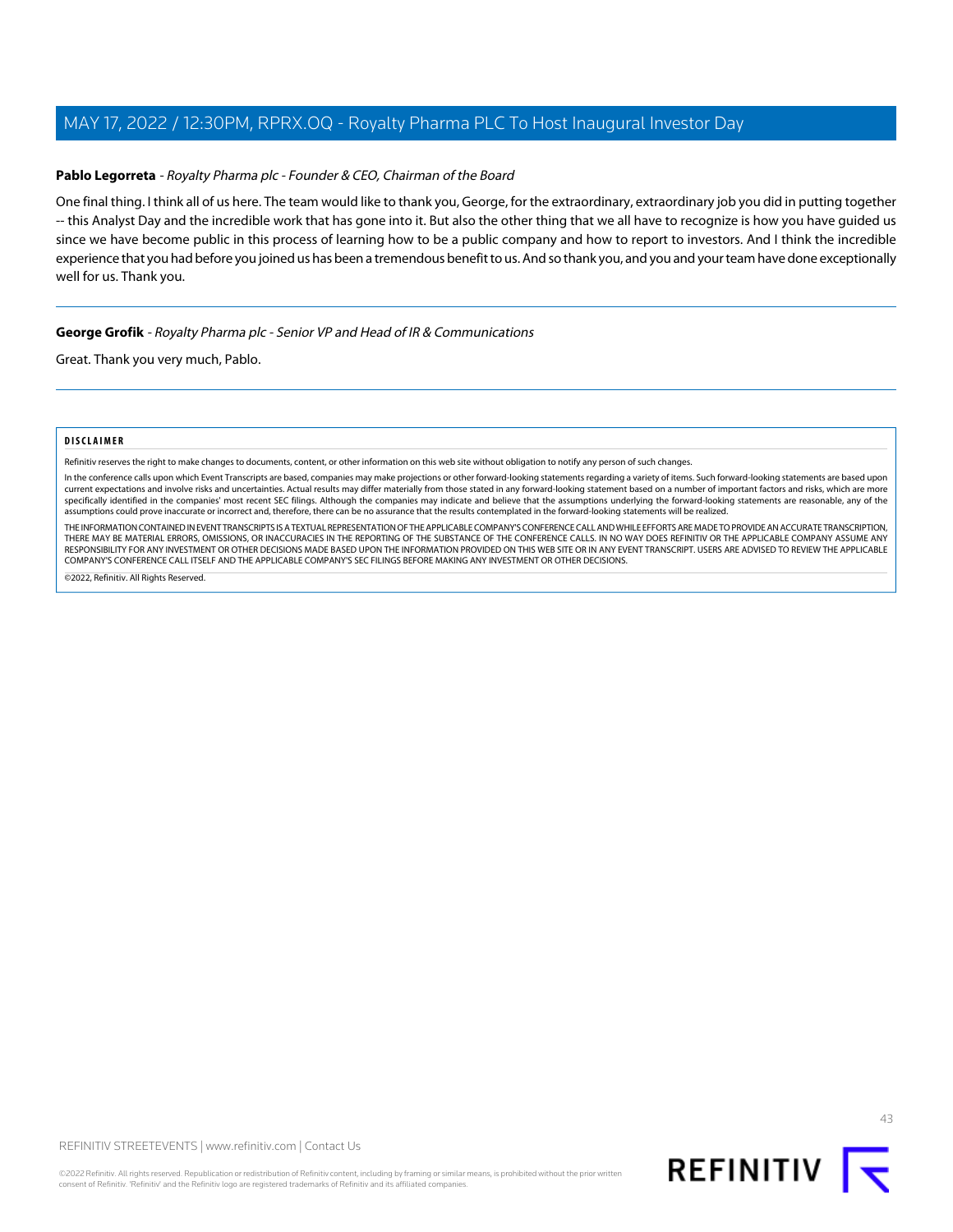**Pablo Legorreta** - *Royalty Pharma plc - Founder & CEO, Chairman of the Board*

One final thing. I think all of us here. The team would like to thank you, George, for the extraordinary, extraordinary job you did in putting together -- this Analyst Day and the incredible work that has gone into it. But also the other thing that we all have to recognize is how you have guided us since we have become public in this process of learning how to be a public company and how to report to investors. And I think the incredible experience that you had before you joined us has been a tremendous benefit to us. And so thank you, and you and your team have done exceptionally well for us. Thank you.

---

**George Grofik** - *Royalty Pharma plc - Senior VP and Head of IR & Communications*

Great. Thank you very much, Pablo.

---

**DISCLAIMER**

Refinitiv reserves the right to make changes to documents, content, or other information on this web site without obligation to notify any person of such changes.

In the conference calls upon which Event Transcripts are based, companies may make projections or other forward-looking statements regarding a variety of items. Such forward-looking statements are based upon current expectations and involve risks and uncertainties. Actual results may differ materially from those stated in any forward-looking statement based on a number of important factors and risks, which are more specifically identified in the companies' most recent SEC filings. Although the companies may indicate and believe that the assumptions underlying the forward-looking statements are reasonable, any of the assumptions could prove inaccurate or incorrect and, therefore, there can be no assurance that the results contemplated in the forward-looking statements will be realized.

THE INFORMATION CONTAINED IN EVENT TRANSCRIPTS IS A TEXTUAL REPRESENTATION OF THE APPLICABLE COMPANY'S CONFERENCE CALL AND WHILE EFFORTS ARE MADE TO PROVIDE AN ACCURATE TRANSCRIPTION, THERE MAY BE MATERIAL ERRORS, OMISSIONS, OR INACCURACIES IN THE REPORTING OF THE SUBSTANCE OF THE CONFERENCE CALLS. IN NO WAY DOES REFINITIV OR THE APPLICABLE COMPANY ASSUME ANY RESPONSIBILITY FOR ANY INVESTMENT OR OTHER DECISIONS MADE BASED UPON THE INFORMATION PROVIDED ON THIS WEB SITE OR IN ANY EVENT TRANSCRIPT. USERS ARE ADVISED TO REVIEW THE APPLICABLE COMPANY'S CONFERENCE CALL ITSELF AND THE APPLICABLE COMPANY'S SEC FILINGS BEFORE MAKING ANY INVESTMENT OR OTHER DECISIONS.

©2022, Refinitiv. All Rights Reserved.